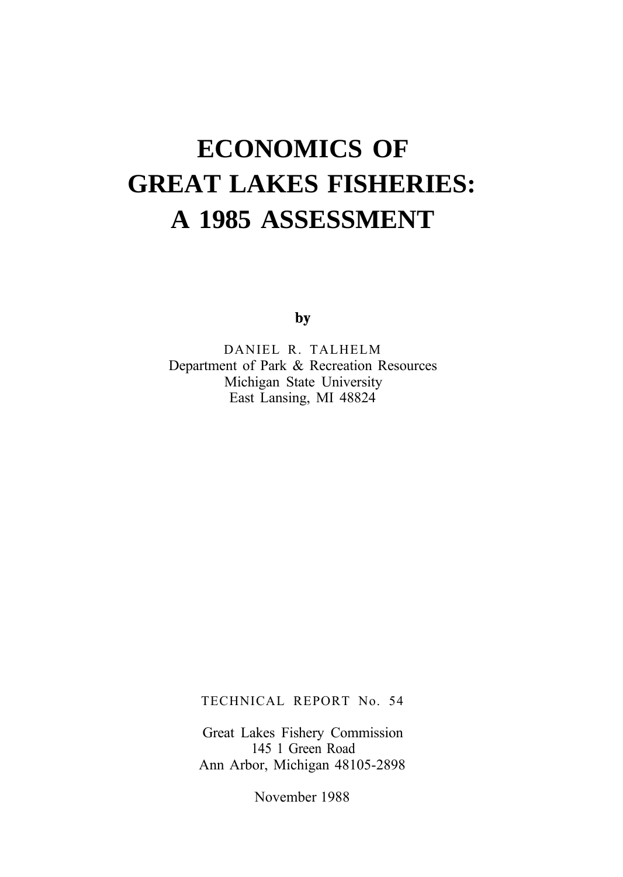# ECONOMICS OF GREAT LAKES FISHERIES: A 1985 ASSESSMENT

**by**

DANIEL R. TALHELM
Department of Park & Recreation Resources
Michigan State University
East Lansing, MI 48824

TECHNICAL REPORT No. 54

Great Lakes Fishery Commission
145 1 Green Road
Ann Arbor, Michigan 48105-2898

November 1988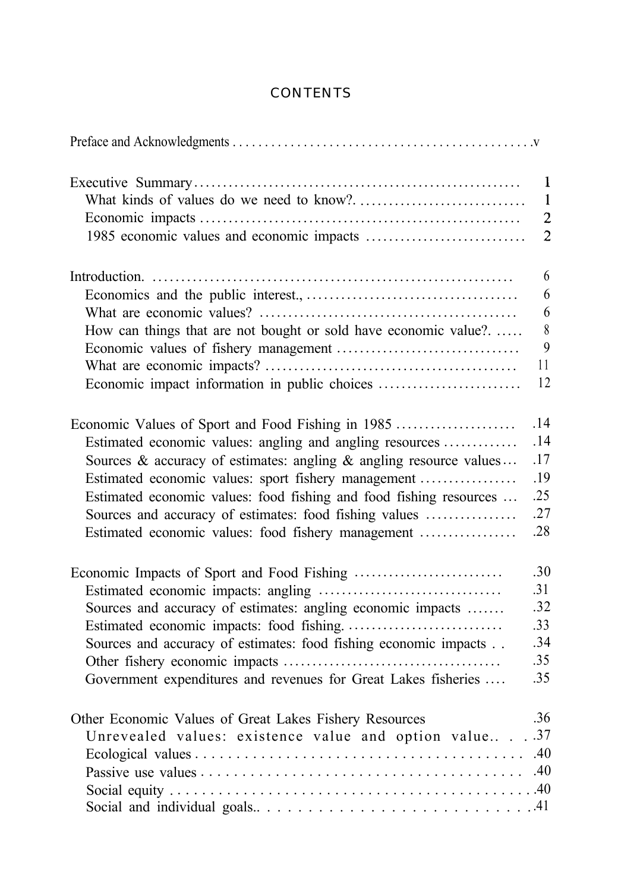# CONTENTS

Preface and Acknowledgments . . . . . . . . . . . . . . . . . . . . . . . . . . . . . . . . . . . . . . . . . . . . . .v

Executive Summary . . . . . . . . . . . . . . . . . . . . . . . . . . . . . . . . . . . . . . . . . . . . . . . . . . . . 1
- What kinds of values do we need to know?. . . . . . . . . . . . . . . . . . . . . . . . . . . . . 1
- Economic impacts . . . . . . . . . . . . . . . . . . . . . . . . . . . . . . . . . . . . . . . . . . . . . . . . . . 2
- 1985 economic values and economic impacts . . . . . . . . . . . . . . . . . . . . . . . . . . . 2

Introduction. . . . . . . . . . . . . . . . . . . . . . . . . . . . . . . . . . . . . . . . . . . . . . . . . . . . . . . . 6
- Economics and the public interest., . . . . . . . . . . . . . . . . . . . . . . . . . . . . . . . . . . . . 6
- What are economic values? . . . . . . . . . . . . . . . . . . . . . . . . . . . . . . . . . . . . . . . . . . . 6
- How can things that are not bought or sold have economic value?. . . . . . 8
- Economic values of fishery management . . . . . . . . . . . . . . . . . . . . . . . . . . . . . . . 9
- What are economic impacts? . . . . . . . . . . . . . . . . . . . . . . . . . . . . . . . . . . . . . . . . . . 11
- Economic impact information in public choices . . . . . . . . . . . . . . . . . . . . . . . . . 12

Economic Values of Sport and Food Fishing in 1985 . . . . . . . . . . . . . . . . . . . . .14
- Estimated economic values: angling and angling resources . . . . . . . . . . . . .14
- Sources & accuracy of estimates: angling & angling resource values . . . .17
- Estimated economic values: sport fishery management . . . . . . . . . . . . . . . . .19
- Estimated economic values: food fishing and food fishing resources . . . .25
- Sources and accuracy of estimates: food fishing values . . . . . . . . . . . . . . . .27
- Estimated economic values: food fishery management . . . . . . . . . . . . . . . . .28

Economic Impacts of Sport and Food Fishing . . . . . . . . . . . . . . . . . . . . . . . . . .30
- Estimated economic impacts: angling . . . . . . . . . . . . . . . . . . . . . . . . . . . . . . . .31
- Sources and accuracy of estimates: angling economic impacts . . . . . . .32
- Estimated economic impacts: food fishing. . . . . . . . . . . . . . . . . . . . . . . . . . . .33
- Sources and accuracy of estimates: food fishing economic impacts . .34
- Other fishery economic impacts . . . . . . . . . . . . . . . . . . . . . . . . . . . . . . . . . . . . .35
- Government expenditures and revenues for Great Lakes fisheries . . . .35

Other Economic Values of Great Lakes Fishery Resources .36
- Unrevealed values: existence value and option value.. . . .37
- Ecological values . . . . . . . . . . . . . . . . . . . . . . . . . . . . . . . . . . . . . . . . . . . . . . . . . . .40
- Passive use values . . . . . . . . . . . . . . . . . . . . . . . . . . . . . . . . . . . . . . . . . . . . . . . . . .40
- Social equity . . . . . . . . . . . . . . . . . . . . . . . . . . . . . . . . . . . . . . . . . . . . . . . . . . . . . . .40
- Social and individual goals.. . . . . . . . . . . . . . . . . . . . . . . . . . . . . . . . . . . . . . . . . .41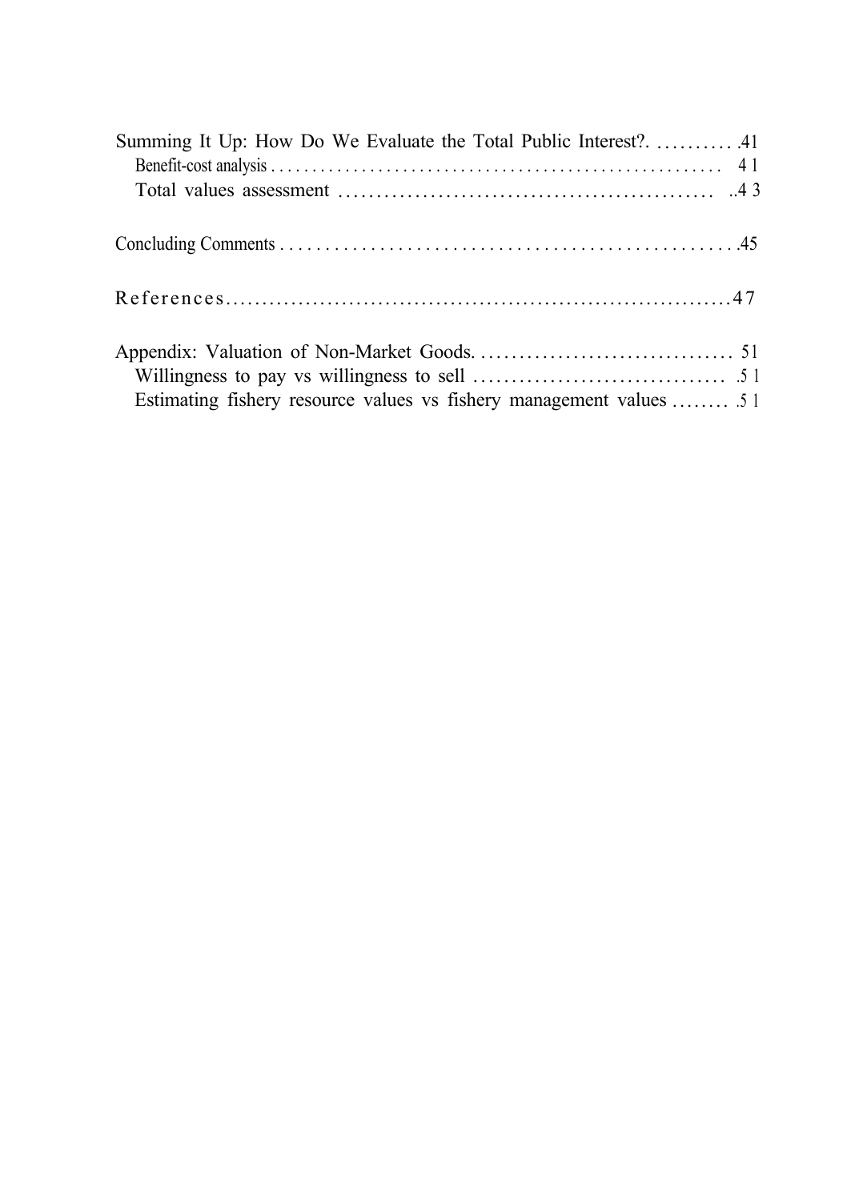Summing It Up: How Do We Evaluate the Total Public Interest? ........... 41
  Benefit-cost analysis ........................................................ 41
  Total values assessment ................................................. 43

Concluding Comments ...................................................... 45

References ................................................................... 47

Appendix: Valuation of Non-Market Goods. ................................. 51
  Willingness to pay vs willingness to sell ................................. 51
  Estimating fishery resource values vs fishery management values ........ 51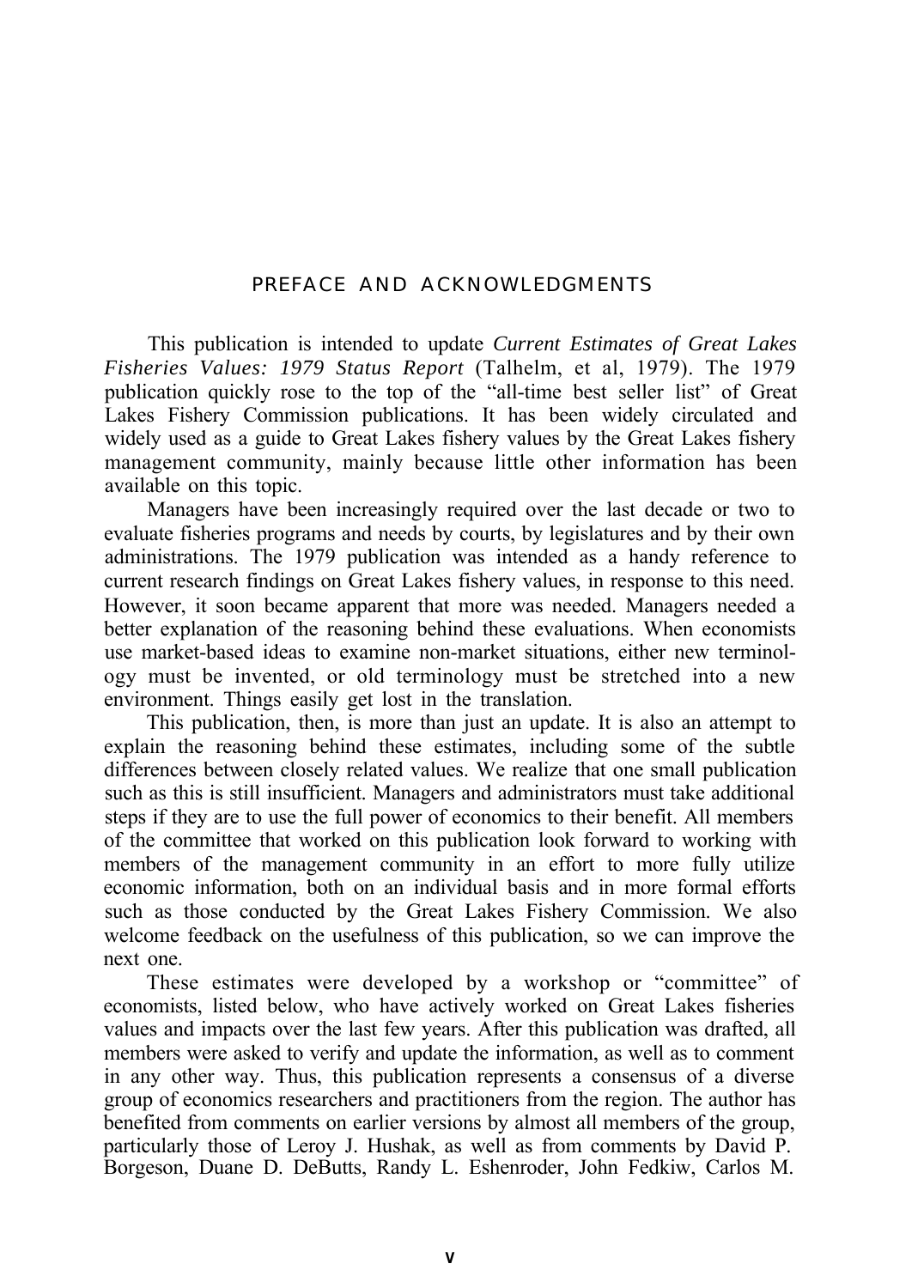## PREFACE AND ACKNOWLEDGMENTS

This publication is intended to update *Current Estimates of Great Lakes Fisheries Values: 1979 Status Report* (Talhelm, et al, 1979). The 1979 publication quickly rose to the top of the "all-time best seller list" of Great Lakes Fishery Commission publications. It has been widely circulated and widely used as a guide to Great Lakes fishery values by the Great Lakes fishery management community, mainly because little other information has been available on this topic.

Managers have been increasingly required over the last decade or two to evaluate fisheries programs and needs by courts, by legislatures and by their own administrations. The 1979 publication was intended as a handy reference to current research findings on Great Lakes fishery values, in response to this need. However, it soon became apparent that more was needed. Managers needed a better explanation of the reasoning behind these evaluations. When economists use market-based ideas to examine non-market situations, either new terminology must be invented, or old terminology must be stretched into a new environment. Things easily get lost in the translation.

This publication, then, is more than just an update. It is also an attempt to explain the reasoning behind these estimates, including some of the subtle differences between closely related values. We realize that one small publication such as this is still insufficient. Managers and administrators must take additional steps if they are to use the full power of economics to their benefit. All members of the committee that worked on this publication look forward to working with members of the management community in an effort to more fully utilize economic information, both on an individual basis and in more formal efforts such as those conducted by the Great Lakes Fishery Commission. We also welcome feedback on the usefulness of this publication, so we can improve the next one.

These estimates were developed by a workshop or "committee" of economists, listed below, who have actively worked on Great Lakes fisheries values and impacts over the last few years. After this publication was drafted, all members were asked to verify and update the information, as well as to comment in any other way. Thus, this publication represents a consensus of a diverse group of economics researchers and practitioners from the region. The author has benefited from comments on earlier versions by almost all members of the group, particularly those of Leroy J. Hushak, as well as from comments by David P. Borgeson, Duane D. DeButts, Randy L. Eshenroder, John Fedkiw, Carlos M.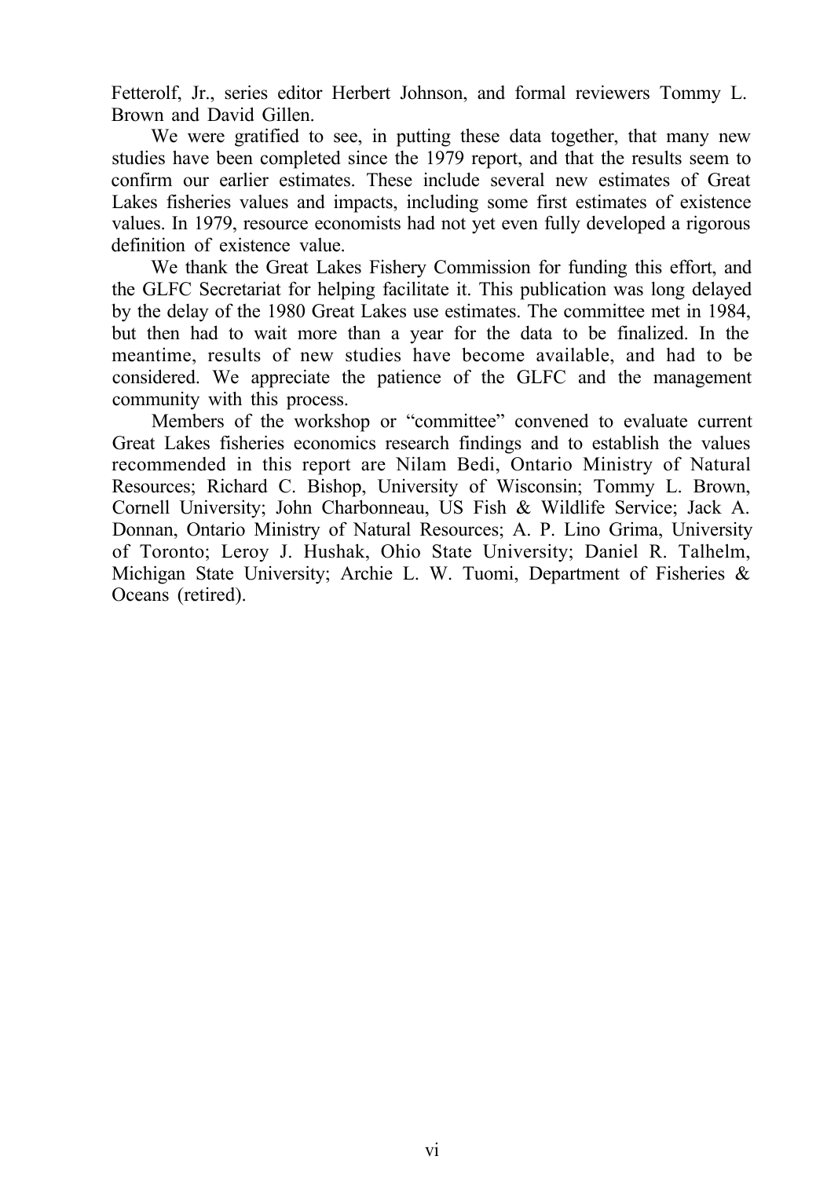Fetterolf, Jr., series editor Herbert Johnson, and formal reviewers Tommy L. Brown and David Gillen.

We were gratified to see, in putting these data together, that many new studies have been completed since the 1979 report, and that the results seem to confirm our earlier estimates. These include several new estimates of Great Lakes fisheries values and impacts, including some first estimates of existence values. In 1979, resource economists had not yet even fully developed a rigorous definition of existence value.

We thank the Great Lakes Fishery Commission for funding this effort, and the GLFC Secretariat for helping facilitate it. This publication was long delayed by the delay of the 1980 Great Lakes use estimates. The committee met in 1984, but then had to wait more than a year for the data to be finalized. In the meantime, results of new studies have become available, and had to be considered. We appreciate the patience of the GLFC and the management community with this process.

Members of the workshop or "committee" convened to evaluate current Great Lakes fisheries economics research findings and to establish the values recommended in this report are Nilam Bedi, Ontario Ministry of Natural Resources; Richard C. Bishop, University of Wisconsin; Tommy L. Brown, Cornell University; John Charbonneau, US Fish & Wildlife Service; Jack A. Donnan, Ontario Ministry of Natural Resources; A. P. Lino Grima, University of Toronto; Leroy J. Hushak, Ohio State University; Daniel R. Talhelm, Michigan State University; Archie L. W. Tuomi, Department of Fisheries & Oceans (retired).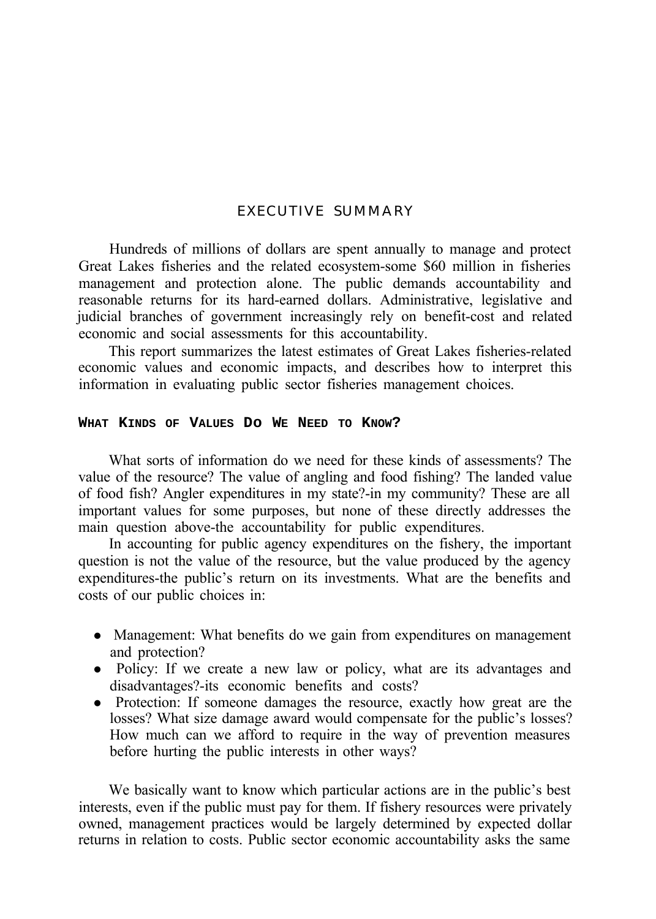# EXECUTIVE SUMMARY

Hundreds of millions of dollars are spent annually to manage and protect Great Lakes fisheries and the related ecosystem-some $60 million in fisheries management and protection alone. The public demands accountability and reasonable returns for its hard-earned dollars. Administrative, legislative and judicial branches of government increasingly rely on benefit-cost and related economic and social assessments for this accountability.

This report summarizes the latest estimates of Great Lakes fisheries-related economic values and economic impacts, and describes how to interpret this information in evaluating public sector fisheries management choices.

## WHAT KINDS OF VALUES DO WE NEED TO KNOW?

What sorts of information do we need for these kinds of assessments? The value of the resource? The value of angling and food fishing? The landed value of food fish? Angler expenditures in my state?-in my community? These are all important values for some purposes, but none of these directly addresses the main question above-the accountability for public expenditures.

In accounting for public agency expenditures on the fishery, the important question is not the value of the resource, but the value produced by the agency expenditures-the public's return on its investments. What are the benefits and costs of our public choices in:

- Management: What benefits do we gain from expenditures on management and protection?
- Policy: If we create a new law or policy, what are its advantages and disadvantages?-its economic benefits and costs?
- Protection: If someone damages the resource, exactly how great are the losses? What size damage award would compensate for the public's losses? How much can we afford to require in the way of prevention measures before hurting the public interests in other ways?

We basically want to know which particular actions are in the public's best interests, even if the public must pay for them. If fishery resources were privately owned, management practices would be largely determined by expected dollar returns in relation to costs. Public sector economic accountability asks the same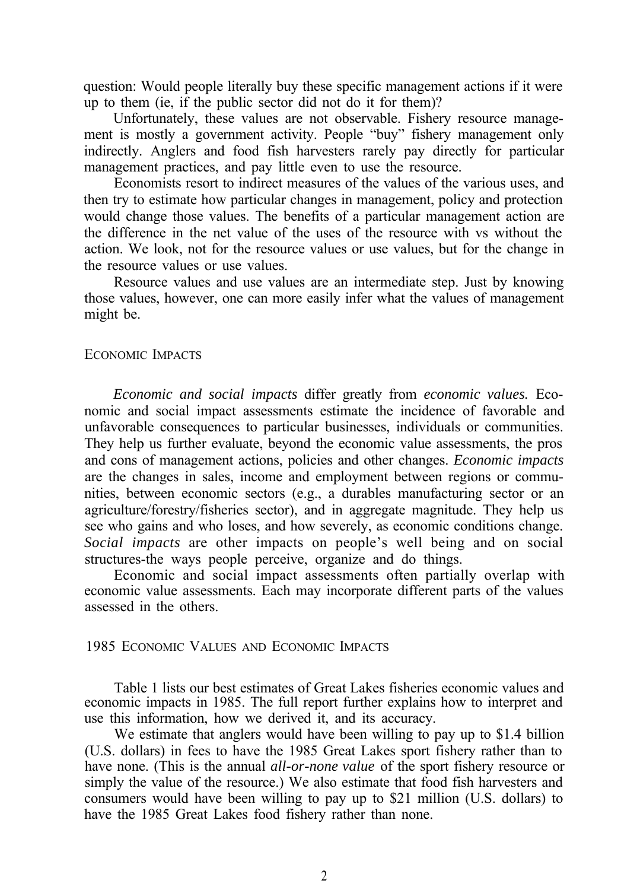question: Would people literally buy these specific management actions if it were up to them (ie, if the public sector did not do it for them)?

Unfortunately, these values are not observable. Fishery resource management is mostly a government activity. People "buy" fishery management only indirectly. Anglers and food fish harvesters rarely pay directly for particular management practices, and pay little even to use the resource.

Economists resort to indirect measures of the values of the various uses, and then try to estimate how particular changes in management, policy and protection would change those values. The benefits of a particular management action are the difference in the net value of the uses of the resource with vs without the action. We look, not for the resource values or use values, but for the change in the resource values or use values.

Resource values and use values are an intermediate step. Just by knowing those values, however, one can more easily infer what the values of management might be.

## ECONOMIC IMPACTS

*Economic and social impacts* differ greatly from *economic values.* Economic and social impact assessments estimate the incidence of favorable and unfavorable consequences to particular businesses, individuals or communities. They help us further evaluate, beyond the economic value assessments, the pros and cons of management actions, policies and other changes. *Economic impacts* are the changes in sales, income and employment between regions or communities, between economic sectors (e.g., a durables manufacturing sector or an agriculture/forestry/fisheries sector), and in aggregate magnitude. They help us see who gains and who loses, and how severely, as economic conditions change. *Social impacts* are other impacts on people's well being and on social structures-the ways people perceive, organize and do things.

Economic and social impact assessments often partially overlap with economic value assessments. Each may incorporate different parts of the values assessed in the others.

## 1985 ECONOMIC VALUES AND ECONOMIC IMPACTS

Table 1 lists our best estimates of Great Lakes fisheries economic values and economic impacts in 1985. The full report further explains how to interpret and use this information, how we derived it, and its accuracy.

We estimate that anglers would have been willing to pay up to $1.4 billion (U.S. dollars) in fees to have the 1985 Great Lakes sport fishery rather than to have none. (This is the annual *all-or-none value* of the sport fishery resource or simply the value of the resource.) We also estimate that food fish harvesters and consumers would have been willing to pay up to $21 million (U.S. dollars) to have the 1985 Great Lakes food fishery rather than none.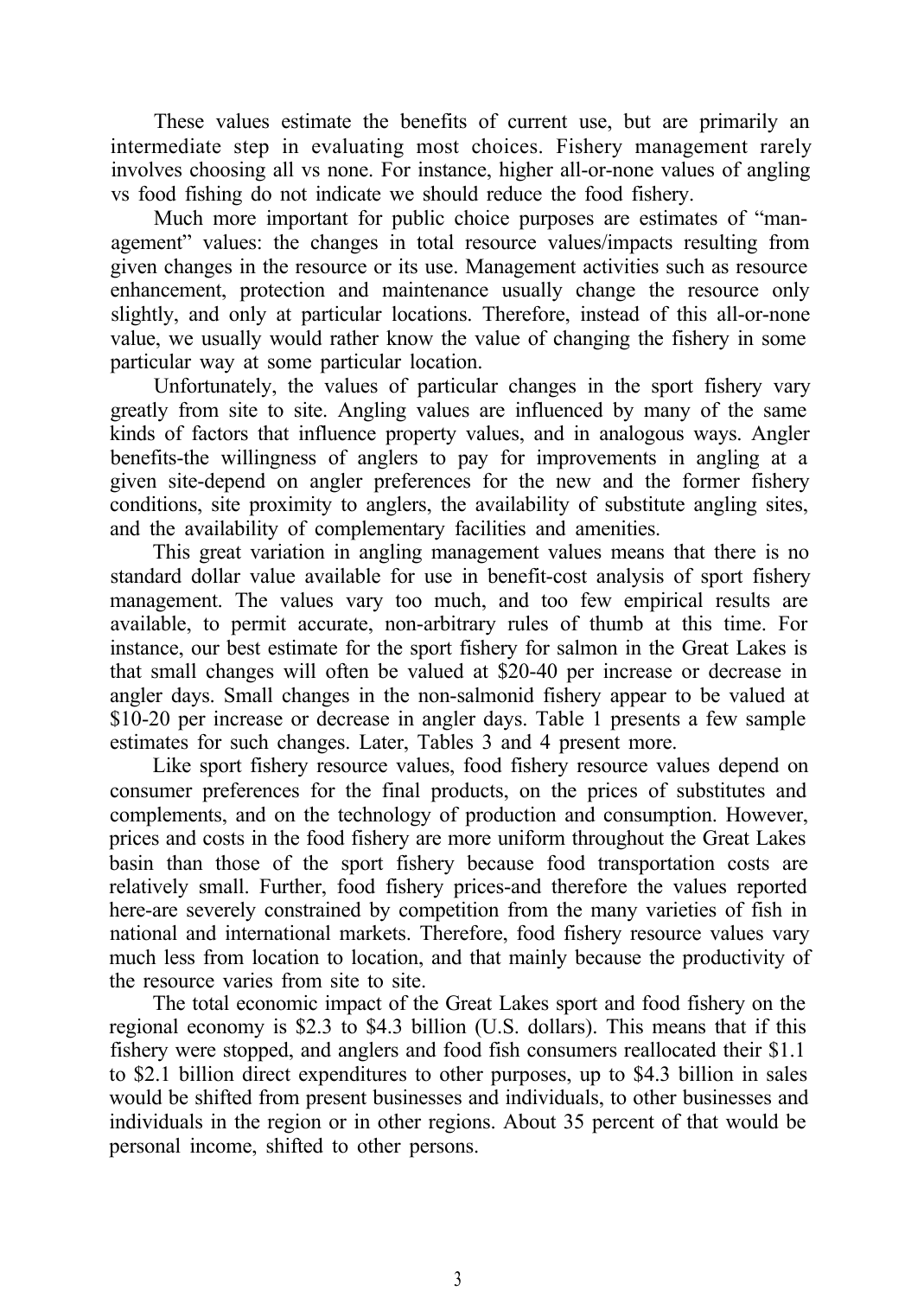These values estimate the benefits of current use, but are primarily an intermediate step in evaluating most choices. Fishery management rarely involves choosing all vs none. For instance, higher all-or-none values of angling vs food fishing do not indicate we should reduce the food fishery.

Much more important for public choice purposes are estimates of "management" values: the changes in total resource values/impacts resulting from given changes in the resource or its use. Management activities such as resource enhancement, protection and maintenance usually change the resource only slightly, and only at particular locations. Therefore, instead of this all-or-none value, we usually would rather know the value of changing the fishery in some particular way at some particular location.

Unfortunately, the values of particular changes in the sport fishery vary greatly from site to site. Angling values are influenced by many of the same kinds of factors that influence property values, and in analogous ways. Angler benefits-the willingness of anglers to pay for improvements in angling at a given site-depend on angler preferences for the new and the former fishery conditions, site proximity to anglers, the availability of substitute angling sites, and the availability of complementary facilities and amenities.

This great variation in angling management values means that there is no standard dollar value available for use in benefit-cost analysis of sport fishery management. The values vary too much, and too few empirical results are available, to permit accurate, non-arbitrary rules of thumb at this time. For instance, our best estimate for the sport fishery for salmon in the Great Lakes is that small changes will often be valued at $20-40 per increase or decrease in angler days. Small changes in the non-salmonid fishery appear to be valued at $10-20 per increase or decrease in angler days. Table 1 presents a few sample estimates for such changes. Later, Tables 3 and 4 present more.

Like sport fishery resource values, food fishery resource values depend on consumer preferences for the final products, on the prices of substitutes and complements, and on the technology of production and consumption. However, prices and costs in the food fishery are more uniform throughout the Great Lakes basin than those of the sport fishery because food transportation costs are relatively small. Further, food fishery prices-and therefore the values reported here-are severely constrained by competition from the many varieties of fish in national and international markets. Therefore, food fishery resource values vary much less from location to location, and that mainly because the productivity of the resource varies from site to site.

The total economic impact of the Great Lakes sport and food fishery on the regional economy is $2.3 to $4.3 billion (U.S. dollars). This means that if this fishery were stopped, and anglers and food fish consumers reallocated their $1.1 to $2.1 billion direct expenditures to other purposes, up to $4.3 billion in sales would be shifted from present businesses and individuals, to other businesses and individuals in the region or in other regions. About 35 percent of that would be personal income, shifted to other persons.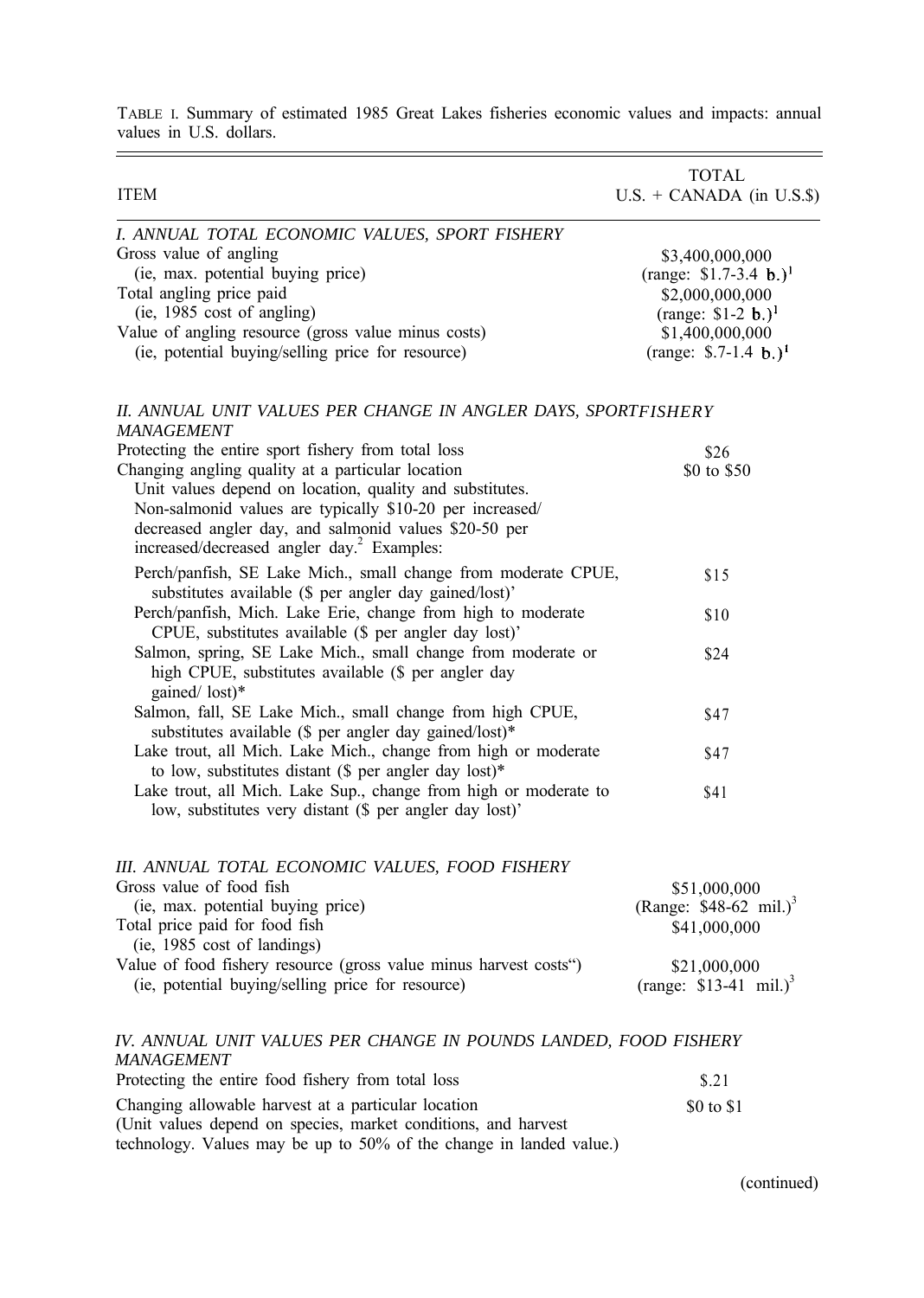TABLE I. Summary of estimated 1985 Great Lakes fisheries economic values and impacts: annual values in U.S. dollars.

| ITEM | TOTAL U.S. + CANADA (in U.S.$) |
|---|---|
| *I. ANNUAL TOTAL ECONOMIC VALUES, SPORT FISHERY* | |
| Gross value of angling (ie, max. potential buying price) | $3,400,000,000 (range: $1.7-3.4 b.)[1] |
| Total angling price paid (ie, 1985 cost of angling) | $2,000,000,000 (range: $1-2 b.)[1] |
| Value of angling resource (gross value minus costs) (ie, potential buying/selling price for resource) | $1,400,000,000 (range: $.7-1.4 b.)[1] |
| *II. ANNUAL UNIT VALUES PER CHANGE IN ANGLER DAYS, SPORTFISHERY MANAGEMENT* | |
| Protecting the entire sport fishery from total loss | $26 |
| Changing angling quality at a particular location. Unit values depend on location, quality and substitutes. Non-salmonid values are typically $10-20 per increased/decreased angler day, and salmonid values $20-50 per increased/decreased angler day.[2] Examples: | $0 to $50 |
| Perch/panfish, SE Lake Mich., small change from moderate CPUE, substitutes available ($ per angler day gained/lost)' | $15 |
| Perch/panfish, Mich. Lake Erie, change from high to moderate CPUE, substitutes available ($ per angler day lost)' | $10 |
| Salmon, spring, SE Lake Mich., small change from moderate or high CPUE, substitutes available ($ per angler day gained/ lost)* | $24 |
| Salmon, fall, SE Lake Mich., small change from high CPUE, substitutes available ($ per angler day gained/lost)* | $47 |
| Lake trout, all Mich. Lake Mich., change from high or moderate to low, substitutes distant ($ per angler day lost)* | $47 |
| Lake trout, all Mich. Lake Sup., change from high or moderate to low, substitutes very distant ($ per angler day lost)' | $41 |
| *III. ANNUAL TOTAL ECONOMIC VALUES, FOOD FISHERY* | |
| Gross value of food fish (ie, max. potential buying price) | $51,000,000 (Range: $48-62 mil.)[3] |
| Total price paid for food fish (ie, 1985 cost of landings) | $41,000,000 |
| Value of food fishery resource (gross value minus harvest costs") (ie, potential buying/selling price for resource) | $21,000,000 (range: $13-41 mil.)[3] |
| *IV. ANNUAL UNIT VALUES PER CHANGE IN POUNDS LANDED, FOOD FISHERY MANAGEMENT* | |
| Protecting the entire food fishery from total loss | $.21 |
| Changing allowable harvest at a particular location (Unit values depend on species, market conditions, and harvest technology. Values may be up to 50% of the change in landed value.) | $0 to $1 |

(continued)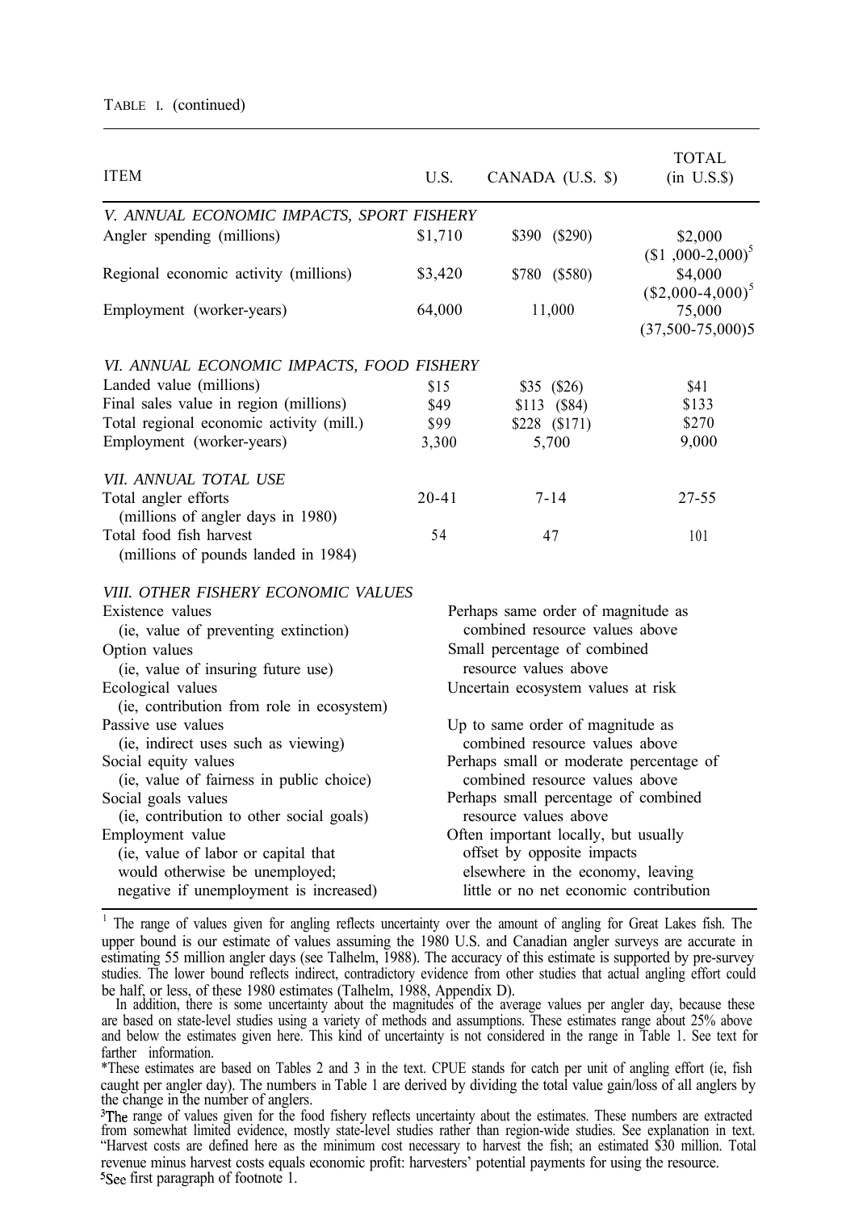TABLE I. (continued)

| ITEM | U.S. | CANADA (U.S. $) | TOTAL (in U.S.$) |
|---|---|---|---|
| *V. ANNUAL ECONOMIC IMPACTS, SPORT FISHERY* | | | |
| Angler spending (millions) | $1,710 | $390 ($290) | $2,000 ($1 ,000-2,000)[5] |
| Regional economic activity (millions) | $3,420 | $780 ($580) | $4,000 ($2,000-4,000)[5] |
| Employment (worker-years) | 64,000 | 11,000 | 75,000 (37,500-75,000)5 |
| *VI. ANNUAL ECONOMIC IMPACTS, FOOD FISHERY* | | | |
| Landed value (millions) | $15 | $35 ($26) | $41 |
| Final sales value in region (millions) | $49 | $113 ($84) | $133 |
| Total regional economic activity (mill.) | $99 | $228 ($171) | $270 |
| Employment (worker-years) | 3,300 | 5,700 | 9,000 |
| *VII. ANNUAL TOTAL USE* | | | |
| Total angler efforts (millions of angler days in 1980) | 20-41 | 7-14 | 27-55 |
| Total food fish harvest (millions of pounds landed in 1984) | 54 | 47 | 101 |
| *VIII. OTHER FISHERY ECONOMIC VALUES* | | | |
| Existence values (ie, value of preventing extinction) | Perhaps same order of magnitude as combined resource values above | | |
| Option values (ie, value of insuring future use) | Small percentage of combined resource values above | | |
| Ecological values (ie, contribution from role in ecosystem) | Uncertain ecosystem values at risk | | |
| Passive use values (ie, indirect uses such as viewing) | Up to same order of magnitude as combined resource values above | | |
| Social equity values (ie, value of fairness in public choice) | Perhaps small or moderate percentage of combined resource values above | | |
| Social goals values (ie, contribution to other social goals) | Perhaps small percentage of combined resource values above | | |
| Employment value (ie, value of labor or capital that would otherwise be unemployed; negative if unemployment is increased) | Often important locally, but usually offset by opposite impacts elsewhere in the economy, leaving little or no net economic contribution | | |

[1] The range of values given for angling reflects uncertainty over the amount of angling for Great Lakes fish. The upper bound is our estimate of values assuming the 1980 U.S. and Canadian angler surveys are accurate in estimating 55 million angler days (see Talhelm, 1988). The accuracy of this estimate is supported by pre-survey studies. The lower bound reflects indirect, contradictory evidence from other studies that actual angling effort could be half, or less, of these 1980 estimates (Talhelm, 1988, Appendix D).

In addition, there is some uncertainty about the magnitudes of the average values per angler day, because these are based on state-level studies using a variety of methods and assumptions. These estimates range about 25% above and below the estimates given here. This kind of uncertainty is not considered in the range in Table 1. See text for farther information.

*These estimates are based on Tables 2 and 3 in the text. CPUE stands for catch per unit of angling effort (ie, fish caught per angler day). The numbers in Table 1 are derived by dividing the total value gain/loss of all anglers by the change in the number of anglers.

[3]The range of values given for the food fishery reflects uncertainty about the estimates. These numbers are extracted from somewhat limited evidence, mostly state-level studies rather than region-wide studies. See explanation in text.

"Harvest costs are defined here as the minimum cost necessary to harvest the fish; an estimated $30 million. Total revenue minus harvest costs equals economic profit: harvesters' potential payments for using the resource.

[5]See first paragraph of footnote 1.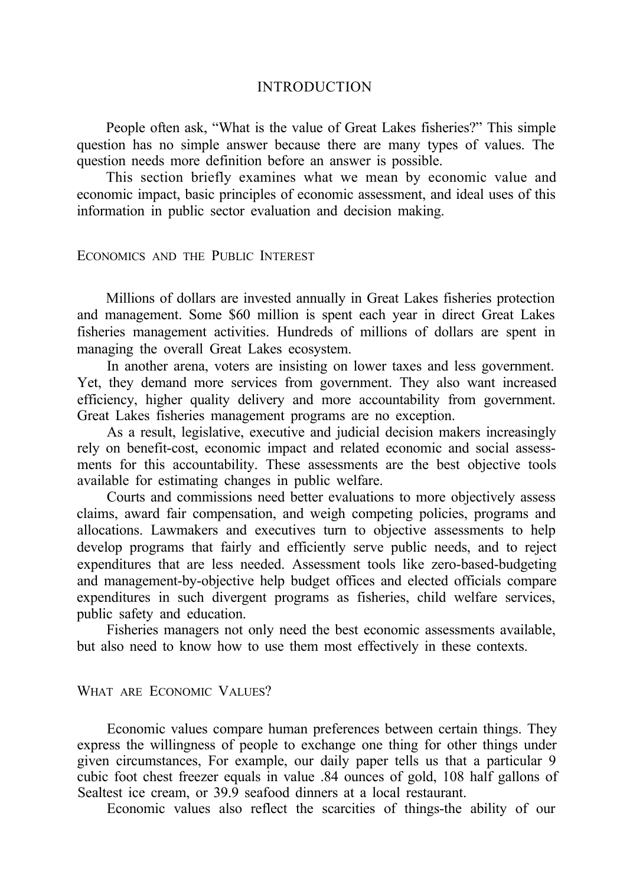# INTRODUCTION

People often ask, "What is the value of Great Lakes fisheries?" This simple question has no simple answer because there are many types of values. The question needs more definition before an answer is possible.

This section briefly examines what we mean by economic value and economic impact, basic principles of economic assessment, and ideal uses of this information in public sector evaluation and decision making.

## ECONOMICS AND THE PUBLIC INTEREST

Millions of dollars are invested annually in Great Lakes fisheries protection and management. Some $60 million is spent each year in direct Great Lakes fisheries management activities. Hundreds of millions of dollars are spent in managing the overall Great Lakes ecosystem.

In another arena, voters are insisting on lower taxes and less government. Yet, they demand more services from government. They also want increased efficiency, higher quality delivery and more accountability from government. Great Lakes fisheries management programs are no exception.

As a result, legislative, executive and judicial decision makers increasingly rely on benefit-cost, economic impact and related economic and social assessments for this accountability. These assessments are the best objective tools available for estimating changes in public welfare.

Courts and commissions need better evaluations to more objectively assess claims, award fair compensation, and weigh competing policies, programs and allocations. Lawmakers and executives turn to objective assessments to help develop programs that fairly and efficiently serve public needs, and to reject expenditures that are less needed. Assessment tools like zero-based-budgeting and management-by-objective help budget offices and elected officials compare expenditures in such divergent programs as fisheries, child welfare services, public safety and education.

Fisheries managers not only need the best economic assessments available, but also need to know how to use them most effectively in these contexts.

## WHAT ARE ECONOMIC VALUES?

Economic values compare human preferences between certain things. They express the willingness of people to exchange one thing for other things under given circumstances, For example, our daily paper tells us that a particular 9 cubic foot chest freezer equals in value .84 ounces of gold, 108 half gallons of Sealtest ice cream, or 39.9 seafood dinners at a local restaurant.

Economic values also reflect the scarcities of things-the ability of our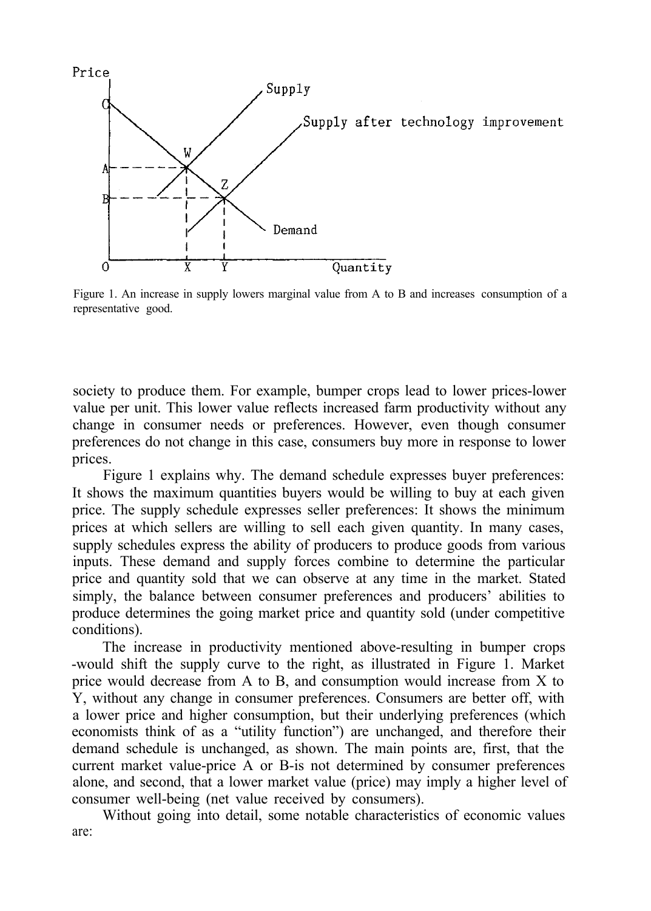Price

Supply

Supply after technology improvement

C

W

A

Z

B

Demand

O

X

Y

Quantity

Figure 1. An increase in supply lowers marginal value from A to B and increases consumption of a representative good.

society to produce them. For example, bumper crops lead to lower prices-lower value per unit. This lower value reflects increased farm productivity without any change in consumer needs or preferences. However, even though consumer preferences do not change in this case, consumers buy more in response to lower prices.

Figure 1 explains why. The demand schedule expresses buyer preferences: It shows the maximum quantities buyers would be willing to buy at each given price. The supply schedule expresses seller preferences: It shows the minimum prices at which sellers are willing to sell each given quantity. In many cases, supply schedules express the ability of producers to produce goods from various inputs. These demand and supply forces combine to determine the particular price and quantity sold that we can observe at any time in the market. Stated simply, the balance between consumer preferences and producers' abilities to produce determines the going market price and quantity sold (under competitive conditions).

The increase in productivity mentioned above-resulting in bumper crops -would shift the supply curve to the right, as illustrated in Figure 1. Market price would decrease from A to B, and consumption would increase from X to Y, without any change in consumer preferences. Consumers are better off, with a lower price and higher consumption, but their underlying preferences (which economists think of as a "utility function") are unchanged, and therefore their demand schedule is unchanged, as shown. The main points are, first, that the current market value-price A or B-is not determined by consumer preferences alone, and second, that a lower market value (price) may imply a higher level of consumer well-being (net value received by consumers).

Without going into detail, some notable characteristics of economic values are: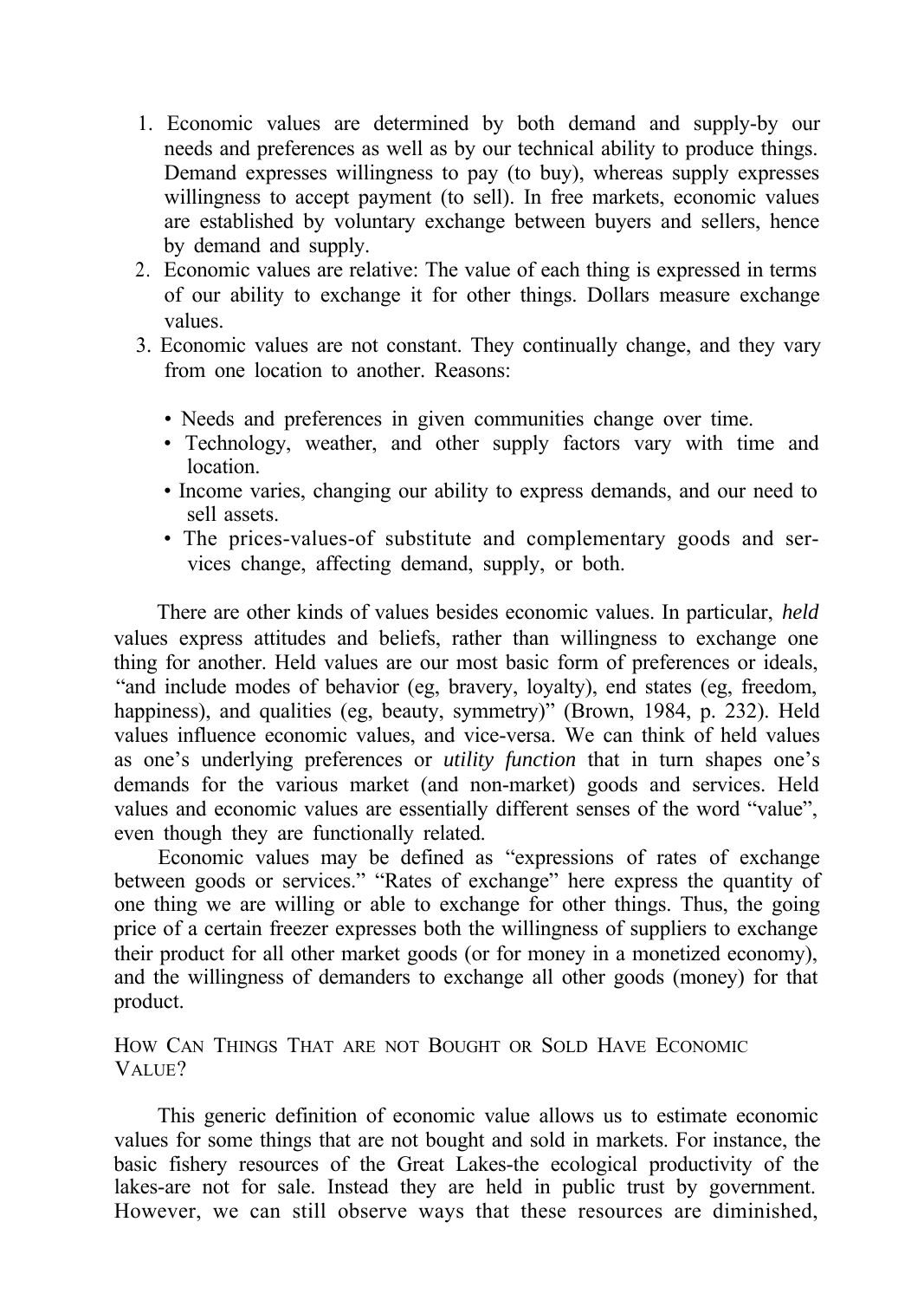1. Economic values are determined by both demand and supply-by our needs and preferences as well as by our technical ability to produce things. Demand expresses willingness to pay (to buy), whereas supply expresses willingness to accept payment (to sell). In free markets, economic values are established by voluntary exchange between buyers and sellers, hence by demand and supply.
2. Economic values are relative: The value of each thing is expressed in terms of our ability to exchange it for other things. Dollars measure exchange values.
3. Economic values are not constant. They continually change, and they vary from one location to another. Reasons:
   - Needs and preferences in given communities change over time.
   - Technology, weather, and other supply factors vary with time and location.
   - Income varies, changing our ability to express demands, and our need to sell assets.
   - The prices-values-of substitute and complementary goods and services change, affecting demand, supply, or both.

There are other kinds of values besides economic values. In particular, *held* values express attitudes and beliefs, rather than willingness to exchange one thing for another. Held values are our most basic form of preferences or ideals, "and include modes of behavior (eg, bravery, loyalty), end states (eg, freedom, happiness), and qualities (eg, beauty, symmetry)" (Brown, 1984, p. 232). Held values influence economic values, and vice-versa. We can think of held values as one's underlying preferences or *utility function* that in turn shapes one's demands for the various market (and non-market) goods and services. Held values and economic values are essentially different senses of the word "value", even though they are functionally related.

Economic values may be defined as "expressions of rates of exchange between goods or services." "Rates of exchange" here express the quantity of one thing we are willing or able to exchange for other things. Thus, the going price of a certain freezer expresses both the willingness of suppliers to exchange their product for all other market goods (or for money in a monetized economy), and the willingness of demanders to exchange all other goods (money) for that product.

### How Can Things That are not Bought or Sold Have Economic Value?

This generic definition of economic value allows us to estimate economic values for some things that are not bought and sold in markets. For instance, the basic fishery resources of the Great Lakes-the ecological productivity of the lakes-are not for sale. Instead they are held in public trust by government. However, we can still observe ways that these resources are diminished,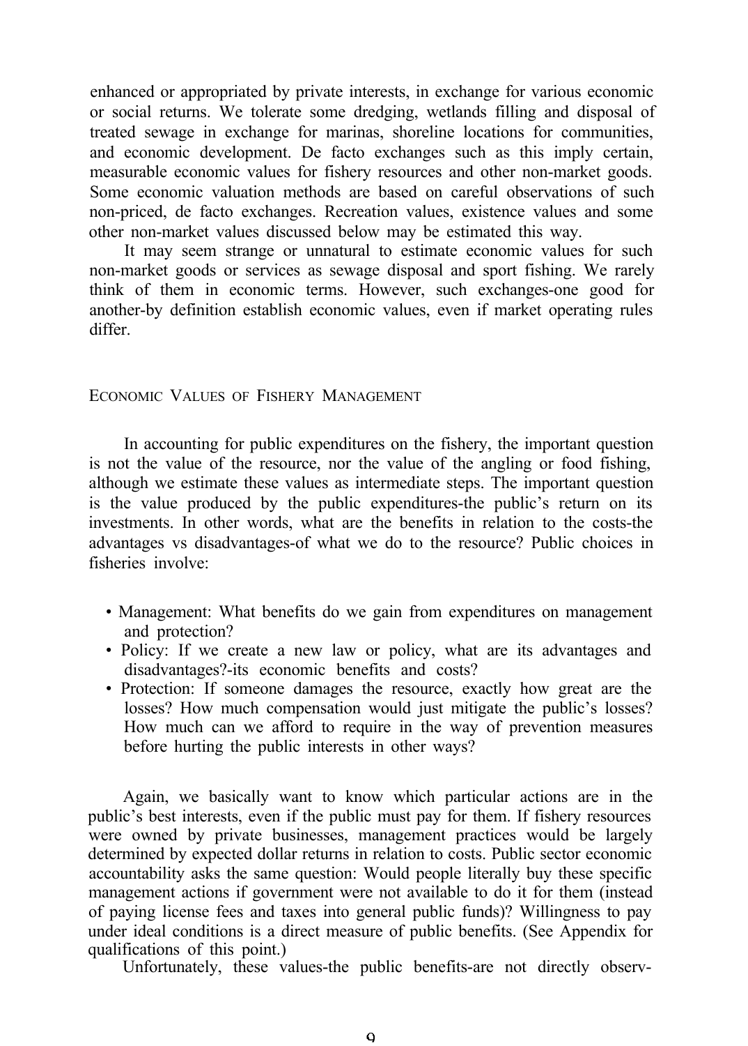enhanced or appropriated by private interests, in exchange for various economic or social returns. We tolerate some dredging, wetlands filling and disposal of treated sewage in exchange for marinas, shoreline locations for communities, and economic development. De facto exchanges such as this imply certain, measurable economic values for fishery resources and other non-market goods. Some economic valuation methods are based on careful observations of such non-priced, de facto exchanges. Recreation values, existence values and some other non-market values discussed below may be estimated this way.

It may seem strange or unnatural to estimate economic values for such non-market goods or services as sewage disposal and sport fishing. We rarely think of them in economic terms. However, such exchanges-one good for another-by definition establish economic values, even if market operating rules differ.

## ECONOMIC VALUES OF FISHERY MANAGEMENT

In accounting for public expenditures on the fishery, the important question is not the value of the resource, nor the value of the angling or food fishing, although we estimate these values as intermediate steps. The important question is the value produced by the public expenditures-the public's return on its investments. In other words, what are the benefits in relation to the costs-the advantages vs disadvantages-of what we do to the resource? Public choices in fisheries involve:

- Management: What benefits do we gain from expenditures on management and protection?
- Policy: If we create a new law or policy, what are its advantages and disadvantages?-its economic benefits and costs?
- Protection: If someone damages the resource, exactly how great are the losses? How much compensation would just mitigate the public's losses? How much can we afford to require in the way of prevention measures before hurting the public interests in other ways?

Again, we basically want to know which particular actions are in the public's best interests, even if the public must pay for them. If fishery resources were owned by private businesses, management practices would be largely determined by expected dollar returns in relation to costs. Public sector economic accountability asks the same question: Would people literally buy these specific management actions if government were not available to do it for them (instead of paying license fees and taxes into general public funds)? Willingness to pay under ideal conditions is a direct measure of public benefits. (See Appendix for qualifications of this point.)

Unfortunately, these values-the public benefits-are not directly observ-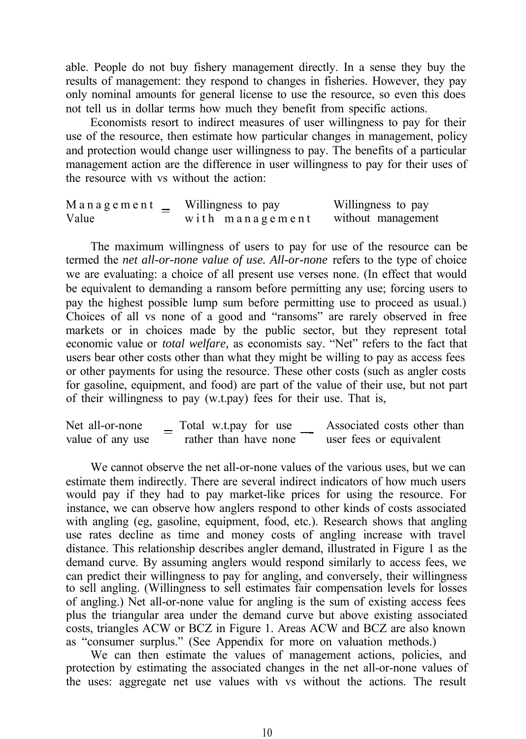able. People do not buy fishery management directly. In a sense they buy the results of management: they respond to changes in fisheries. However, they pay only nominal amounts for general license to use the resource, so even this does not tell us in dollar terms how much they benefit from specific actions.

Economists resort to indirect measures of user willingness to pay for their use of the resource, then estimate how particular changes in management, policy and protection would change user willingness to pay. The benefits of a particular management action are the difference in user willingness to pay for their uses of the resource with vs without the action:

$$\text{Management Value} = \text{Willingness to pay with management} - \text{Willingness to pay without management}$$

The maximum willingness of users to pay for use of the resource can be termed the *net all-or-none value of use. All-or-none* refers to the type of choice we are evaluating: a choice of all present use verses none. (In effect that would be equivalent to demanding a ransom before permitting any use; forcing users to pay the highest possible lump sum before permitting use to proceed as usual.) Choices of all vs none of a good and "ransoms" are rarely observed in free markets or in choices made by the public sector, but they represent total economic value or *total welfare,* as economists say. "Net" refers to the fact that users bear other costs other than what they might be willing to pay as access fees or other payments for using the resource. These other costs (such as angler costs for gasoline, equipment, and food) are part of the value of their use, but not part of their willingness to pay (w.t.pay) fees for their use. That is,

$$\text{Net all-or-none value of any use} = \text{Total w.t.pay for use rather than have none} - \text{Associated costs other than user fees or equivalent}$$

We cannot observe the net all-or-none values of the various uses, but we can estimate them indirectly. There are several indirect indicators of how much users would pay if they had to pay market-like prices for using the resource. For instance, we can observe how anglers respond to other kinds of costs associated with angling (eg, gasoline, equipment, food, etc.). Research shows that angling use rates decline as time and money costs of angling increase with travel distance. This relationship describes angler demand, illustrated in Figure 1 as the demand curve. By assuming anglers would respond similarly to access fees, we can predict their willingness to pay for angling, and conversely, their willingness to sell angling. (Willingness to sell estimates fair compensation levels for losses of angling.) Net all-or-none value for angling is the sum of existing access fees plus the triangular area under the demand curve but above existing associated costs, triangles ACW or BCZ in Figure 1. Areas ACW and BCZ are also known as "consumer surplus." (See Appendix for more on valuation methods.)

We can then estimate the values of management actions, policies, and protection by estimating the associated changes in the net all-or-none values of the uses: aggregate net use values with vs without the actions. The result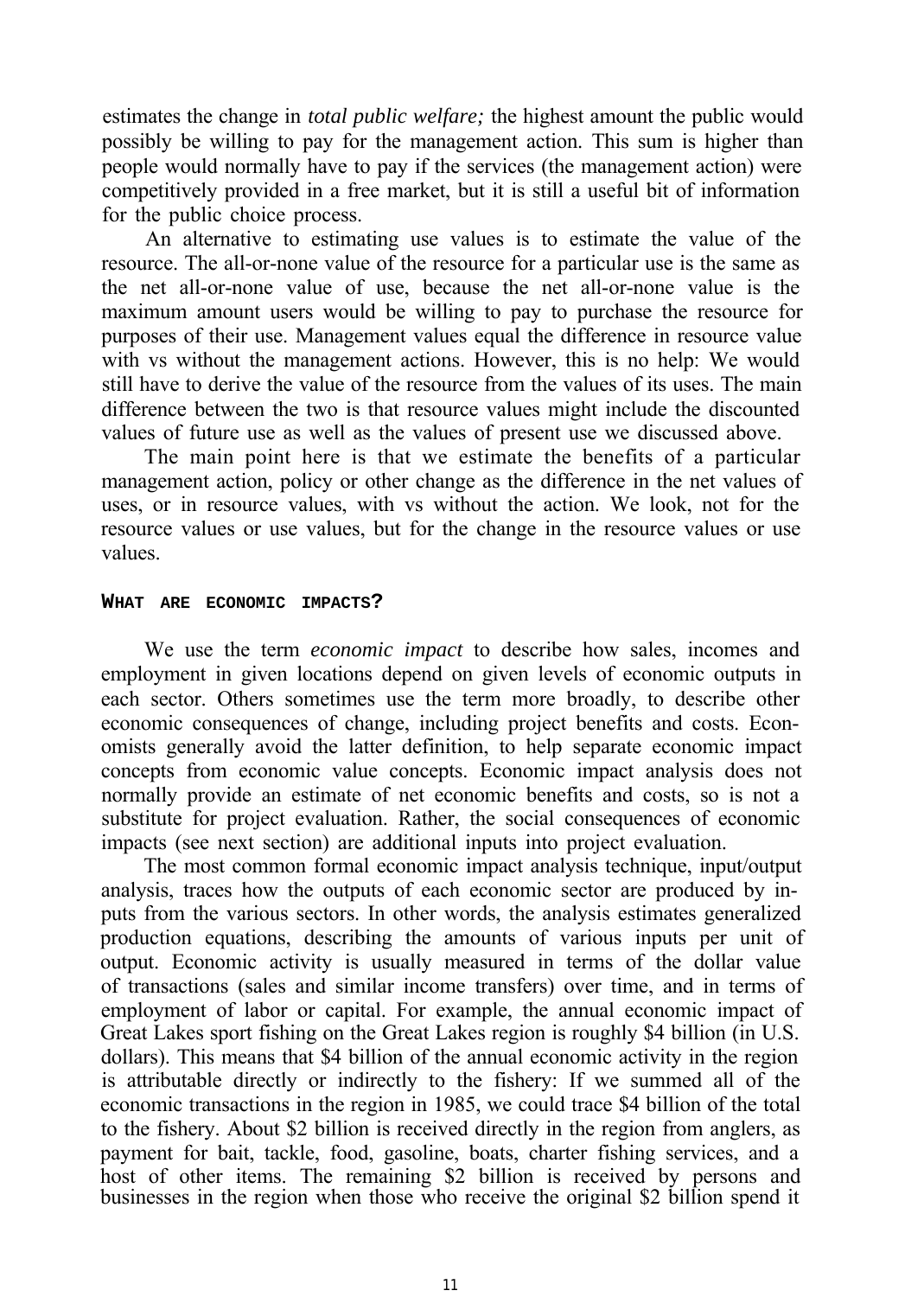estimates the change in *total public welfare;* the highest amount the public would possibly be willing to pay for the management action. This sum is higher than people would normally have to pay if the services (the management action) were competitively provided in a free market, but it is still a useful bit of information for the public choice process.

An alternative to estimating use values is to estimate the value of the resource. The all-or-none value of the resource for a particular use is the same as the net all-or-none value of use, because the net all-or-none value is the maximum amount users would be willing to pay to purchase the resource for purposes of their use. Management values equal the difference in resource value with vs without the management actions. However, this is no help: We would still have to derive the value of the resource from the values of its uses. The main difference between the two is that resource values might include the discounted values of future use as well as the values of present use we discussed above.

The main point here is that we estimate the benefits of a particular management action, policy or other change as the difference in the net values of uses, or in resource values, with vs without the action. We look, not for the resource values or use values, but for the change in the resource values or use values.

### WHAT ARE ECONOMIC IMPACTS?

We use the term *economic impact* to describe how sales, incomes and employment in given locations depend on given levels of economic outputs in each sector. Others sometimes use the term more broadly, to describe other economic consequences of change, including project benefits and costs. Economists generally avoid the latter definition, to help separate economic impact concepts from economic value concepts. Economic impact analysis does not normally provide an estimate of net economic benefits and costs, so is not a substitute for project evaluation. Rather, the social consequences of economic impacts (see next section) are additional inputs into project evaluation.

The most common formal economic impact analysis technique, input/output analysis, traces how the outputs of each economic sector are produced by inputs from the various sectors. In other words, the analysis estimates generalized production equations, describing the amounts of various inputs per unit of output. Economic activity is usually measured in terms of the dollar value of transactions (sales and similar income transfers) over time, and in terms of employment of labor or capital. For example, the annual economic impact of Great Lakes sport fishing on the Great Lakes region is roughly $4 billion (in U.S. dollars). This means that $4 billion of the annual economic activity in the region is attributable directly or indirectly to the fishery: If we summed all of the economic transactions in the region in 1985, we could trace $4 billion of the total to the fishery. About $2 billion is received directly in the region from anglers, as payment for bait, tackle, food, gasoline, boats, charter fishing services, and a host of other items. The remaining $2 billion is received by persons and businesses in the region when those who receive the original $2 billion spend it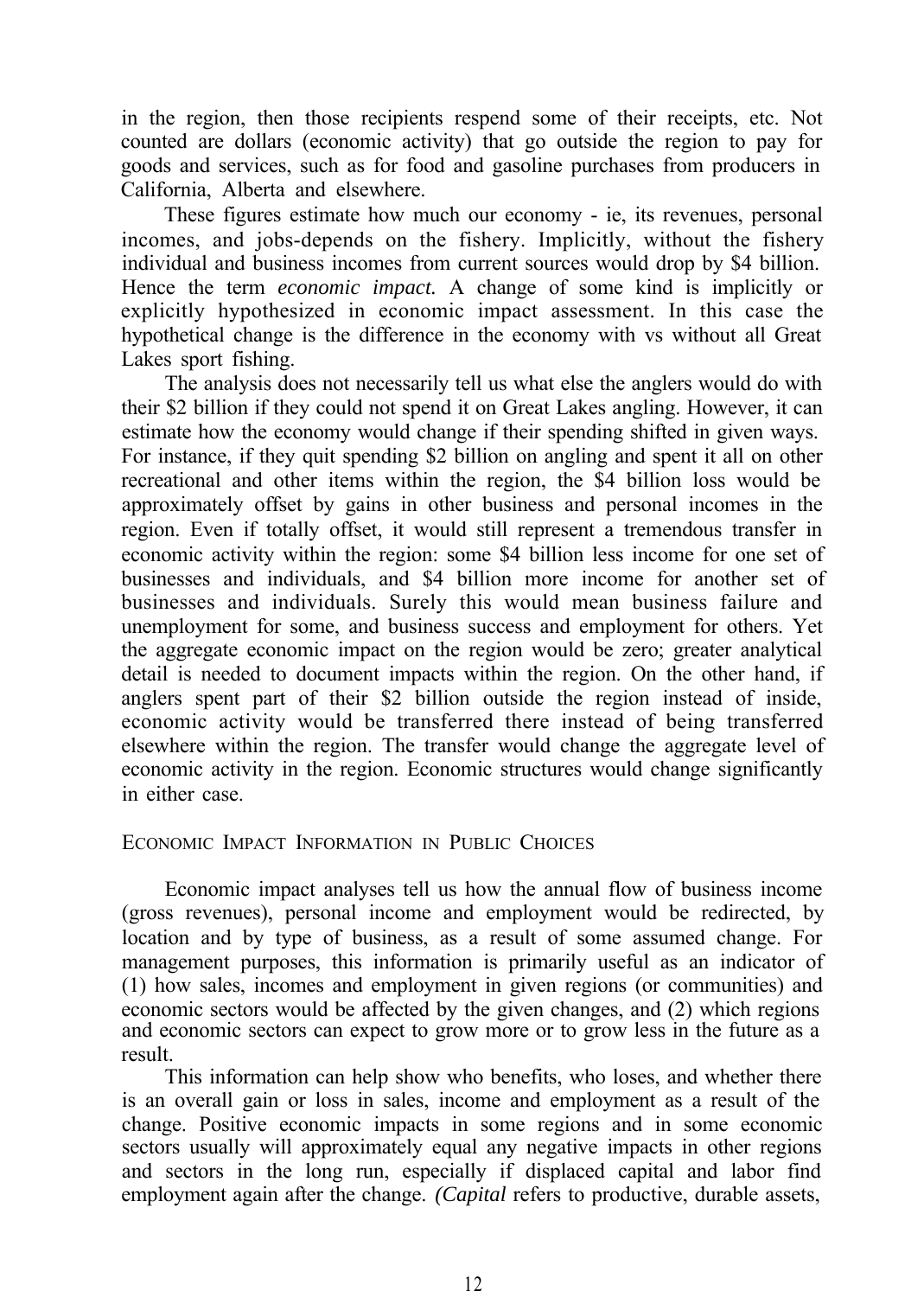in the region, then those recipients respend some of their receipts, etc. Not counted are dollars (economic activity) that go outside the region to pay for goods and services, such as for food and gasoline purchases from producers in California, Alberta and elsewhere.

These figures estimate how much our economy - ie, its revenues, personal incomes, and jobs-depends on the fishery. Implicitly, without the fishery individual and business incomes from current sources would drop by $4 billion. Hence the term *economic impact.* A change of some kind is implicitly or explicitly hypothesized in economic impact assessment. In this case the hypothetical change is the difference in the economy with vs without all Great Lakes sport fishing.

The analysis does not necessarily tell us what else the anglers would do with their $2 billion if they could not spend it on Great Lakes angling. However, it can estimate how the economy would change if their spending shifted in given ways. For instance, if they quit spending $2 billion on angling and spent it all on other recreational and other items within the region, the $4 billion loss would be approximately offset by gains in other business and personal incomes in the region. Even if totally offset, it would still represent a tremendous transfer in economic activity within the region: some $4 billion less income for one set of businesses and individuals, and $4 billion more income for another set of businesses and individuals. Surely this would mean business failure and unemployment for some, and business success and employment for others. Yet the aggregate economic impact on the region would be zero; greater analytical detail is needed to document impacts within the region. On the other hand, if anglers spent part of their $2 billion outside the region instead of inside, economic activity would be transferred there instead of being transferred elsewhere within the region. The transfer would change the aggregate level of economic activity in the region. Economic structures would change significantly in either case.

## Economic Impact Information in Public Choices

Economic impact analyses tell us how the annual flow of business income (gross revenues), personal income and employment would be redirected, by location and by type of business, as a result of some assumed change. For management purposes, this information is primarily useful as an indicator of (1) how sales, incomes and employment in given regions (or communities) and economic sectors would be affected by the given changes, and (2) which regions and economic sectors can expect to grow more or to grow less in the future as a result.

This information can help show who benefits, who loses, and whether there is an overall gain or loss in sales, income and employment as a result of the change. Positive economic impacts in some regions and in some economic sectors usually will approximately equal any negative impacts in other regions and sectors in the long run, especially if displaced capital and labor find employment again after the change. *(Capital* refers to productive, durable assets,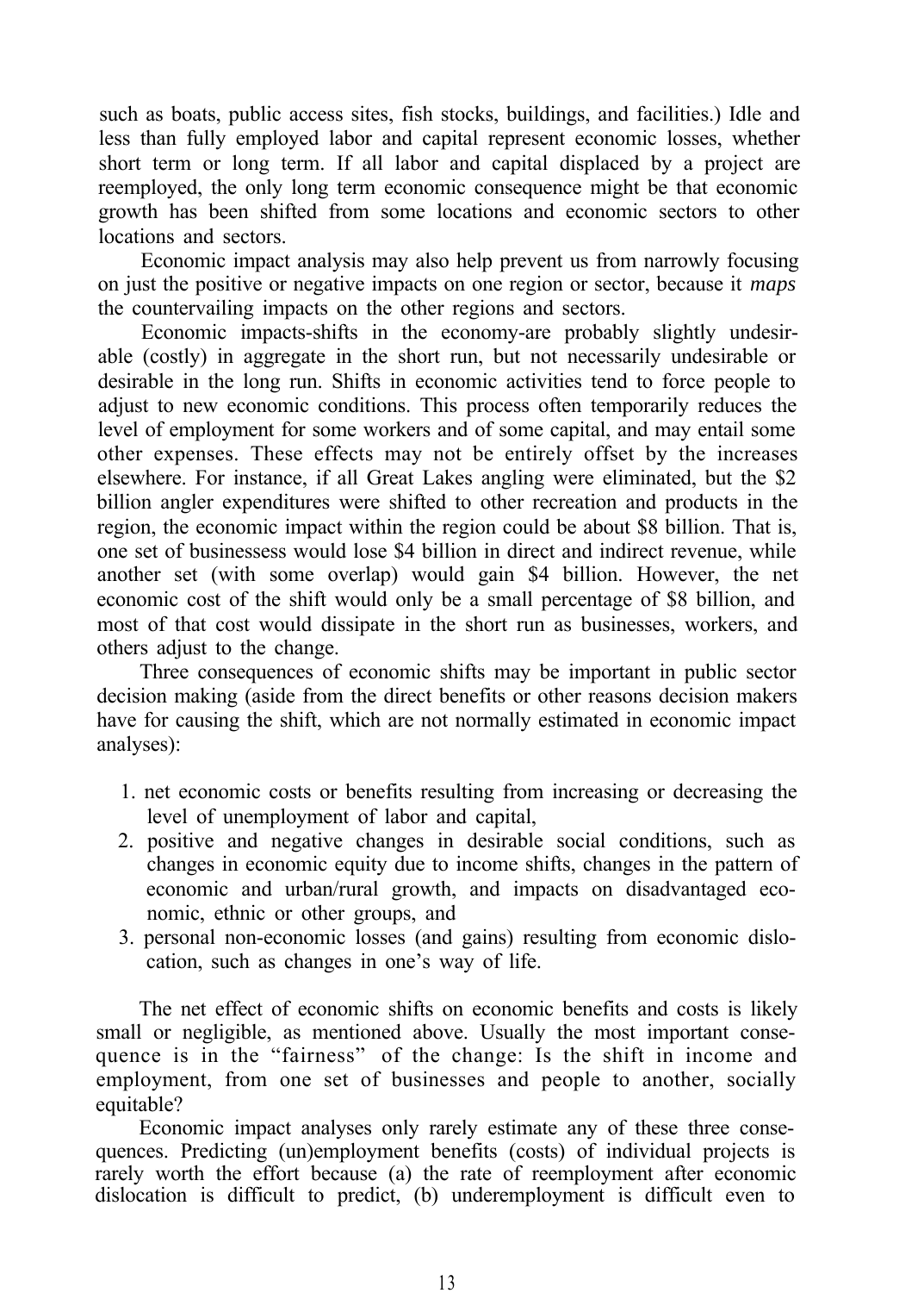such as boats, public access sites, fish stocks, buildings, and facilities.) Idle and less than fully employed labor and capital represent economic losses, whether short term or long term. If all labor and capital displaced by a project are reemployed, the only long term economic consequence might be that economic growth has been shifted from some locations and economic sectors to other locations and sectors.

Economic impact analysis may also help prevent us from narrowly focusing on just the positive or negative impacts on one region or sector, because it *maps* the countervailing impacts on the other regions and sectors.

Economic impacts-shifts in the economy-are probably slightly undesirable (costly) in aggregate in the short run, but not necessarily undesirable or desirable in the long run. Shifts in economic activities tend to force people to adjust to new economic conditions. This process often temporarily reduces the level of employment for some workers and of some capital, and may entail some other expenses. These effects may not be entirely offset by the increases elsewhere. For instance, if all Great Lakes angling were eliminated, but the $2 billion angler expenditures were shifted to other recreation and products in the region, the economic impact within the region could be about $8 billion. That is, one set of businessess would lose $4 billion in direct and indirect revenue, while another set (with some overlap) would gain $4 billion. However, the net economic cost of the shift would only be a small percentage of $8 billion, and most of that cost would dissipate in the short run as businesses, workers, and others adjust to the change.

Three consequences of economic shifts may be important in public sector decision making (aside from the direct benefits or other reasons decision makers have for causing the shift, which are not normally estimated in economic impact analyses):

1. net economic costs or benefits resulting from increasing or decreasing the level of unemployment of labor and capital,
2. positive and negative changes in desirable social conditions, such as changes in economic equity due to income shifts, changes in the pattern of economic and urban/rural growth, and impacts on disadvantaged economic, ethnic or other groups, and
3. personal non-economic losses (and gains) resulting from economic dislocation, such as changes in one's way of life.

The net effect of economic shifts on economic benefits and costs is likely small or negligible, as mentioned above. Usually the most important consequence is in the "fairness" of the change: Is the shift in income and employment, from one set of businesses and people to another, socially equitable?

Economic impact analyses only rarely estimate any of these three consequences. Predicting (un)employment benefits (costs) of individual projects is rarely worth the effort because (a) the rate of reemployment after economic dislocation is difficult to predict, (b) underemployment is difficult even to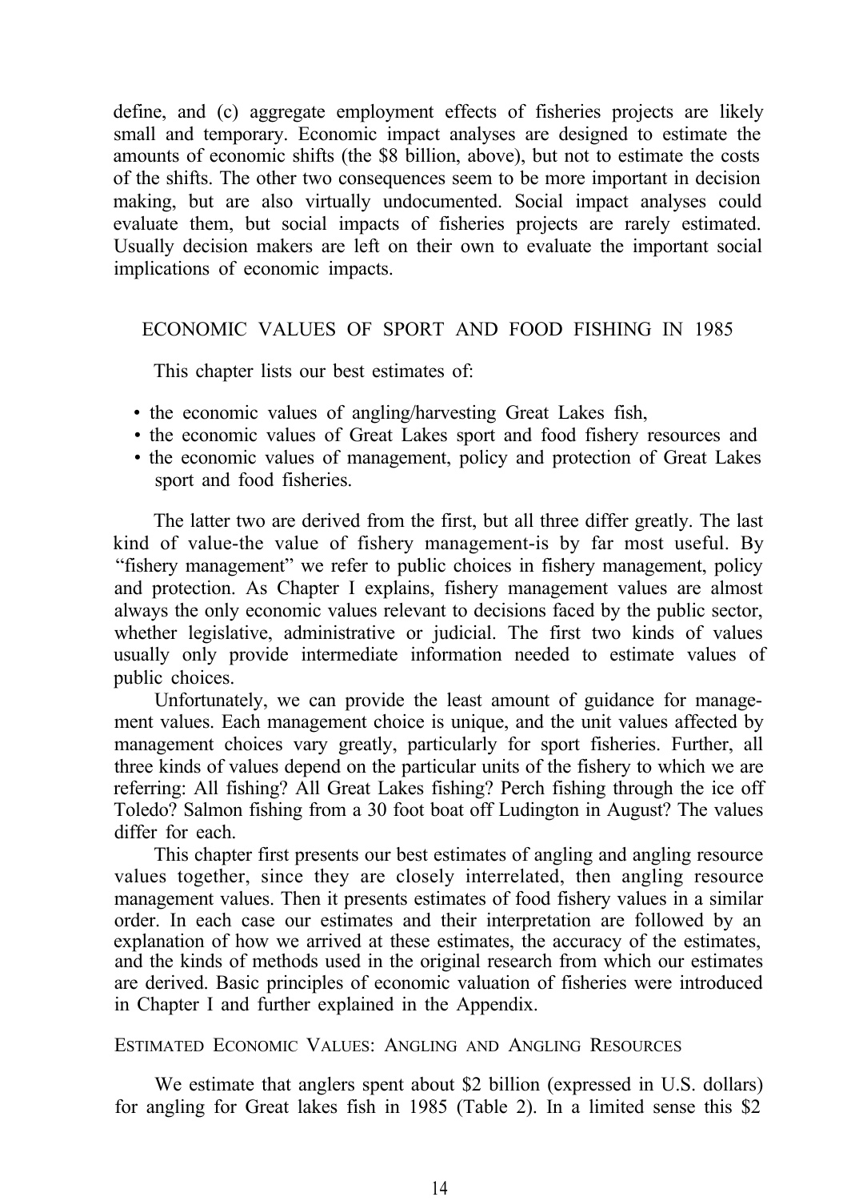define, and (c) aggregate employment effects of fisheries projects are likely small and temporary. Economic impact analyses are designed to estimate the amounts of economic shifts (the $8 billion, above), but not to estimate the costs of the shifts. The other two consequences seem to be more important in decision making, but are also virtually undocumented. Social impact analyses could evaluate them, but social impacts of fisheries projects are rarely estimated. Usually decision makers are left on their own to evaluate the important social implications of economic impacts.

## ECONOMIC VALUES OF SPORT AND FOOD FISHING IN 1985

This chapter lists our best estimates of:

- the economic values of angling/harvesting Great Lakes fish,
- the economic values of Great Lakes sport and food fishery resources and
- the economic values of management, policy and protection of Great Lakes sport and food fisheries.

The latter two are derived from the first, but all three differ greatly. The last kind of value-the value of fishery management-is by far most useful. By "fishery management" we refer to public choices in fishery management, policy and protection. As Chapter I explains, fishery management values are almost always the only economic values relevant to decisions faced by the public sector, whether legislative, administrative or judicial. The first two kinds of values usually only provide intermediate information needed to estimate values of public choices.

Unfortunately, we can provide the least amount of guidance for management values. Each management choice is unique, and the unit values affected by management choices vary greatly, particularly for sport fisheries. Further, all three kinds of values depend on the particular units of the fishery to which we are referring: All fishing? All Great Lakes fishing? Perch fishing through the ice off Toledo? Salmon fishing from a 30 foot boat off Ludington in August? The values differ for each.

This chapter first presents our best estimates of angling and angling resource values together, since they are closely interrelated, then angling resource management values. Then it presents estimates of food fishery values in a similar order. In each case our estimates and their interpretation are followed by an explanation of how we arrived at these estimates, the accuracy of the estimates, and the kinds of methods used in the original research from which our estimates are derived. Basic principles of economic valuation of fisheries were introduced in Chapter I and further explained in the Appendix.

### ESTIMATED ECONOMIC VALUES: ANGLING AND ANGLING RESOURCES

We estimate that anglers spent about $2 billion (expressed in U.S. dollars) for angling for Great lakes fish in 1985 (Table 2). In a limited sense this $2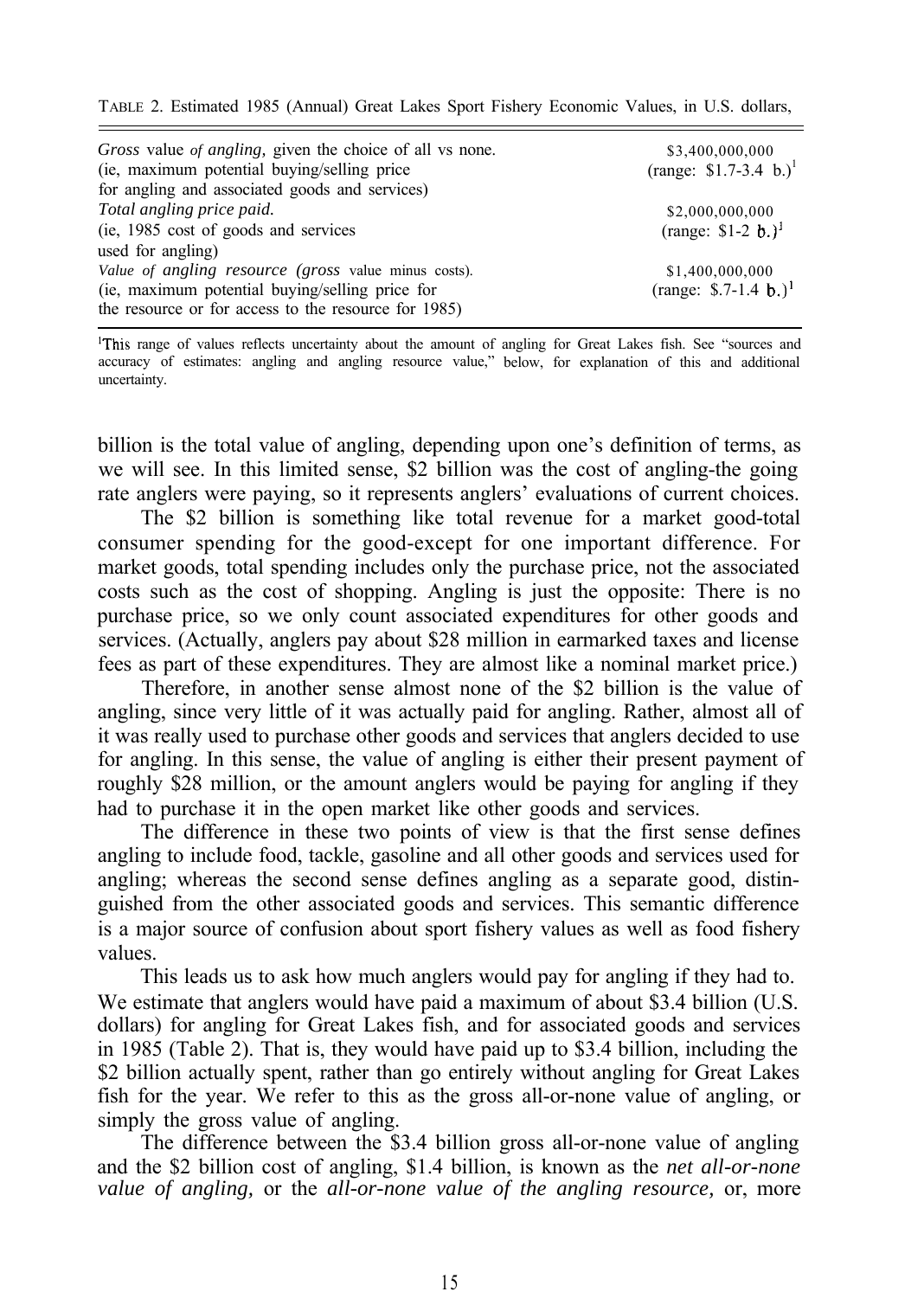TABLE 2. Estimated 1985 (Annual) Great Lakes Sport Fishery Economic Values, in U.S. dollars,

| | |
|---|---|
| *Gross* value *of angling,* given the choice of all vs none. (ie, maximum potential buying/selling price for angling and associated goods and services) | \$3,400,000,000 (range: \$1.7-3.4 b.)[1] |
| *Total angling price paid.* (ie, 1985 cost of goods and services used for angling) | \$2,000,000,000 (range: \$1-2 b.)[1] |
| *Value of angling resource (gross* value minus costs). (ie, maximum potential buying/selling price for the resource or for access to the resource for 1985) | \$1,400,000,000 (range: \$.7-1.4 b.)[1] |

[1]This range of values reflects uncertainty about the amount of angling for Great Lakes fish. See "sources and accuracy of estimates: angling and angling resource value," below, for explanation of this and additional uncertainty.

billion is the total value of angling, depending upon one's definition of terms, as we will see. In this limited sense, \$2 billion was the cost of angling-the going rate anglers were paying, so it represents anglers' evaluations of current choices.

The \$2 billion is something like total revenue for a market good-total consumer spending for the good-except for one important difference. For market goods, total spending includes only the purchase price, not the associated costs such as the cost of shopping. Angling is just the opposite: There is no purchase price, so we only count associated expenditures for other goods and services. (Actually, anglers pay about \$28 million in earmarked taxes and license fees as part of these expenditures. They are almost like a nominal market price.)

Therefore, in another sense almost none of the \$2 billion is the value of angling, since very little of it was actually paid for angling. Rather, almost all of it was really used to purchase other goods and services that anglers decided to use for angling. In this sense, the value of angling is either their present payment of roughly \$28 million, or the amount anglers would be paying for angling if they had to purchase it in the open market like other goods and services.

The difference in these two points of view is that the first sense defines angling to include food, tackle, gasoline and all other goods and services used for angling; whereas the second sense defines angling as a separate good, distinguished from the other associated goods and services. This semantic difference is a major source of confusion about sport fishery values as well as food fishery values.

This leads us to ask how much anglers would pay for angling if they had to. We estimate that anglers would have paid a maximum of about \$3.4 billion (U.S. dollars) for angling for Great Lakes fish, and for associated goods and services in 1985 (Table 2). That is, they would have paid up to \$3.4 billion, including the \$2 billion actually spent, rather than go entirely without angling for Great Lakes fish for the year. We refer to this as the gross all-or-none value of angling, or simply the gross value of angling.

The difference between the \$3.4 billion gross all-or-none value of angling and the \$2 billion cost of angling, \$1.4 billion, is known as the *net all-or-none value of angling,* or the *all-or-none value of the angling resource,* or, more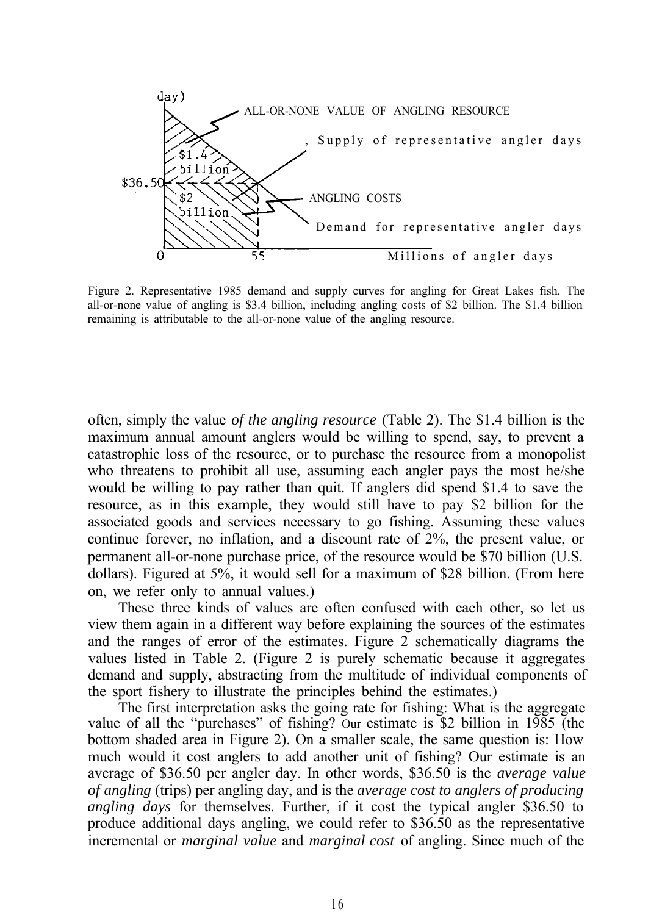day)

ALL-OR-NONE VALUE OF ANGLING RESOURCE

Supply of representative angler days

$1.4 billion

$36.50

$2 billion

ANGLING COSTS

Demand for representative angler days

0

55

Millions of angler days

Figure 2. Representative 1985 demand and supply curves for angling for Great Lakes fish. The all-or-none value of angling is $3.4 billion, including angling costs of $2 billion. The $1.4 billion remaining is attributable to the all-or-none value of the angling resource.

often, simply the value *of the angling resource* (Table 2). The $1.4 billion is the maximum annual amount anglers would be willing to spend, say, to prevent a catastrophic loss of the resource, or to purchase the resource from a monopolist who threatens to prohibit all use, assuming each angler pays the most he/she would be willing to pay rather than quit. If anglers did spend $1.4 to save the resource, as in this example, they would still have to pay $2 billion for the associated goods and services necessary to go fishing. Assuming these values continue forever, no inflation, and a discount rate of 2%, the present value, or permanent all-or-none purchase price, of the resource would be $70 billion (U.S. dollars). Figured at 5%, it would sell for a maximum of $28 billion. (From here on, we refer only to annual values.)

These three kinds of values are often confused with each other, so let us view them again in a different way before explaining the sources of the estimates and the ranges of error of the estimates. Figure 2 schematically diagrams the values listed in Table 2. (Figure 2 is purely schematic because it aggregates demand and supply, abstracting from the multitude of individual components of the sport fishery to illustrate the principles behind the estimates.)

The first interpretation asks the going rate for fishing: What is the aggregate value of all the "purchases" of fishing? Our estimate is $2 billion in 1985 (the bottom shaded area in Figure 2). On a smaller scale, the same question is: How much would it cost anglers to add another unit of fishing? Our estimate is an average of $36.50 per angler day. In other words, $36.50 is the *average value of angling* (trips) per angling day, and is the *average cost to anglers of producing angling days* for themselves. Further, if it cost the typical angler $36.50 to produce additional days angling, we could refer to $36.50 as the representative incremental or *marginal value* and *marginal cost* of angling. Since much of the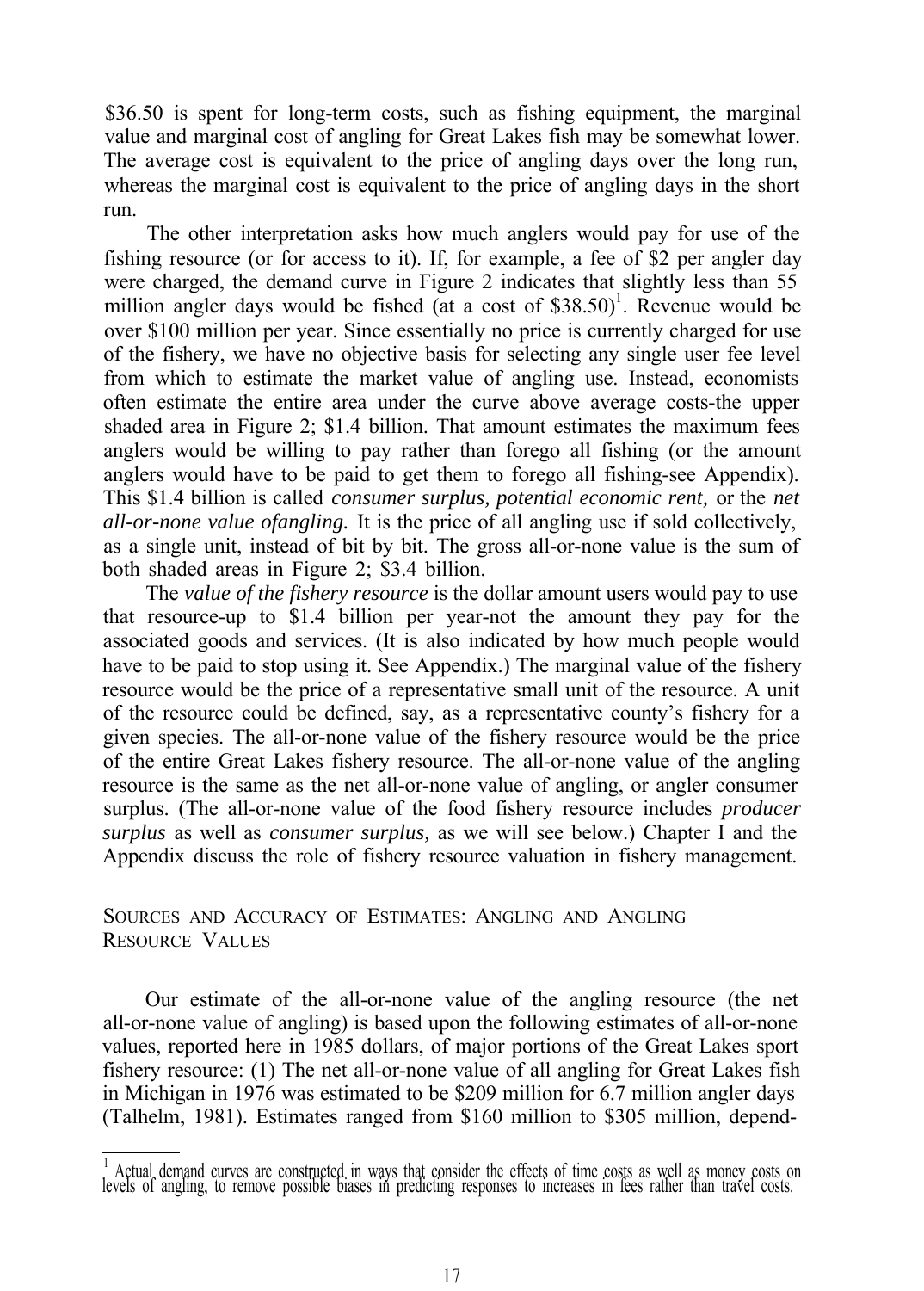$36.50 is spent for long-term costs, such as fishing equipment, the marginal value and marginal cost of angling for Great Lakes fish may be somewhat lower. The average cost is equivalent to the price of angling days over the long run, whereas the marginal cost is equivalent to the price of angling days in the short run.

The other interpretation asks how much anglers would pay for use of the fishing resource (or for access to it). If, for example, a fee of $2 per angler day were charged, the demand curve in Figure 2 indicates that slightly less than 55 million angler days would be fished (at a cost of $38.50)[1]. Revenue would be over $100 million per year. Since essentially no price is currently charged for use of the fishery, we have no objective basis for selecting any single user fee level from which to estimate the market value of angling use. Instead, economists often estimate the entire area under the curve above average costs-the upper shaded area in Figure 2; $1.4 billion. That amount estimates the maximum fees anglers would be willing to pay rather than forego all fishing (or the amount anglers would have to be paid to get them to forego all fishing-see Appendix). This $1.4 billion is called *consumer surplus, potential economic rent,* or the *net all-or-none value ofangling.* It is the price of all angling use if sold collectively, as a single unit, instead of bit by bit. The gross all-or-none value is the sum of both shaded areas in Figure 2; $3.4 billion.

The *value of the fishery resource* is the dollar amount users would pay to use that resource-up to $1.4 billion per year-not the amount they pay for the associated goods and services. (It is also indicated by how much people would have to be paid to stop using it. See Appendix.) The marginal value of the fishery resource would be the price of a representative small unit of the resource. A unit of the resource could be defined, say, as a representative county's fishery for a given species. The all-or-none value of the fishery resource would be the price of the entire Great Lakes fishery resource. The all-or-none value of the angling resource is the same as the net all-or-none value of angling, or angler consumer surplus. (The all-or-none value of the food fishery resource includes *producer surplus* as well as *consumer surplus,* as we will see below.) Chapter I and the Appendix discuss the role of fishery resource valuation in fishery management.

## SOURCES AND ACCURACY OF ESTIMATES: ANGLING AND ANGLING RESOURCE VALUES

Our estimate of the all-or-none value of the angling resource (the net all-or-none value of angling) is based upon the following estimates of all-or-none values, reported here in 1985 dollars, of major portions of the Great Lakes sport fishery resource: (1) The net all-or-none value of all angling for Great Lakes fish in Michigan in 1976 was estimated to be $209 million for 6.7 million angler days (Talhelm, 1981). Estimates ranged from $160 million to $305 million, depend-

[1] Actual demand curves are constructed in ways that consider the effects of time costs as well as money costs on levels of angling, to remove possible biases in predicting responses to increases in fees rather than travel costs.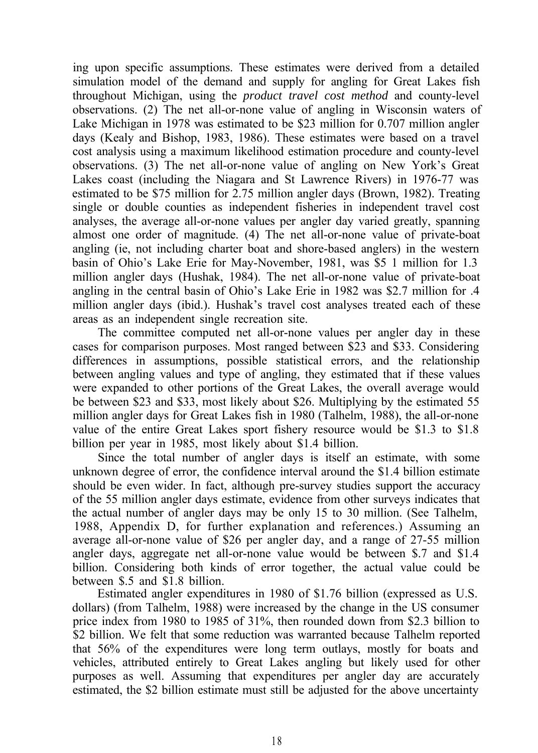ing upon specific assumptions. These estimates were derived from a detailed simulation model of the demand and supply for angling for Great Lakes fish throughout Michigan, using the *product travel cost method* and county-level observations. (2) The net all-or-none value of angling in Wisconsin waters of Lake Michigan in 1978 was estimated to be $23 million for 0.707 million angler days (Kealy and Bishop, 1983, 1986). These estimates were based on a travel cost analysis using a maximum likelihood estimation procedure and county-level observations. (3) The net all-or-none value of angling on New York's Great Lakes coast (including the Niagara and St Lawrence Rivers) in 1976-77 was estimated to be $75 million for 2.75 million angler days (Brown, 1982). Treating single or double counties as independent fisheries in independent travel cost analyses, the average all-or-none values per angler day varied greatly, spanning almost one order of magnitude. (4) The net all-or-none value of private-boat angling (ie, not including charter boat and shore-based anglers) in the western basin of Ohio's Lake Erie for May-November, 1981, was $5 1 million for 1.3 million angler days (Hushak, 1984). The net all-or-none value of private-boat angling in the central basin of Ohio's Lake Erie in 1982 was $2.7 million for .4 million angler days (ibid.). Hushak's travel cost analyses treated each of these areas as an independent single recreation site.

The committee computed net all-or-none values per angler day in these cases for comparison purposes. Most ranged between $23 and $33. Considering differences in assumptions, possible statistical errors, and the relationship between angling values and type of angling, they estimated that if these values were expanded to other portions of the Great Lakes, the overall average would be between $23 and $33, most likely about $26. Multiplying by the estimated 55 million angler days for Great Lakes fish in 1980 (Talhelm, 1988), the all-or-none value of the entire Great Lakes sport fishery resource would be $1.3 to $1.8 billion per year in 1985, most likely about $1.4 billion.

Since the total number of angler days is itself an estimate, with some unknown degree of error, the confidence interval around the $1.4 billion estimate should be even wider. In fact, although pre-survey studies support the accuracy of the 55 million angler days estimate, evidence from other surveys indicates that the actual number of angler days may be only 15 to 30 million. (See Talhelm, 1988, Appendix D, for further explanation and references.) Assuming an average all-or-none value of $26 per angler day, and a range of 27-55 million angler days, aggregate net all-or-none value would be between $.7 and $1.4 billion. Considering both kinds of error together, the actual value could be between $.5 and $1.8 billion.

Estimated angler expenditures in 1980 of $1.76 billion (expressed as U.S. dollars) (from Talhelm, 1988) were increased by the change in the US consumer price index from 1980 to 1985 of 31%, then rounded down from $2.3 billion to $2 billion. We felt that some reduction was warranted because Talhelm reported that 56% of the expenditures were long term outlays, mostly for boats and vehicles, attributed entirely to Great Lakes angling but likely used for other purposes as well. Assuming that expenditures per angler day are accurately estimated, the $2 billion estimate must still be adjusted for the above uncertainty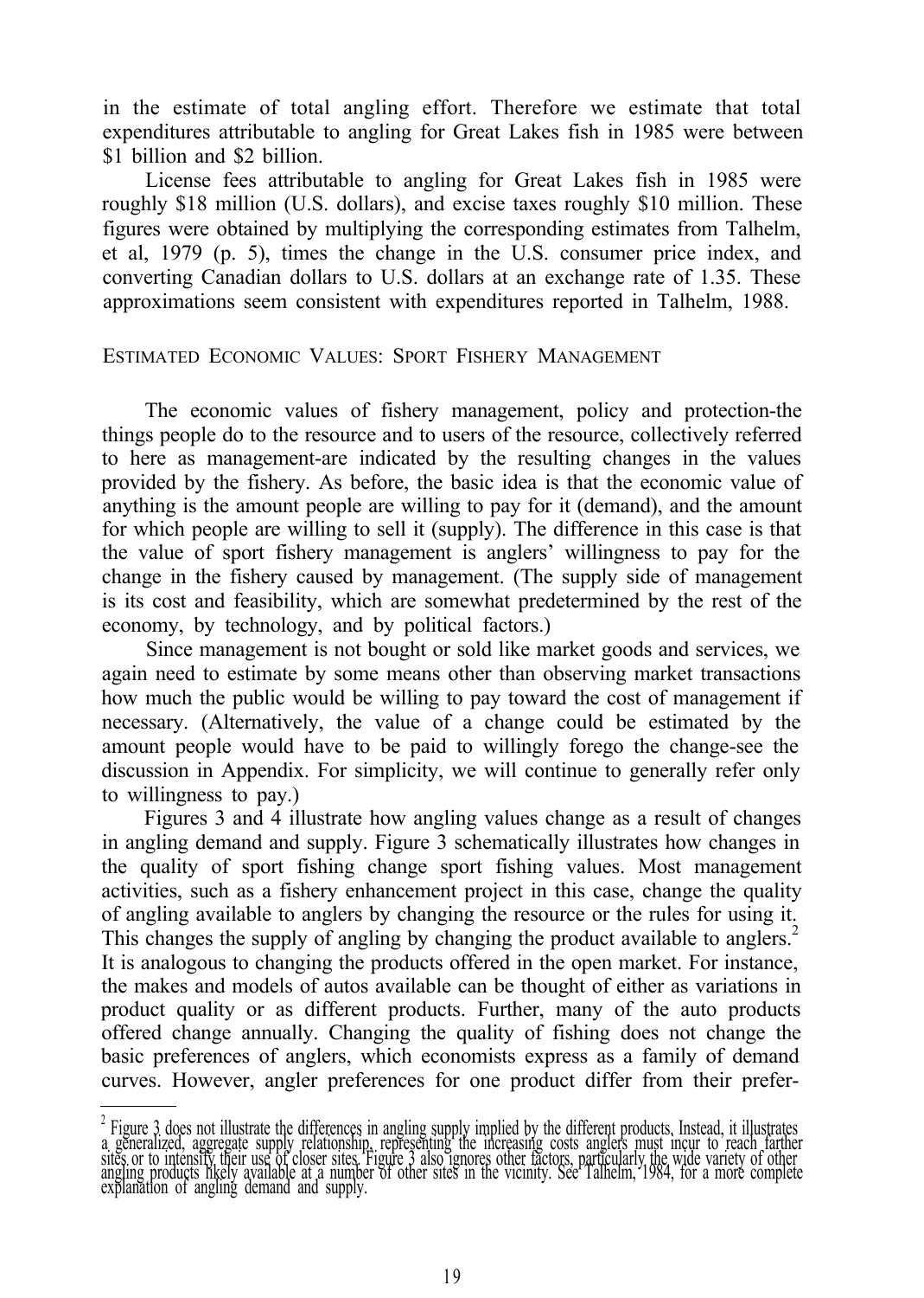in the estimate of total angling effort. Therefore we estimate that total expenditures attributable to angling for Great Lakes fish in 1985 were between $1 billion and $2 billion.

License fees attributable to angling for Great Lakes fish in 1985 were roughly $18 million (U.S. dollars), and excise taxes roughly $10 million. These figures were obtained by multiplying the corresponding estimates from Talhelm, et al, 1979 (p. 5), times the change in the U.S. consumer price index, and converting Canadian dollars to U.S. dollars at an exchange rate of 1.35. These approximations seem consistent with expenditures reported in Talhelm, 1988.

## ESTIMATED ECONOMIC VALUES: SPORT FISHERY MANAGEMENT

The economic values of fishery management, policy and protection-the things people do to the resource and to users of the resource, collectively referred to here as management-are indicated by the resulting changes in the values provided by the fishery. As before, the basic idea is that the economic value of anything is the amount people are willing to pay for it (demand), and the amount for which people are willing to sell it (supply). The difference in this case is that the value of sport fishery management is anglers' willingness to pay for the change in the fishery caused by management. (The supply side of management is its cost and feasibility, which are somewhat predetermined by the rest of the economy, by technology, and by political factors.)

Since management is not bought or sold like market goods and services, we again need to estimate by some means other than observing market transactions how much the public would be willing to pay toward the cost of management if necessary. (Alternatively, the value of a change could be estimated by the amount people would have to be paid to willingly forego the change-see the discussion in Appendix. For simplicity, we will continue to generally refer only to willingness to pay.)

Figures 3 and 4 illustrate how angling values change as a result of changes in angling demand and supply. Figure 3 schematically illustrates how changes in the quality of sport fishing change sport fishing values. Most management activities, such as a fishery enhancement project in this case, change the quality of angling available to anglers by changing the resource or the rules for using it. This changes the supply of angling by changing the product available to anglers.[2] It is analogous to changing the products offered in the open market. For instance, the makes and models of autos available can be thought of either as variations in product quality or as different products. Further, many of the auto products offered change annually. Changing the quality of fishing does not change the basic preferences of anglers, which economists express as a family of demand curves. However, angler preferences for one product differ from their prefer-

[2] Figure 3 does not illustrate the differences in angling supply implied by the different products, Instead, it illustrates a generalized, aggregate supply relationship, representing the increasing costs anglers must incur to reach farther sites or to intensify their use of closer sites. Figure 3 also ignores other factors, particularly the wide variety of other angling products likely available at a number of other sites in the vicinity. See Talhelm, 1984, for a more complete explanation of angling demand and supply.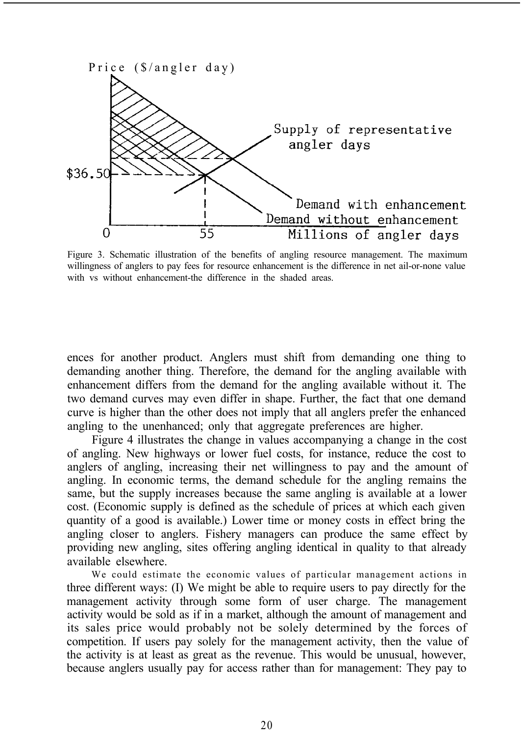Price ($/angler day)

Supply of representative angler days

$36.50

Demand with enhancement

Demand without enhancement

0

55

Millions of angler days

Figure 3. Schematic illustration of the benefits of angling resource management. The maximum willingness of anglers to pay fees for resource enhancement is the difference in net ail-or-none value with vs without enhancement-the difference in the shaded areas.

ences for another product. Anglers must shift from demanding one thing to demanding another thing. Therefore, the demand for the angling available with enhancement differs from the demand for the angling available without it. The two demand curves may even differ in shape. Further, the fact that one demand curve is higher than the other does not imply that all anglers prefer the enhanced angling to the unenhanced; only that aggregate preferences are higher.

Figure 4 illustrates the change in values accompanying a change in the cost of angling. New highways or lower fuel costs, for instance, reduce the cost to anglers of angling, increasing their net willingness to pay and the amount of angling. In economic terms, the demand schedule for the angling remains the same, but the supply increases because the same angling is available at a lower cost. (Economic supply is defined as the schedule of prices at which each given quantity of a good is available.) Lower time or money costs in effect bring the angling closer to anglers. Fishery managers can produce the same effect by providing new angling, sites offering angling identical in quality to that already available elsewhere.

We could estimate the economic values of particular management actions in three different ways: (I) We might be able to require users to pay directly for the management activity through some form of user charge. The management activity would be sold as if in a market, although the amount of management and its sales price would probably not be solely determined by the forces of competition. If users pay solely for the management activity, then the value of the activity is at least as great as the revenue. This would be unusual, however, because anglers usually pay for access rather than for management: They pay to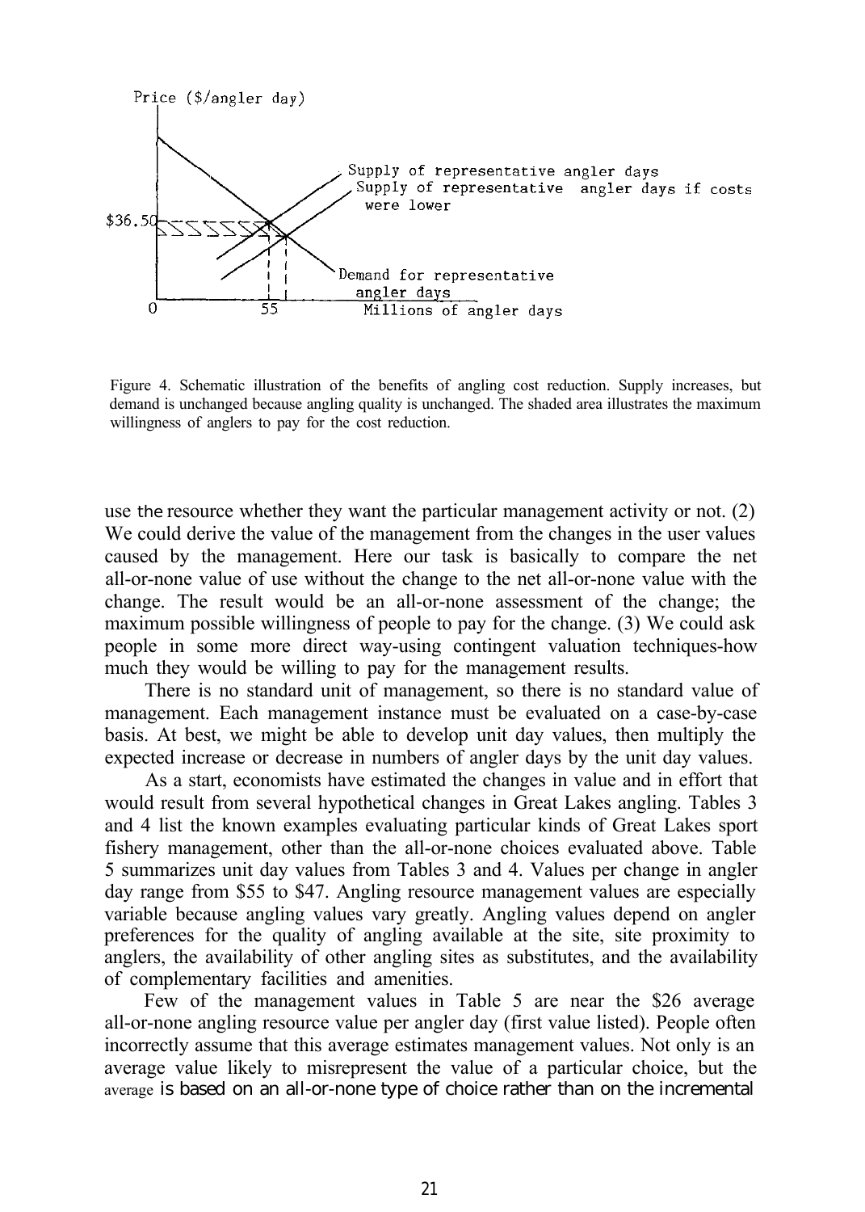Price ($/angler day)

Supply of representative angler days

Supply of representative angler days if costs were lower

$36.50

Demand for representative angler days

0

55

Millions of angler days

Figure 4. Schematic illustration of the benefits of angling cost reduction. Supply increases, but demand is unchanged because angling quality is unchanged. The shaded area illustrates the maximum willingness of anglers to pay for the cost reduction.

use the resource whether they want the particular management activity or not. (2) We could derive the value of the management from the changes in the user values caused by the management. Here our task is basically to compare the net all-or-none value of use without the change to the net all-or-none value with the change. The result would be an all-or-none assessment of the change; the maximum possible willingness of people to pay for the change. (3) We could ask people in some more direct way-using contingent valuation techniques-how much they would be willing to pay for the management results.

There is no standard unit of management, so there is no standard value of management. Each management instance must be evaluated on a case-by-case basis. At best, we might be able to develop unit day values, then multiply the expected increase or decrease in numbers of angler days by the unit day values.

As a start, economists have estimated the changes in value and in effort that would result from several hypothetical changes in Great Lakes angling. Tables 3 and 4 list the known examples evaluating particular kinds of Great Lakes sport fishery management, other than the all-or-none choices evaluated above. Table 5 summarizes unit day values from Tables 3 and 4. Values per change in angler day range from $55 to $47. Angling resource management values are especially variable because angling values vary greatly. Angling values depend on angler preferences for the quality of angling available at the site, site proximity to anglers, the availability of other angling sites as substitutes, and the availability of complementary facilities and amenities.

Few of the management values in Table 5 are near the $26 average all-or-none angling resource value per angler day (first value listed). People often incorrectly assume that this average estimates management values. Not only is an average value likely to misrepresent the value of a particular choice, but the average is based on an all-or-none type of choice rather than on the incremental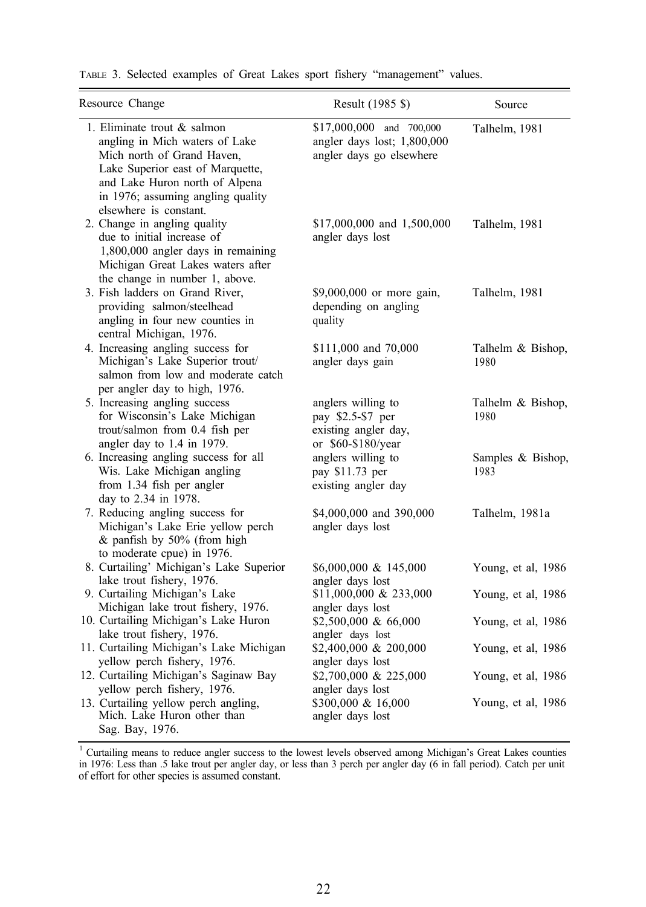TABLE 3. Selected examples of Great Lakes sport fishery "management" values.

| Resource Change | Result (1985 $) | Source |
|---|---|---|
| 1. Eliminate trout & salmon angling in Mich waters of Lake Mich north of Grand Haven, Lake Superior east of Marquette, and Lake Huron north of Alpena in 1976; assuming angling quality elsewhere is constant. | $17,000,000 and 700,000 angler days lost; 1,800,000 angler days go elsewhere | Talhelm, 1981 |
| 2. Change in angling quality due to initial increase of 1,800,000 angler days in remaining Michigan Great Lakes waters after the change in number 1, above. | $17,000,000 and 1,500,000 angler days lost | Talhelm, 1981 |
| 3. Fish ladders on Grand River, providing salmon/steelhead angling in four new counties in central Michigan, 1976. | $9,000,000 or more gain, depending on angling quality | Talhelm, 1981 |
| 4. Increasing angling success for Michigan's Lake Superior trout/salmon from low and moderate catch per angler day to high, 1976. | $111,000 and 70,000 angler days gain | Talhelm & Bishop, 1980 |
| 5. Increasing angling success for Wisconsin's Lake Michigan trout/salmon from 0.4 fish per angler day to 1.4 in 1979. | anglers willing to pay $2.5-$7 per existing angler day, or $60-$180/year | Talhelm & Bishop, 1980 |
| 6. Increasing angling success for all Wis. Lake Michigan angling from 1.34 fish per angler day to 2.34 in 1978. | anglers willing to pay $11.73 per existing angler day | Samples & Bishop, 1983 |
| 7. Reducing angling success for Michigan's Lake Erie yellow perch & panfish by 50% (from high to moderate cpue) in 1976. | $4,000,000 and 390,000 angler days lost | Talhelm, 1981a |
| 8. Curtailing' Michigan's Lake Superior lake trout fishery, 1976. | $6,000,000 & 145,000 angler days lost | Young, et al, 1986 |
| 9. Curtailing Michigan's Lake Michigan lake trout fishery, 1976. | $11,000,000 & 233,000 angler days lost | Young, et al, 1986 |
| 10. Curtailing Michigan's Lake Huron lake trout fishery, 1976. | $2,500,000 & 66,000 angler days lost | Young, et al, 1986 |
| 11. Curtailing Michigan's Lake Michigan yellow perch fishery, 1976. | $2,400,000 & 200,000 angler days lost | Young, et al, 1986 |
| 12. Curtailing Michigan's Saginaw Bay yellow perch fishery, 1976. | $2,700,000 & 225,000 angler days lost | Young, et al, 1986 |
| 13. Curtailing yellow perch angling, Mich. Lake Huron other than Sag. Bay, 1976. | $300,000 & 16,000 angler days lost | Young, et al, 1986 |

[1] Curtailing means to reduce angler success to the lowest levels observed among Michigan's Great Lakes counties in 1976: Less than .5 lake trout per angler day, or less than 3 perch per angler day (6 in fall period). Catch per unit of effort for other species is assumed constant.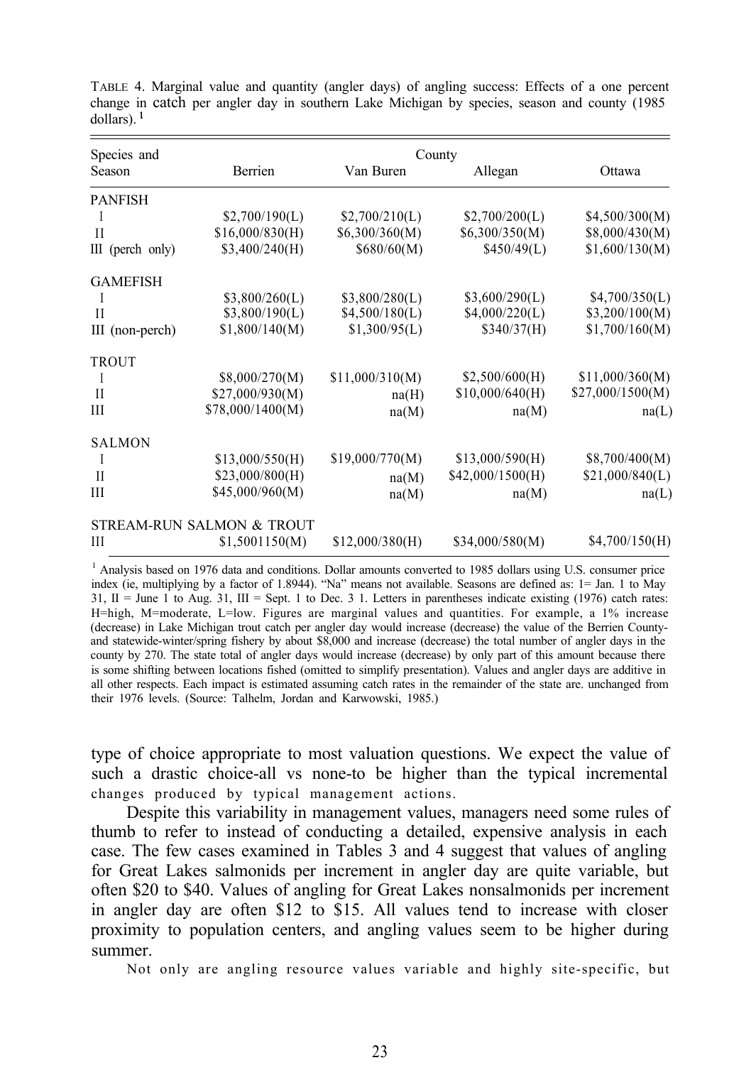TABLE 4. Marginal value and quantity (angler days) of angling success: Effects of a one percent change in catch per angler day in southern Lake Michigan by species, season and county (1985 dollars). [1]

| Species and Season | County | | | |
|---|---|---|---|---|
| | Berrien | Van Buren | Allegan | Ottawa |
| PANFISH | | | | |
| I | $2,700/190(L) | $2,700/210(L) | $2,700/200(L) | $4,500/300(M) |
| II | $16,000/830(H) | $6,300/360(M) | $6,300/350(M) | $8,000/430(M) |
| III (perch only) | $3,400/240(H) | $680/60(M) | $450/49(L) | $1,600/130(M) |
| GAMEFISH | | | | |
| I | $3,800/260(L) | $3,800/280(L) | $3,600/290(L) | $4,700/350(L) |
| II | $3,800/190(L) | $4,500/180(L) | $4,000/220(L) | $3,200/100(M) |
| III (non-perch) | $1,800/140(M) | $1,300/95(L) | $340/37(H) | $1,700/160(M) |
| TROUT | | | | |
| I | $8,000/270(M) | $11,000/310(M) | $2,500/600(H) | $11,000/360(M) |
| II | $27,000/930(M) | na(H) | $10,000/640(H) | $27,000/1500(M) |
| III | $78,000/1400(M) | na(M) | na(M) | na(L) |
| SALMON | | | | |
| I | $13,000/550(H) | $19,000/770(M) | $13,000/590(H) | $8,700/400(M) |
| II | $23,000/800(H) | na(M) | $42,000/1500(H) | $21,000/840(L) |
| III | $45,000/960(M) | na(M) | na(M) | na(L) |
| STREAM-RUN SALMON & TROUT | | | | |
| III | $1,5001150(M) | $12,000/380(H) | $34,000/580(M) | $4,700/150(H) |

[1] Analysis based on 1976 data and conditions. Dollar amounts converted to 1985 dollars using U.S. consumer price index (ie, multiplying by a factor of 1.8944). "Na" means not available. Seasons are defined as: 1= Jan. 1 to May 31, II = June 1 to Aug. 31, III = Sept. 1 to Dec. 3 1. Letters in parentheses indicate existing (1976) catch rates: H=high, M=moderate, L=low. Figures are marginal values and quantities. For example, a 1% increase (decrease) in Lake Michigan trout catch per angler day would increase (decrease) the value of the Berrien County- and statewide-winter/spring fishery by about $8,000 and increase (decrease) the total number of angler days in the county by 270. The state total of angler days would increase (decrease) by only part of this amount because there is some shifting between locations fished (omitted to simplify presentation). Values and angler days are additive in all other respects. Each impact is estimated assuming catch rates in the remainder of the state are. unchanged from their 1976 levels. (Source: Talhelm, Jordan and Karwowski, 1985.)

type of choice appropriate to most valuation questions. We expect the value of such a drastic choice-all vs none-to be higher than the typical incremental changes produced by typical management actions.

Despite this variability in management values, managers need some rules of thumb to refer to instead of conducting a detailed, expensive analysis in each case. The few cases examined in Tables 3 and 4 suggest that values of angling for Great Lakes salmonids per increment in angler day are quite variable, but often $20 to $40. Values of angling for Great Lakes nonsalmonids per increment in angler day are often $12 to $15. All values tend to increase with closer proximity to population centers, and angling values seem to be higher during summer.

Not only are angling resource values variable and highly site-specific, but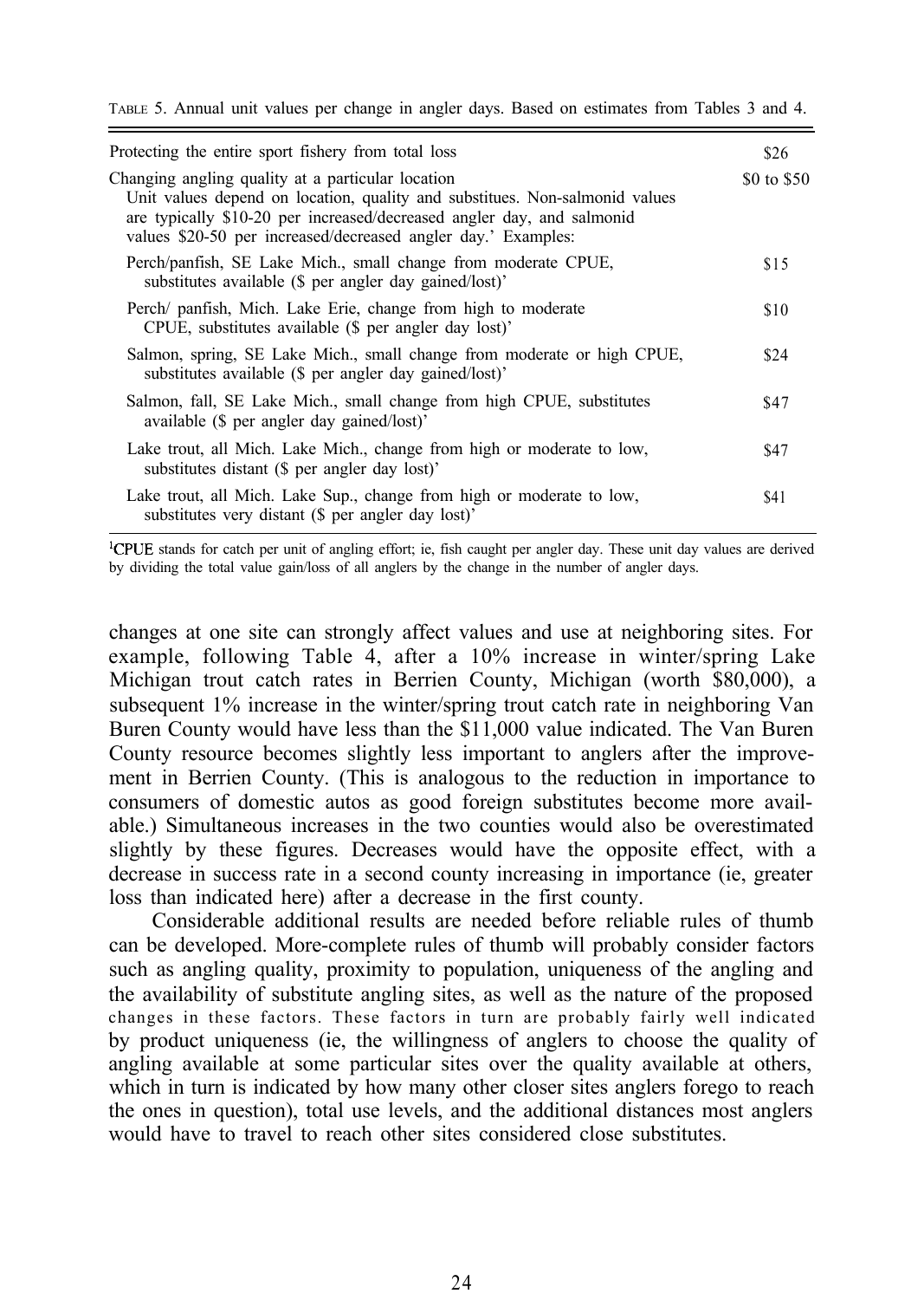TABLE 5. Annual unit values per change in angler days. Based on estimates from Tables 3 and 4.

| | |
|---|---|
| Protecting the entire sport fishery from total loss | \$26 |
| Changing angling quality at a particular location<br>Unit values depend on location, quality and substitues. Non-salmonid values are typically \$10-20 per increased/decreased angler day, and salmonid values \$20-50 per increased/decreased angler day.' Examples: | \$0 to \$50 |
| Perch/panfish, SE Lake Mich., small change from moderate CPUE, substitutes available (\$ per angler day gained/lost)' | \$15 |
| Perch/ panfish, Mich. Lake Erie, change from high to moderate CPUE, substitutes available (\$ per angler day lost)' | \$10 |
| Salmon, spring, SE Lake Mich., small change from moderate or high CPUE, substitutes available (\$ per angler day gained/lost)' | \$24 |
| Salmon, fall, SE Lake Mich., small change from high CPUE, substitutes available (\$ per angler day gained/lost)' | \$47 |
| Lake trout, all Mich. Lake Mich., change from high or moderate to low, substitutes distant (\$ per angler day lost)' | \$47 |
| Lake trout, all Mich. Lake Sup., change from high or moderate to low, substitutes very distant (\$ per angler day lost)' | \$41 |

[1]CPUE stands for catch per unit of angling effort; ie, fish caught per angler day. These unit day values are derived by dividing the total value gain/loss of all anglers by the change in the number of angler days.

changes at one site can strongly affect values and use at neighboring sites. For example, following Table 4, after a 10% increase in winter/spring Lake Michigan trout catch rates in Berrien County, Michigan (worth \$80,000), a subsequent 1% increase in the winter/spring trout catch rate in neighboring Van Buren County would have less than the \$11,000 value indicated. The Van Buren County resource becomes slightly less important to anglers after the improvement in Berrien County. (This is analogous to the reduction in importance to consumers of domestic autos as good foreign substitutes become more available.) Simultaneous increases in the two counties would also be overestimated slightly by these figures. Decreases would have the opposite effect, with a decrease in success rate in a second county increasing in importance (ie, greater loss than indicated here) after a decrease in the first county.

Considerable additional results are needed before reliable rules of thumb can be developed. More-complete rules of thumb will probably consider factors such as angling quality, proximity to population, uniqueness of the angling and the availability of substitute angling sites, as well as the nature of the proposed changes in these factors. These factors in turn are probably fairly well indicated by product uniqueness (ie, the willingness of anglers to choose the quality of angling available at some particular sites over the quality available at others, which in turn is indicated by how many other closer sites anglers forego to reach the ones in question), total use levels, and the additional distances most anglers would have to travel to reach other sites considered close substitutes.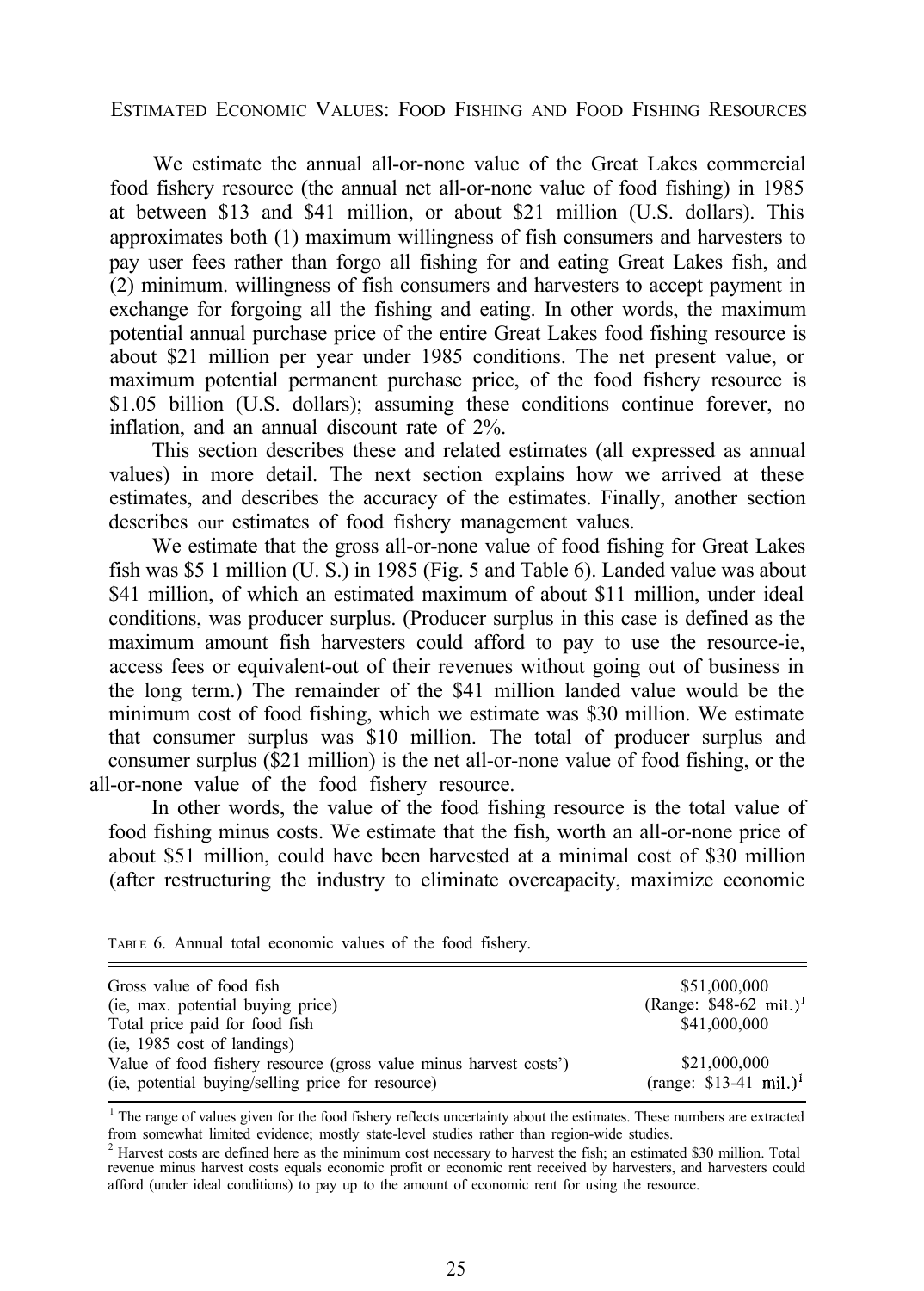## ESTIMATED ECONOMIC VALUES: FOOD FISHING AND FOOD FISHING RESOURCES

We estimate the annual all-or-none value of the Great Lakes commercial food fishery resource (the annual net all-or-none value of food fishing) in 1985 at between $13 and $41 million, or about $21 million (U.S. dollars). This approximates both (1) maximum willingness of fish consumers and harvesters to pay user fees rather than forgo all fishing for and eating Great Lakes fish, and (2) minimum. willingness of fish consumers and harvesters to accept payment in exchange for forgoing all the fishing and eating. In other words, the maximum potential annual purchase price of the entire Great Lakes food fishing resource is about $21 million per year under 1985 conditions. The net present value, or maximum potential permanent purchase price, of the food fishery resource is $1.05 billion (U.S. dollars); assuming these conditions continue forever, no inflation, and an annual discount rate of 2%.

This section describes these and related estimates (all expressed as annual values) in more detail. The next section explains how we arrived at these estimates, and describes the accuracy of the estimates. Finally, another section describes our estimates of food fishery management values.

We estimate that the gross all-or-none value of food fishing for Great Lakes fish was $5 1 million (U. S.) in 1985 (Fig. 5 and Table 6). Landed value was about $41 million, of which an estimated maximum of about $11 million, under ideal conditions, was producer surplus. (Producer surplus in this case is defined as the maximum amount fish harvesters could afford to pay to use the resource-ie, access fees or equivalent-out of their revenues without going out of business in the long term.) The remainder of the $41 million landed value would be the minimum cost of food fishing, which we estimate was $30 million. We estimate that consumer surplus was $10 million. The total of producer surplus and consumer surplus ($21 million) is the net all-or-none value of food fishing, or the all-or-none value of the food fishery resource.

In other words, the value of the food fishing resource is the total value of food fishing minus costs. We estimate that the fish, worth an all-or-none price of about $51 million, could have been harvested at a minimal cost of $30 million (after restructuring the industry to eliminate overcapacity, maximize economic

TABLE 6. Annual total economic values of the food fishery.

| | |
|---|---|
| Gross value of food fish (ie, max. potential buying price) | $51,000,000 (Range: $48-62 mil.)[1] |
| Total price paid for food fish (ie, 1985 cost of landings) | $41,000,000 |
| Value of food fishery resource (gross value minus harvest costs[2]) (ie, potential buying/selling price for resource) | $21,000,000 (range: $13-41 mil.)[1] |

[1] The range of values given for the food fishery reflects uncertainty about the estimates. These numbers are extracted from somewhat limited evidence; mostly state-level studies rather than region-wide studies.

[2] Harvest costs are defined here as the minimum cost necessary to harvest the fish; an estimated $30 million. Total revenue minus harvest costs equals economic profit or economic rent received by harvesters, and harvesters could afford (under ideal conditions) to pay up to the amount of economic rent for using the resource.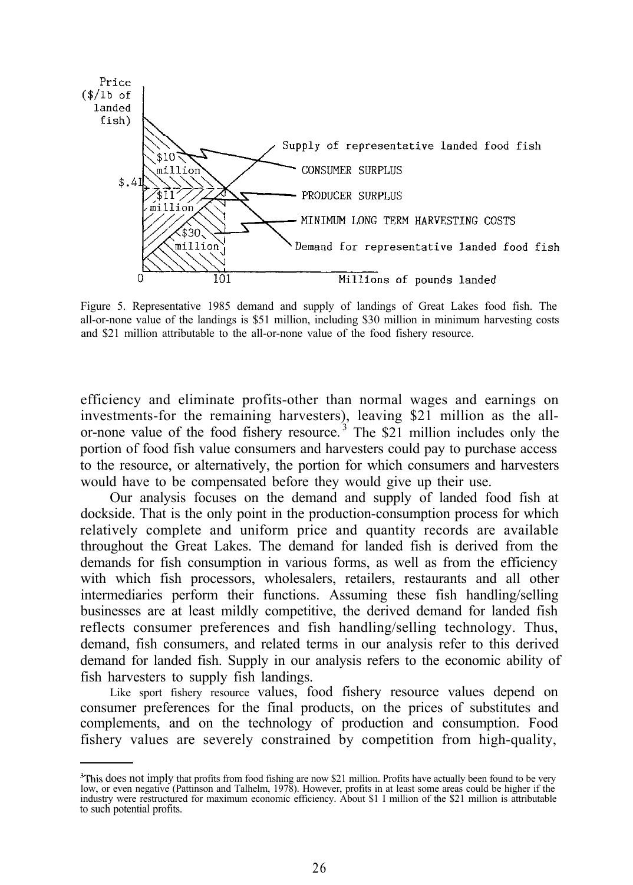Price ($/lb of landed fish)

$10 million

$.41

$11 million

$30 million

0

101

Supply of representative landed food fish

CONSUMER SURPLUS

PRODUCER SURPLUS

MINIMUM LONG TERM HARVESTING COSTS

Demand for representative landed food fish

Millions of pounds landed

Figure 5. Representative 1985 demand and supply of landings of Great Lakes food fish. The all-or-none value of the landings is $51 million, including $30 million in minimum harvesting costs and $21 million attributable to the all-or-none value of the food fishery resource.

efficiency and eliminate profits-other than normal wages and earnings on investments-for the remaining harvesters), leaving $21 million as the all-or-none value of the food fishery resource.[3] The $21 million includes only the portion of food fish value consumers and harvesters could pay to purchase access to the resource, or alternatively, the portion for which consumers and harvesters would have to be compensated before they would give up their use.

Our analysis focuses on the demand and supply of landed food fish at dockside. That is the only point in the production-consumption process for which relatively complete and uniform price and quantity records are available throughout the Great Lakes. The demand for landed fish is derived from the demands for fish consumption in various forms, as well as from the efficiency with which fish processors, wholesalers, retailers, restaurants and all other intermediaries perform their functions. Assuming these fish handling/selling businesses are at least mildly competitive, the derived demand for landed fish reflects consumer preferences and fish handling/selling technology. Thus, demand, fish consumers, and related terms in our analysis refer to this derived demand for landed fish. Supply in our analysis refers to the economic ability of fish harvesters to supply fish landings.

Like sport fishery resource values, food fishery resource values depend on consumer preferences for the final products, on the prices of substitutes and complements, and on the technology of production and consumption. Food fishery values are severely constrained by competition from high-quality,

[3] This does not imply that profits from food fishing are now $21 million. Profits have actually been found to be very low, or even negative (Pattinson and Talhelm, 1978). However, profits in at least some areas could be higher if the industry were restructured for maximum economic efficiency. About $1 I million of the $21 million is attributable to such potential profits.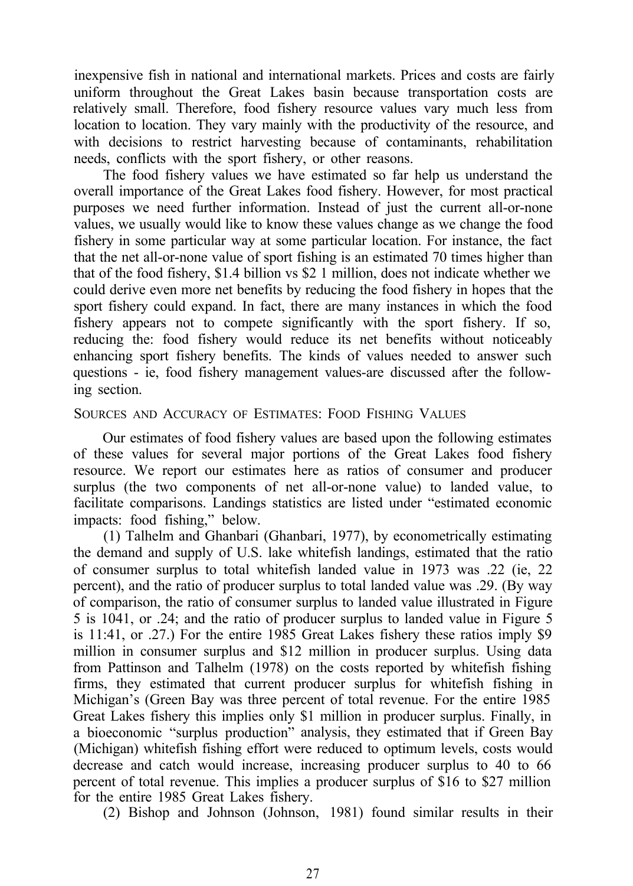inexpensive fish in national and international markets. Prices and costs are fairly uniform throughout the Great Lakes basin because transportation costs are relatively small. Therefore, food fishery resource values vary much less from location to location. They vary mainly with the productivity of the resource, and with decisions to restrict harvesting because of contaminants, rehabilitation needs, conflicts with the sport fishery, or other reasons.

The food fishery values we have estimated so far help us understand the overall importance of the Great Lakes food fishery. However, for most practical purposes we need further information. Instead of just the current all-or-none values, we usually would like to know these values change as we change the food fishery in some particular way at some particular location. For instance, the fact that the net all-or-none value of sport fishing is an estimated 70 times higher than that of the food fishery, $1.4 billion vs $2 1 million, does not indicate whether we could derive even more net benefits by reducing the food fishery in hopes that the sport fishery could expand. In fact, there are many instances in which the food fishery appears not to compete significantly with the sport fishery. If so, reducing the: food fishery would reduce its net benefits without noticeably enhancing sport fishery benefits. The kinds of values needed to answer such questions - ie, food fishery management values-are discussed after the following section.

## Sources and Accuracy of Estimates: Food Fishing Values

Our estimates of food fishery values are based upon the following estimates of these values for several major portions of the Great Lakes food fishery resource. We report our estimates here as ratios of consumer and producer surplus (the two components of net all-or-none value) to landed value, to facilitate comparisons. Landings statistics are listed under "estimated economic impacts: food fishing," below.

(1) Talhelm and Ghanbari (Ghanbari, 1977), by econometrically estimating the demand and supply of U.S. lake whitefish landings, estimated that the ratio of consumer surplus to total whitefish landed value in 1973 was .22 (ie, 22 percent), and the ratio of producer surplus to total landed value was .29. (By way of comparison, the ratio of consumer surplus to landed value illustrated in Figure 5 is 1041, or .24; and the ratio of producer surplus to landed value in Figure 5 is 11:41, or .27.) For the entire 1985 Great Lakes fishery these ratios imply $9 million in consumer surplus and $12 million in producer surplus. Using data from Pattinson and Talhelm (1978) on the costs reported by whitefish fishing firms, they estimated that current producer surplus for whitefish fishing in Michigan's (Green Bay was three percent of total revenue. For the entire 1985 Great Lakes fishery this implies only $1 million in producer surplus. Finally, in a bioeconomic "surplus production" analysis, they estimated that if Green Bay (Michigan) whitefish fishing effort were reduced to optimum levels, costs would decrease and catch would increase, increasing producer surplus to 40 to 66 percent of total revenue. This implies a producer surplus of $16 to $27 million for the entire 1985 Great Lakes fishery.

(2) Bishop and Johnson (Johnson, 1981) found similar results in their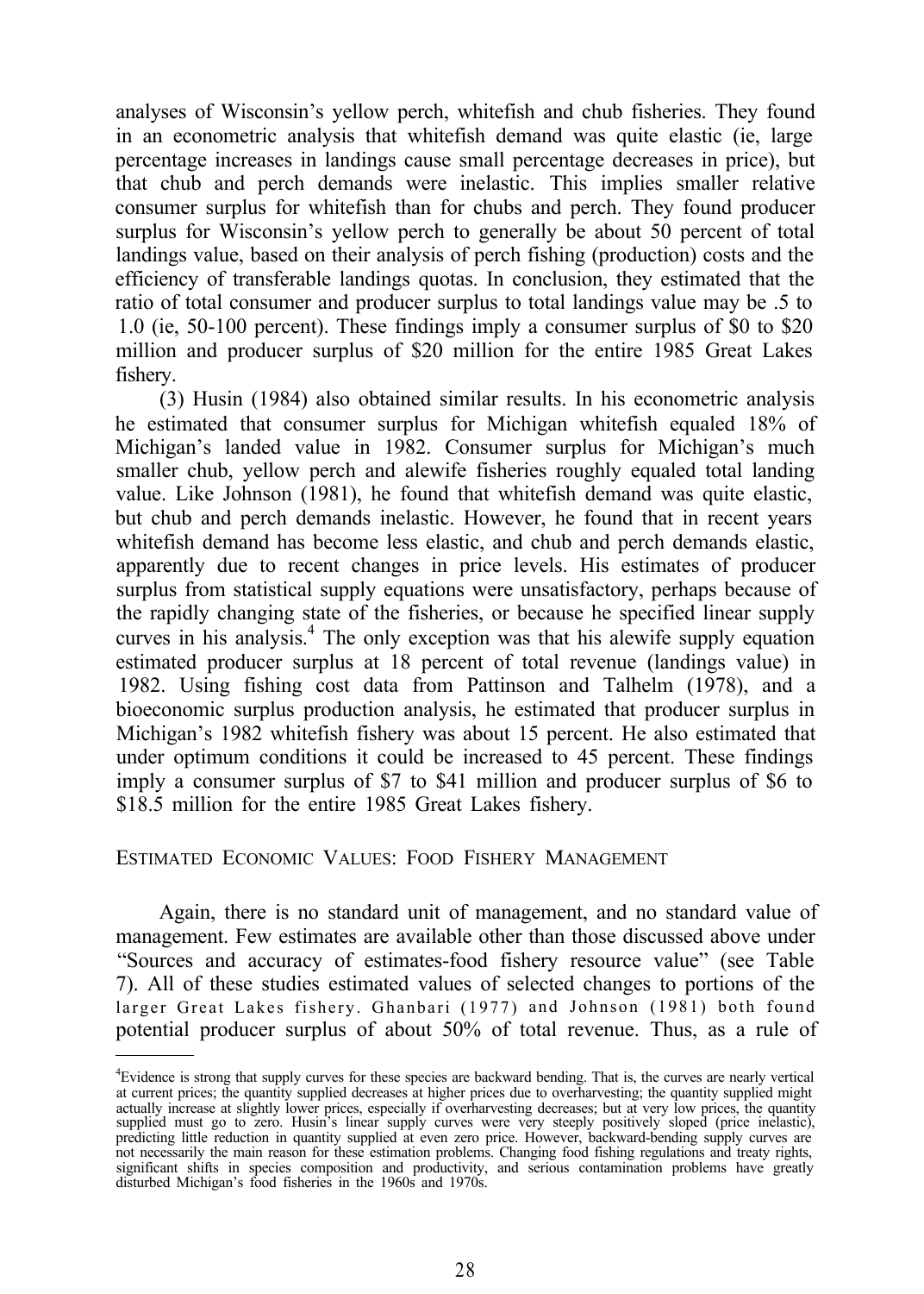analyses of Wisconsin's yellow perch, whitefish and chub fisheries. They found in an econometric analysis that whitefish demand was quite elastic (ie, large percentage increases in landings cause small percentage decreases in price), but that chub and perch demands were inelastic. This implies smaller relative consumer surplus for whitefish than for chubs and perch. They found producer surplus for Wisconsin's yellow perch to generally be about 50 percent of total landings value, based on their analysis of perch fishing (production) costs and the efficiency of transferable landings quotas. In conclusion, they estimated that the ratio of total consumer and producer surplus to total landings value may be .5 to 1.0 (ie, 50-100 percent). These findings imply a consumer surplus of $0 to $20 million and producer surplus of $20 million for the entire 1985 Great Lakes fishery.

(3) Husin (1984) also obtained similar results. In his econometric analysis he estimated that consumer surplus for Michigan whitefish equaled 18% of Michigan's landed value in 1982. Consumer surplus for Michigan's much smaller chub, yellow perch and alewife fisheries roughly equaled total landing value. Like Johnson (1981), he found that whitefish demand was quite elastic, but chub and perch demands inelastic. However, he found that in recent years whitefish demand has become less elastic, and chub and perch demands elastic, apparently due to recent changes in price levels. His estimates of producer surplus from statistical supply equations were unsatisfactory, perhaps because of the rapidly changing state of the fisheries, or because he specified linear supply curves in his analysis.[4] The only exception was that his alewife supply equation estimated producer surplus at 18 percent of total revenue (landings value) in 1982. Using fishing cost data from Pattinson and Talhelm (1978), and a bioeconomic surplus production analysis, he estimated that producer surplus in Michigan's 1982 whitefish fishery was about 15 percent. He also estimated that under optimum conditions it could be increased to 45 percent. These findings imply a consumer surplus of $7 to $41 million and producer surplus of $6 to $18.5 million for the entire 1985 Great Lakes fishery.

## ESTIMATED ECONOMIC VALUES: FOOD FISHERY MANAGEMENT

Again, there is no standard unit of management, and no standard value of management. Few estimates are available other than those discussed above under "Sources and accuracy of estimates-food fishery resource value" (see Table 7). All of these studies estimated values of selected changes to portions of the larger Great Lakes fishery. Ghanbari (1977) and Johnson (1981) both found potential producer surplus of about 50% of total revenue. Thus, as a rule of

---

[4]Evidence is strong that supply curves for these species are backward bending. That is, the curves are nearly vertical at current prices; the quantity supplied decreases at higher prices due to overharvesting; the quantity supplied might actually increase at slightly lower prices, especially if overharvesting decreases; but at very low prices, the quantity supplied must go to zero. Husin's linear supply curves were very steeply positively sloped (price inelastic), predicting little reduction in quantity supplied at even zero price. However, backward-bending supply curves are not necessarily the main reason for these estimation problems. Changing food fishing regulations and treaty rights, significant shifts in species composition and productivity, and serious contamination problems have greatly disturbed Michigan's food fisheries in the 1960s and 1970s.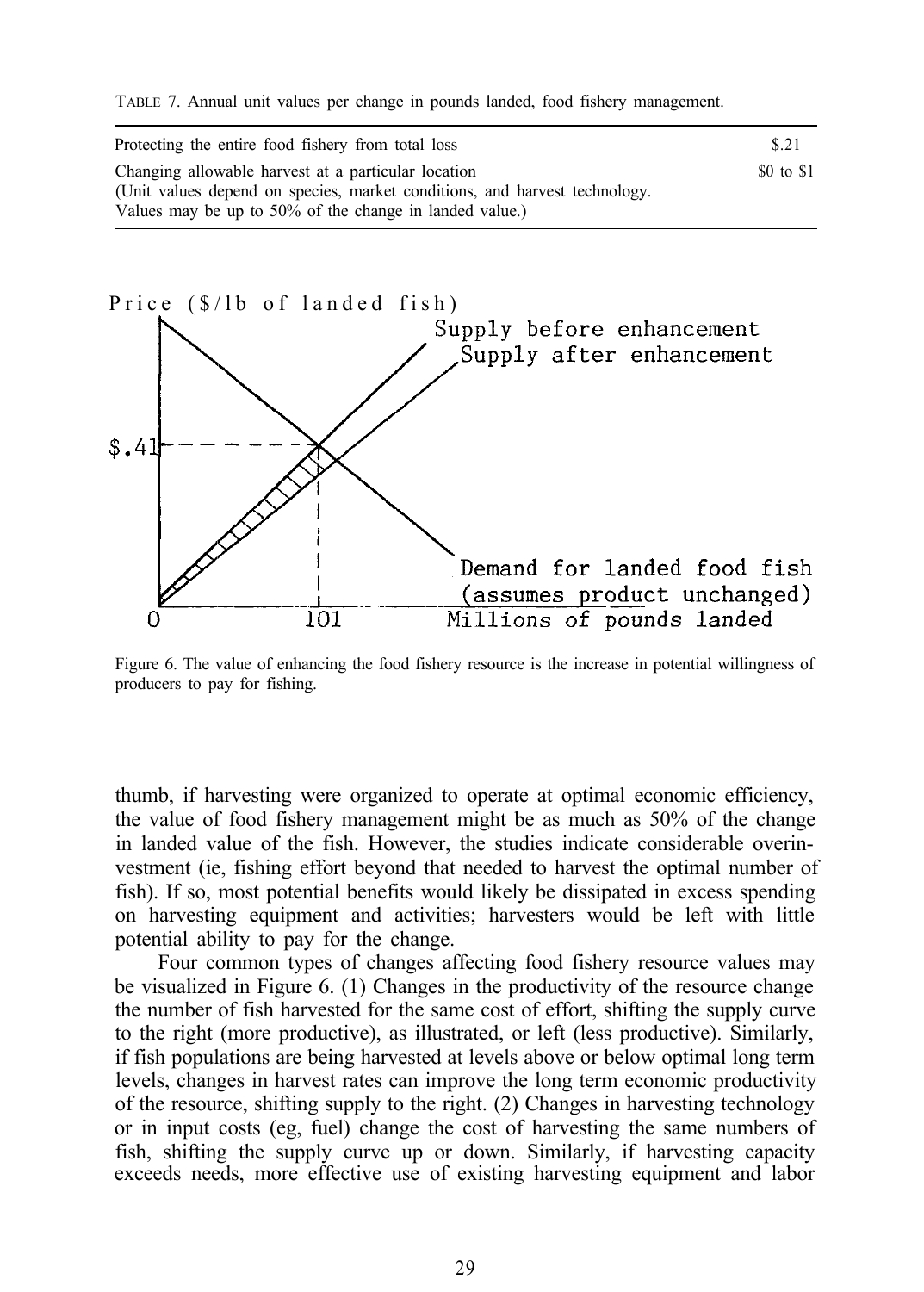TABLE 7. Annual unit values per change in pounds landed, food fishery management.

| | |
|---|---|
| Protecting the entire food fishery from total loss | $.21 |
| Changing allowable harvest at a particular location (Unit values depend on species, market conditions, and harvest technology. Values may be up to 50% of the change in landed value.) | $0 to $1 |

Figure 6. The value of enhancing the food fishery resource is the increase in potential willingness of producers to pay for fishing.

thumb, if harvesting were organized to operate at optimal economic efficiency, the value of food fishery management might be as much as 50% of the change in landed value of the fish. However, the studies indicate considerable overinvestment (ie, fishing effort beyond that needed to harvest the optimal number of fish). If so, most potential benefits would likely be dissipated in excess spending on harvesting equipment and activities; harvesters would be left with little potential ability to pay for the change.

Four common types of changes affecting food fishery resource values may be visualized in Figure 6. (1) Changes in the productivity of the resource change the number of fish harvested for the same cost of effort, shifting the supply curve to the right (more productive), as illustrated, or left (less productive). Similarly, if fish populations are being harvested at levels above or below optimal long term levels, changes in harvest rates can improve the long term economic productivity of the resource, shifting supply to the right. (2) Changes in harvesting technology or in input costs (eg, fuel) change the cost of harvesting the same numbers of fish, shifting the supply curve up or down. Similarly, if harvesting capacity exceeds needs, more effective use of existing harvesting equipment and labor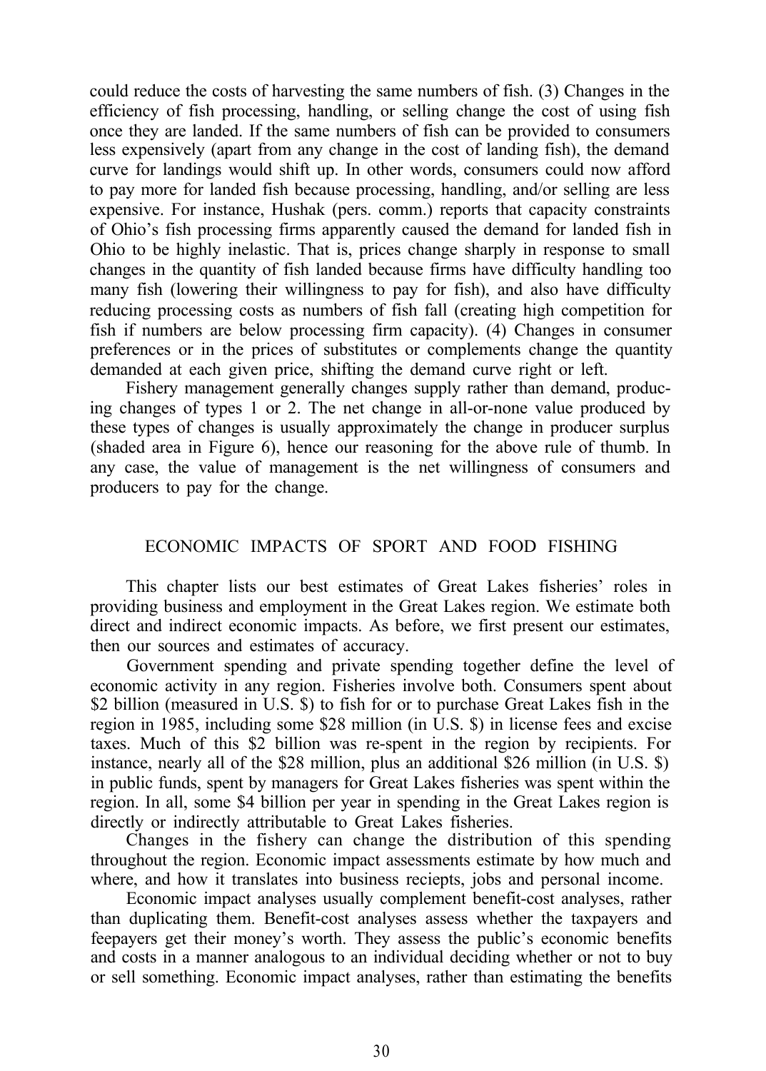could reduce the costs of harvesting the same numbers of fish. (3) Changes in the efficiency of fish processing, handling, or selling change the cost of using fish once they are landed. If the same numbers of fish can be provided to consumers less expensively (apart from any change in the cost of landing fish), the demand curve for landings would shift up. In other words, consumers could now afford to pay more for landed fish because processing, handling, and/or selling are less expensive. For instance, Hushak (pers. comm.) reports that capacity constraints of Ohio's fish processing firms apparently caused the demand for landed fish in Ohio to be highly inelastic. That is, prices change sharply in response to small changes in the quantity of fish landed because firms have difficulty handling too many fish (lowering their willingness to pay for fish), and also have difficulty reducing processing costs as numbers of fish fall (creating high competition for fish if numbers are below processing firm capacity). (4) Changes in consumer preferences or in the prices of substitutes or complements change the quantity demanded at each given price, shifting the demand curve right or left.

Fishery management generally changes supply rather than demand, producing changes of types 1 or 2. The net change in all-or-none value produced by these types of changes is usually approximately the change in producer surplus (shaded area in Figure 6), hence our reasoning for the above rule of thumb. In any case, the value of management is the net willingness of consumers and producers to pay for the change.

## ECONOMIC IMPACTS OF SPORT AND FOOD FISHING

This chapter lists our best estimates of Great Lakes fisheries' roles in providing business and employment in the Great Lakes region. We estimate both direct and indirect economic impacts. As before, we first present our estimates, then our sources and estimates of accuracy.

Government spending and private spending together define the level of economic activity in any region. Fisheries involve both. Consumers spent about \$2 billion (measured in U.S. \$) to fish for or to purchase Great Lakes fish in the region in 1985, including some \$28 million (in U.S. \$) in license fees and excise taxes. Much of this \$2 billion was re-spent in the region by recipients. For instance, nearly all of the \$28 million, plus an additional \$26 million (in U.S. \$) in public funds, spent by managers for Great Lakes fisheries was spent within the region. In all, some \$4 billion per year in spending in the Great Lakes region is directly or indirectly attributable to Great Lakes fisheries.

Changes in the fishery can change the distribution of this spending throughout the region. Economic impact assessments estimate by how much and where, and how it translates into business reciepts, jobs and personal income.

Economic impact analyses usually complement benefit-cost analyses, rather than duplicating them. Benefit-cost analyses assess whether the taxpayers and feepayers get their money's worth. They assess the public's economic benefits and costs in a manner analogous to an individual deciding whether or not to buy or sell something. Economic impact analyses, rather than estimating the benefits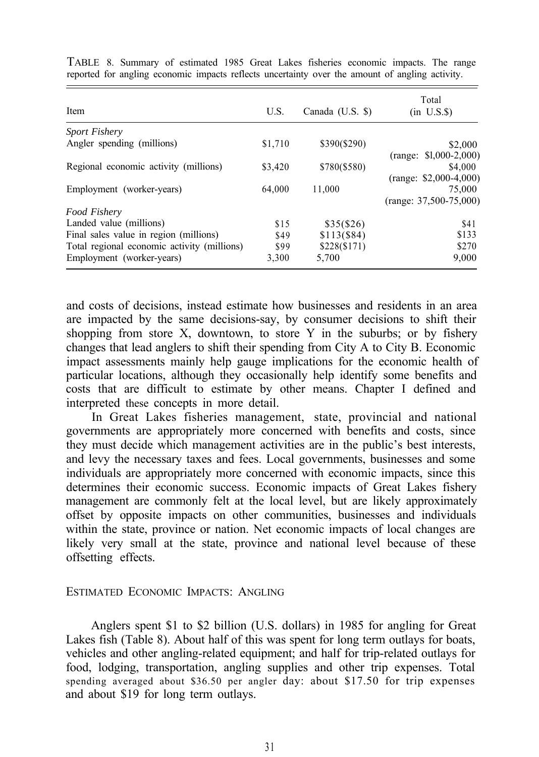TABLE 8. Summary of estimated 1985 Great Lakes fisheries economic impacts. The range reported for angling economic impacts reflects uncertainty over the amount of angling activity.

| Item | U.S. | Canada (U.S. $) | Total (in U.S.$) |
|---|---|---|---|
| *Sport Fishery* | | | |
| Angler spending (millions) | $1,710 | $390($290) | $2,000 (range: $l,000-2,000) |
| Regional economic activity (millions) | $3,420 | $780($580) | $4,000 (range: $2,000-4,000) |
| Employment (worker-years) | 64,000 | 11,000 | 75,000 (range: 37,500-75,000) |
| *Food Fishery* | | | |
| Landed value (millions) | $15 | $35($26) | $41 |
| Final sales value in region (millions) | $49 | $113($84) | $133 |
| Total regional economic activity (millions) | $99 | $228($171) | $270 |
| Employment (worker-years) | 3,300 | 5,700 | 9,000 |

and costs of decisions, instead estimate how businesses and residents in an area are impacted by the same decisions-say, by consumer decisions to shift their shopping from store X, downtown, to store Y in the suburbs; or by fishery changes that lead anglers to shift their spending from City A to City B. Economic impact assessments mainly help gauge implications for the economic health of particular locations, although they occasionally help identify some benefits and costs that are difficult to estimate by other means. Chapter I defined and interpreted these concepts in more detail.

In Great Lakes fisheries management, state, provincial and national governments are appropriately more concerned with benefits and costs, since they must decide which management activities are in the public's best interests, and levy the necessary taxes and fees. Local governments, businesses and some individuals are appropriately more concerned with economic impacts, since this determines their economic success. Economic impacts of Great Lakes fishery management are commonly felt at the local level, but are likely approximately offset by opposite impacts on other communities, businesses and individuals within the state, province or nation. Net economic impacts of local changes are likely very small at the state, province and national level because of these offsetting effects.

## ESTIMATED ECONOMIC IMPACTS: ANGLING

Anglers spent $1 to $2 billion (U.S. dollars) in 1985 for angling for Great Lakes fish (Table 8). About half of this was spent for long term outlays for boats, vehicles and other angling-related equipment; and half for trip-related outlays for food, lodging, transportation, angling supplies and other trip expenses. Total spending averaged about $36.50 per angler day: about $17.50 for trip expenses and about $19 for long term outlays.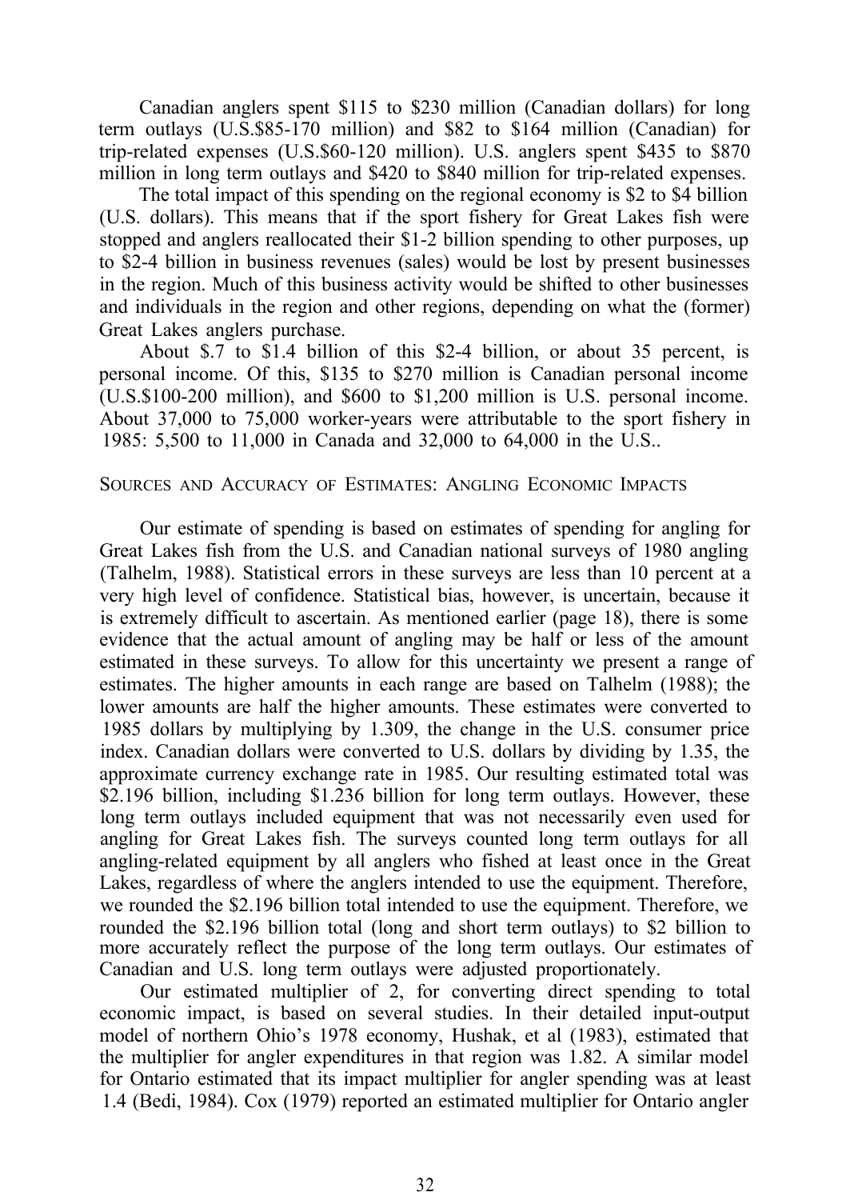Canadian anglers spent \$115 to \$230 million (Canadian dollars) for long term outlays (U.S.\$85-170 million) and \$82 to \$164 million (Canadian) for trip-related expenses (U.S.\$60-120 million). U.S. anglers spent \$435 to \$870 million in long term outlays and \$420 to \$840 million for trip-related expenses.

The total impact of this spending on the regional economy is \$2 to \$4 billion (U.S. dollars). This means that if the sport fishery for Great Lakes fish were stopped and anglers reallocated their \$1-2 billion spending to other purposes, up to \$2-4 billion in business revenues (sales) would be lost by present businesses in the region. Much of this business activity would be shifted to other businesses and individuals in the region and other regions, depending on what the (former) Great Lakes anglers purchase.

About \$.7 to \$1.4 billion of this \$2-4 billion, or about 35 percent, is personal income. Of this, \$135 to \$270 million is Canadian personal income (U.S.\$100-200 million), and \$600 to \$1,200 million is U.S. personal income. About 37,000 to 75,000 worker-years were attributable to the sport fishery in 1985: 5,500 to 11,000 in Canada and 32,000 to 64,000 in the U.S..

## Sources and Accuracy of Estimates: Angling Economic Impacts

Our estimate of spending is based on estimates of spending for angling for Great Lakes fish from the U.S. and Canadian national surveys of 1980 angling (Talhelm, 1988). Statistical errors in these surveys are less than 10 percent at a very high level of confidence. Statistical bias, however, is uncertain, because it is extremely difficult to ascertain. As mentioned earlier (page 18), there is some evidence that the actual amount of angling may be half or less of the amount estimated in these surveys. To allow for this uncertainty we present a range of estimates. The higher amounts in each range are based on Talhelm (1988); the lower amounts are half the higher amounts. These estimates were converted to 1985 dollars by multiplying by 1.309, the change in the U.S. consumer price index. Canadian dollars were converted to U.S. dollars by dividing by 1.35, the approximate currency exchange rate in 1985. Our resulting estimated total was \$2.196 billion, including \$1.236 billion for long term outlays. However, these long term outlays included equipment that was not necessarily even used for angling for Great Lakes fish. The surveys counted long term outlays for all angling-related equipment by all anglers who fished at least once in the Great Lakes, regardless of where the anglers intended to use the equipment. Therefore, we rounded the \$2.196 billion total intended to use the equipment. Therefore, we rounded the \$2.196 billion total (long and short term outlays) to \$2 billion to more accurately reflect the purpose of the long term outlays. Our estimates of Canadian and U.S. long term outlays were adjusted proportionately.

Our estimated multiplier of 2, for converting direct spending to total economic impact, is based on several studies. In their detailed input-output model of northern Ohio's 1978 economy, Hushak, et al (1983), estimated that the multiplier for angler expenditures in that region was 1.82. A similar model for Ontario estimated that its impact multiplier for angler spending was at least 1.4 (Bedi, 1984). Cox (1979) reported an estimated multiplier for Ontario angler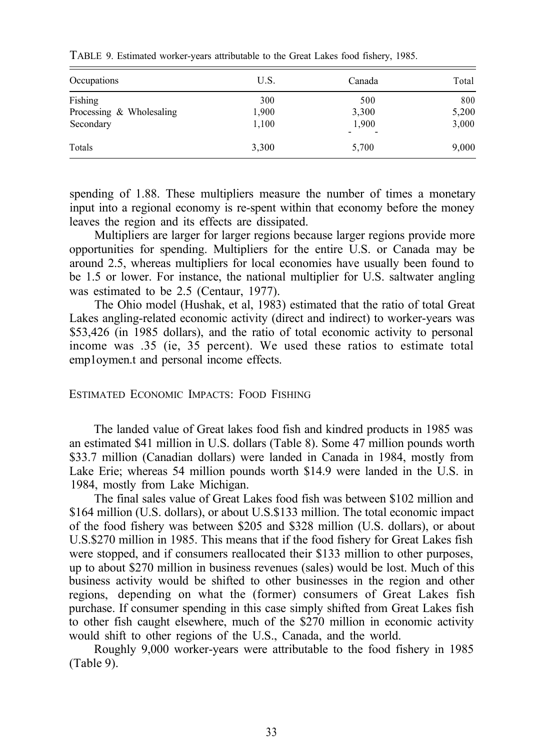TABLE 9. Estimated worker-years attributable to the Great Lakes food fishery, 1985.

| Occupations | U.S. | Canada | Total |
|---|---|---|---|
| Fishing | 300 | 500 | 800 |
| Processing & Wholesaling | 1,900 | 3,300 | 5,200 |
| Secondary | 1,100 | 1,900 | 3,000 |
| Totals | 3,300 | 5,700 | 9,000 |

spending of 1.88. These multipliers measure the number of times a monetary input into a regional economy is re-spent within that economy before the money leaves the region and its effects are dissipated.

Multipliers are larger for larger regions because larger regions provide more opportunities for spending. Multipliers for the entire U.S. or Canada may be around 2.5, whereas multipliers for local economies have usually been found to be 1.5 or lower. For instance, the national multiplier for U.S. saltwater angling was estimated to be 2.5 (Centaur, 1977).

The Ohio model (Hushak, et al, 1983) estimated that the ratio of total Great Lakes angling-related economic activity (direct and indirect) to worker-years was $53,426 (in 1985 dollars), and the ratio of total economic activity to personal income was .35 (ie, 35 percent). We used these ratios to estimate total emp1oymen.t and personal income effects.

## ESTIMATED ECONOMIC IMPACTS: FOOD FISHING

The landed value of Great lakes food fish and kindred products in 1985 was an estimated $41 million in U.S. dollars (Table 8). Some 47 million pounds worth $33.7 million (Canadian dollars) were landed in Canada in 1984, mostly from Lake Erie; whereas 54 million pounds worth $14.9 were landed in the U.S. in 1984, mostly from Lake Michigan.

The final sales value of Great Lakes food fish was between $102 million and $164 million (U.S. dollars), or about U.S.$133 million. The total economic impact of the food fishery was between $205 and $328 million (U.S. dollars), or about U.S.$270 million in 1985. This means that if the food fishery for Great Lakes fish were stopped, and if consumers reallocated their $133 million to other purposes, up to about $270 million in business revenues (sales) would be lost. Much of this business activity would be shifted to other businesses in the region and other regions, depending on what the (former) consumers of Great Lakes fish purchase. If consumer spending in this case simply shifted from Great Lakes fish to other fish caught elsewhere, much of the $270 million in economic activity would shift to other regions of the U.S., Canada, and the world.

Roughly 9,000 worker-years were attributable to the food fishery in 1985 (Table 9).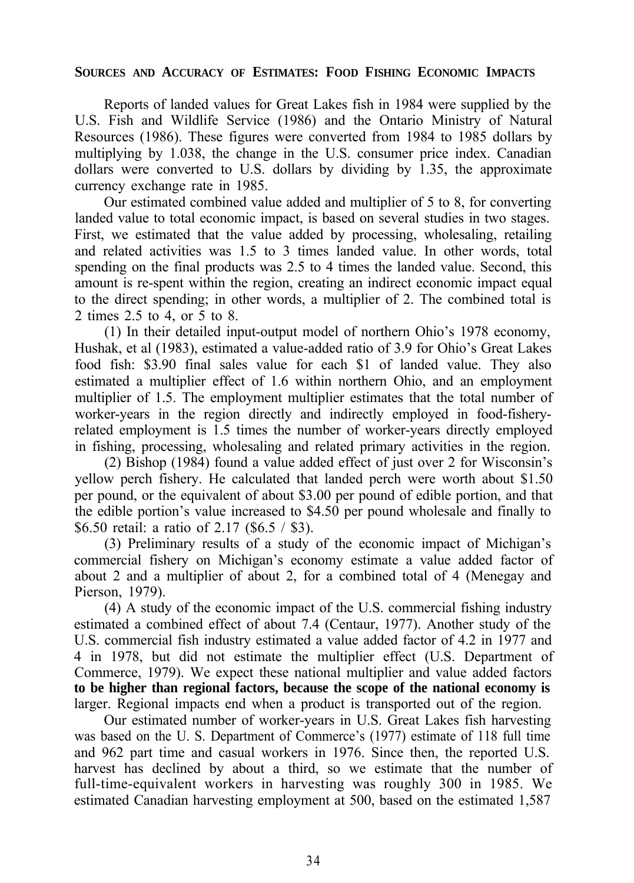## Sources and Accuracy of Estimates: Food Fishing Economic Impacts

Reports of landed values for Great Lakes fish in 1984 were supplied by the U.S. Fish and Wildlife Service (1986) and the Ontario Ministry of Natural Resources (1986). These figures were converted from 1984 to 1985 dollars by multiplying by 1.038, the change in the U.S. consumer price index. Canadian dollars were converted to U.S. dollars by dividing by 1.35, the approximate currency exchange rate in 1985.

Our estimated combined value added and multiplier of 5 to 8, for converting landed value to total economic impact, is based on several studies in two stages. First, we estimated that the value added by processing, wholesaling, retailing and related activities was 1.5 to 3 times landed value. In other words, total spending on the final products was 2.5 to 4 times the landed value. Second, this amount is re-spent within the region, creating an indirect economic impact equal to the direct spending; in other words, a multiplier of 2. The combined total is 2 times 2.5 to 4, or 5 to 8.

(1) In their detailed input-output model of northern Ohio's 1978 economy, Hushak, et al (1983), estimated a value-added ratio of 3.9 for Ohio's Great Lakes food fish: $3.90 final sales value for each $1 of landed value. They also estimated a multiplier effect of 1.6 within northern Ohio, and an employment multiplier of 1.5. The employment multiplier estimates that the total number of worker-years in the region directly and indirectly employed in food-fishery-related employment is 1.5 times the number of worker-years directly employed in fishing, processing, wholesaling and related primary activities in the region.

(2) Bishop (1984) found a value added effect of just over 2 for Wisconsin's yellow perch fishery. He calculated that landed perch were worth about $1.50 per pound, or the equivalent of about $3.00 per pound of edible portion, and that the edible portion's value increased to $4.50 per pound wholesale and finally to $6.50 retail: a ratio of 2.17 ($6.5 / $3).

(3) Preliminary results of a study of the economic impact of Michigan's commercial fishery on Michigan's economy estimate a value added factor of about 2 and a multiplier of about 2, for a combined total of 4 (Menegay and Pierson, 1979).

(4) A study of the economic impact of the U.S. commercial fishing industry estimated a combined effect of about 7.4 (Centaur, 1977). Another study of the U.S. commercial fish industry estimated a value added factor of 4.2 in 1977 and 4 in 1978, but did not estimate the multiplier effect (U.S. Department of Commerce, 1979). We expect these national multiplier and value added factors **to be higher than regional factors, because the scope of the national economy is** larger. Regional impacts end when a product is transported out of the region.

Our estimated number of worker-years in U.S. Great Lakes fish harvesting was based on the U. S. Department of Commerce's (1977) estimate of 118 full time and 962 part time and casual workers in 1976. Since then, the reported U.S. harvest has declined by about a third, so we estimate that the number of full-time-equivalent workers in harvesting was roughly 300 in 1985. We estimated Canadian harvesting employment at 500, based on the estimated 1,587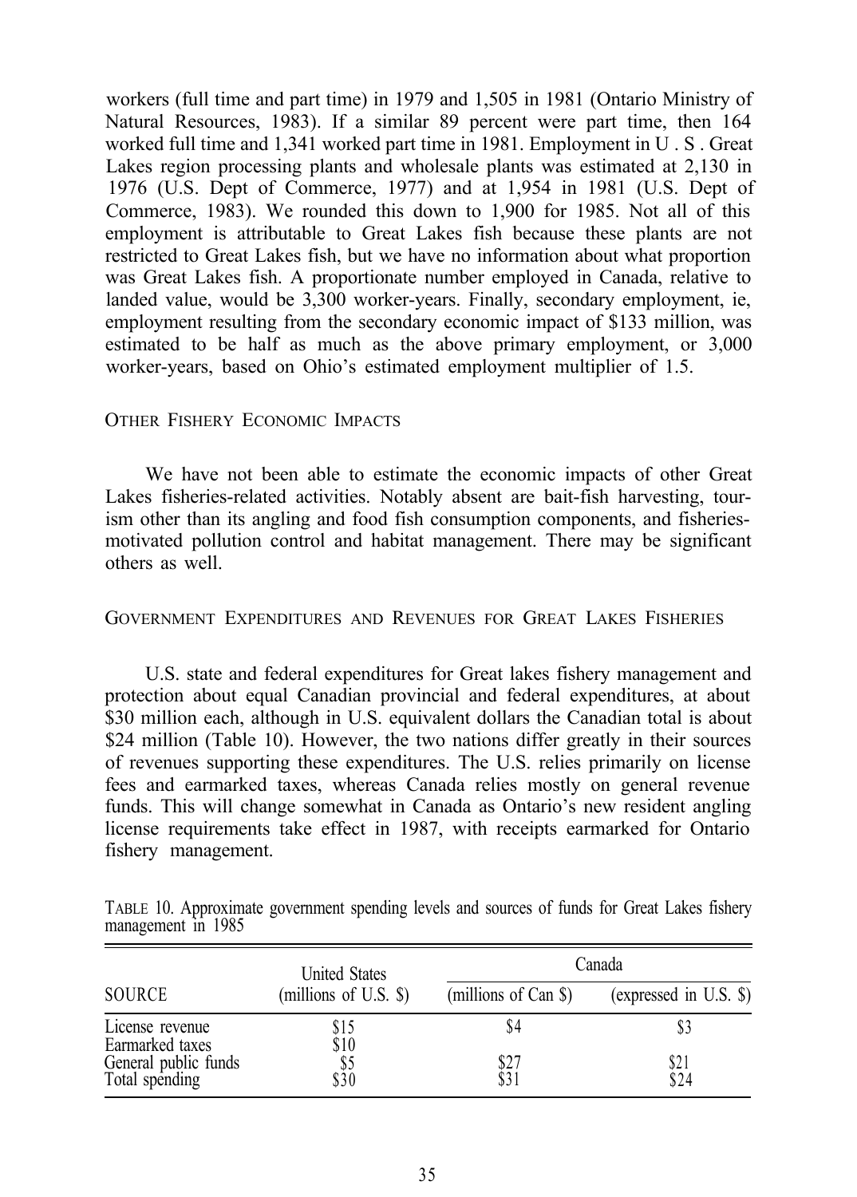workers (full time and part time) in 1979 and 1,505 in 1981 (Ontario Ministry of Natural Resources, 1983). If a similar 89 percent were part time, then 164 worked full time and 1,341 worked part time in 1981. Employment in U . S . Great Lakes region processing plants and wholesale plants was estimated at 2,130 in 1976 (U.S. Dept of Commerce, 1977) and at 1,954 in 1981 (U.S. Dept of Commerce, 1983). We rounded this down to 1,900 for 1985. Not all of this employment is attributable to Great Lakes fish because these plants are not restricted to Great Lakes fish, but we have no information about what proportion was Great Lakes fish. A proportionate number employed in Canada, relative to landed value, would be 3,300 worker-years. Finally, secondary employment, ie, employment resulting from the secondary economic impact of $133 million, was estimated to be half as much as the above primary employment, or 3,000 worker-years, based on Ohio's estimated employment multiplier of 1.5.

## Other Fishery Economic Impacts

We have not been able to estimate the economic impacts of other Great Lakes fisheries-related activities. Notably absent are bait-fish harvesting, tourism other than its angling and food fish consumption components, and fisheries-motivated pollution control and habitat management. There may be significant others as well.

## Government Expenditures and Revenues for Great Lakes Fisheries

U.S. state and federal expenditures for Great lakes fishery management and protection about equal Canadian provincial and federal expenditures, at about $30 million each, although in U.S. equivalent dollars the Canadian total is about $24 million (Table 10). However, the two nations differ greatly in their sources of revenues supporting these expenditures. The U.S. relies primarily on license fees and earmarked taxes, whereas Canada relies mostly on general revenue funds. This will change somewhat in Canada as Ontario's new resident angling license requirements take effect in 1987, with receipts earmarked for Ontario fishery management.

TABLE 10. Approximate government spending levels and sources of funds for Great Lakes fishery management in 1985

| SOURCE | United States (millions of U.S. $) | Canada (millions of Can $) | Canada (expressed in U.S. $) |
|---|---|---|---|
| License revenue | $15 | $4 | $3 |
| Earmarked taxes | $10 | | |
| General public funds | $5 | $27 | $21 |
| Total spending | $30 | $31 | $24 |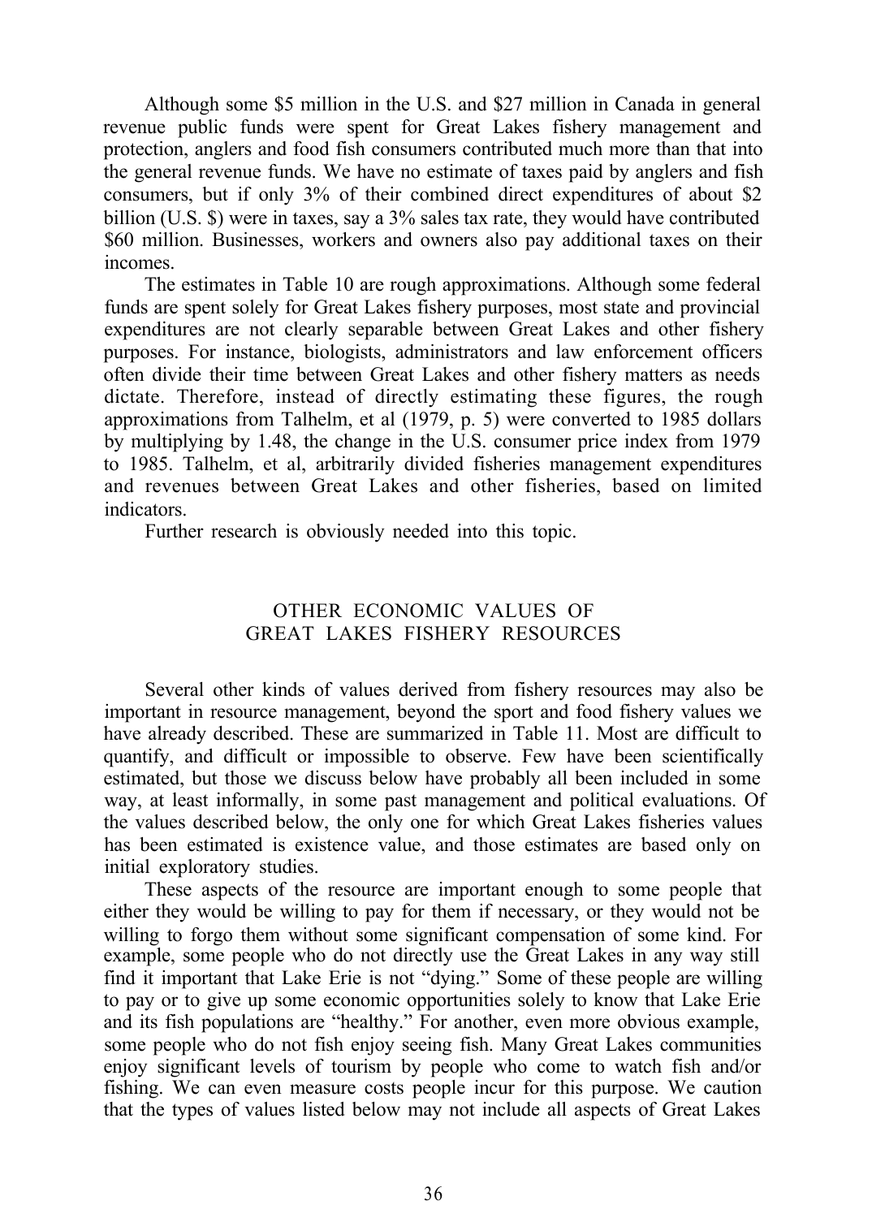Although some \$5 million in the U.S. and \$27 million in Canada in general revenue public funds were spent for Great Lakes fishery management and protection, anglers and food fish consumers contributed much more than that into the general revenue funds. We have no estimate of taxes paid by anglers and fish consumers, but if only 3% of their combined direct expenditures of about \$2 billion (U.S. \$) were in taxes, say a 3% sales tax rate, they would have contributed \$60 million. Businesses, workers and owners also pay additional taxes on their incomes.

The estimates in Table 10 are rough approximations. Although some federal funds are spent solely for Great Lakes fishery purposes, most state and provincial expenditures are not clearly separable between Great Lakes and other fishery purposes. For instance, biologists, administrators and law enforcement officers often divide their time between Great Lakes and other fishery matters as needs dictate. Therefore, instead of directly estimating these figures, the rough approximations from Talhelm, et al (1979, p. 5) were converted to 1985 dollars by multiplying by 1.48, the change in the U.S. consumer price index from 1979 to 1985. Talhelm, et al, arbitrarily divided fisheries management expenditures and revenues between Great Lakes and other fisheries, based on limited indicators.

Further research is obviously needed into this topic.

## OTHER ECONOMIC VALUES OF GREAT LAKES FISHERY RESOURCES

Several other kinds of values derived from fishery resources may also be important in resource management, beyond the sport and food fishery values we have already described. These are summarized in Table 11. Most are difficult to quantify, and difficult or impossible to observe. Few have been scientifically estimated, but those we discuss below have probably all been included in some way, at least informally, in some past management and political evaluations. Of the values described below, the only one for which Great Lakes fisheries values has been estimated is existence value, and those estimates are based only on initial exploratory studies.

These aspects of the resource are important enough to some people that either they would be willing to pay for them if necessary, or they would not be willing to forgo them without some significant compensation of some kind. For example, some people who do not directly use the Great Lakes in any way still find it important that Lake Erie is not "dying." Some of these people are willing to pay or to give up some economic opportunities solely to know that Lake Erie and its fish populations are "healthy." For another, even more obvious example, some people who do not fish enjoy seeing fish. Many Great Lakes communities enjoy significant levels of tourism by people who come to watch fish and/or fishing. We can even measure costs people incur for this purpose. We caution that the types of values listed below may not include all aspects of Great Lakes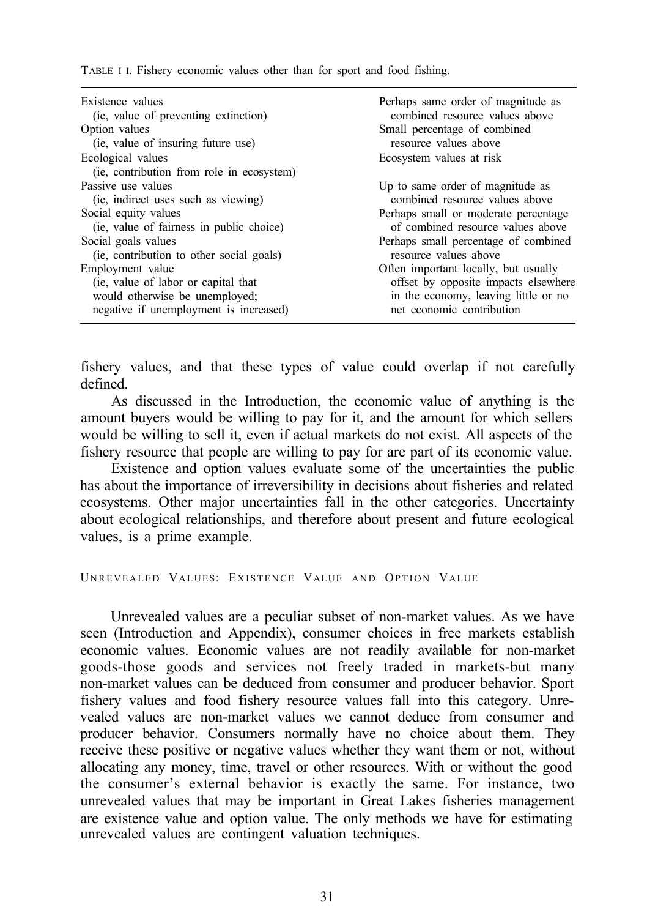TABLE 11. Fishery economic values other than for sport and food fishing.

| | |
|---|---|
| Existence values (ie, value of preventing extinction) | Perhaps same order of magnitude as combined resource values above |
| Option values (ie, value of insuring future use) | Small percentage of combined resource values above |
| Ecological values (ie, contribution from role in ecosystem) | Ecosystem values at risk |
| Passive use values (ie, indirect uses such as viewing) | Up to same order of magnitude as combined resource values above |
| Social equity values (ie, value of fairness in public choice) | Perhaps small or moderate percentage of combined resource values above |
| Social goals values (ie, contribution to other social goals) | Perhaps small percentage of combined resource values above |
| Employment value (ie, value of labor or capital that would otherwise be unemployed; negative if unemployment is increased) | Often important locally, but usually offset by opposite impacts elsewhere in the economy, leaving little or no net economic contribution |

fishery values, and that these types of value could overlap if not carefully defined.

As discussed in the Introduction, the economic value of anything is the amount buyers would be willing to pay for it, and the amount for which sellers would be willing to sell it, even if actual markets do not exist. All aspects of the fishery resource that people are willing to pay for are part of its economic value.

Existence and option values evaluate some of the uncertainties the public has about the importance of irreversibility in decisions about fisheries and related ecosystems. Other major uncertainties fall in the other categories. Uncertainty about ecological relationships, and therefore about present and future ecological values, is a prime example.

## UNREVEALED VALUES: EXISTENCE VALUE AND OPTION VALUE

Unrevealed values are a peculiar subset of non-market values. As we have seen (Introduction and Appendix), consumer choices in free markets establish economic values. Economic values are not readily available for non-market goods-those goods and services not freely traded in markets-but many non-market values can be deduced from consumer and producer behavior. Sport fishery values and food fishery resource values fall into this category. Unrevealed values are non-market values we cannot deduce from consumer and producer behavior. Consumers normally have no choice about them. They receive these positive or negative values whether they want them or not, without allocating any money, time, travel or other resources. With or without the good the consumer's external behavior is exactly the same. For instance, two unrevealed values that may be important in Great Lakes fisheries management are existence value and option value. The only methods we have for estimating unrevealed values are contingent valuation techniques.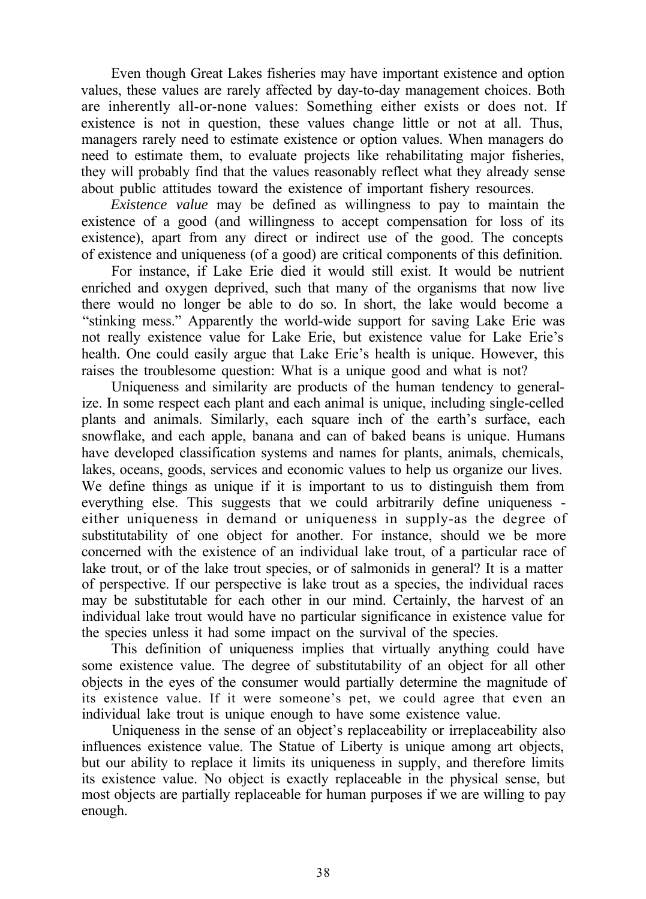Even though Great Lakes fisheries may have important existence and option values, these values are rarely affected by day-to-day management choices. Both are inherently all-or-none values: Something either exists or does not. If existence is not in question, these values change little or not at all. Thus, managers rarely need to estimate existence or option values. When managers do need to estimate them, to evaluate projects like rehabilitating major fisheries, they will probably find that the values reasonably reflect what they already sense about public attitudes toward the existence of important fishery resources.

*Existence value* may be defined as willingness to pay to maintain the existence of a good (and willingness to accept compensation for loss of its existence), apart from any direct or indirect use of the good. The concepts of existence and uniqueness (of a good) are critical components of this definition.

For instance, if Lake Erie died it would still exist. It would be nutrient enriched and oxygen deprived, such that many of the organisms that now live there would no longer be able to do so. In short, the lake would become a "stinking mess." Apparently the world-wide support for saving Lake Erie was not really existence value for Lake Erie, but existence value for Lake Erie's health. One could easily argue that Lake Erie's health is unique. However, this raises the troublesome question: What is a unique good and what is not?

Uniqueness and similarity are products of the human tendency to generalize. In some respect each plant and each animal is unique, including single-celled plants and animals. Similarly, each square inch of the earth's surface, each snowflake, and each apple, banana and can of baked beans is unique. Humans have developed classification systems and names for plants, animals, chemicals, lakes, oceans, goods, services and economic values to help us organize our lives. We define things as unique if it is important to us to distinguish them from everything else. This suggests that we could arbitrarily define uniqueness - either uniqueness in demand or uniqueness in supply-as the degree of substitutability of one object for another. For instance, should we be more concerned with the existence of an individual lake trout, of a particular race of lake trout, or of the lake trout species, or of salmonids in general? It is a matter of perspective. If our perspective is lake trout as a species, the individual races may be substitutable for each other in our mind. Certainly, the harvest of an individual lake trout would have no particular significance in existence value for the species unless it had some impact on the survival of the species.

This definition of uniqueness implies that virtually anything could have some existence value. The degree of substitutability of an object for all other objects in the eyes of the consumer would partially determine the magnitude of its existence value. If it were someone's pet, we could agree that even an individual lake trout is unique enough to have some existence value.

Uniqueness in the sense of an object's replaceability or irreplaceability also influences existence value. The Statue of Liberty is unique among art objects, but our ability to replace it limits its uniqueness in supply, and therefore limits its existence value. No object is exactly replaceable in the physical sense, but most objects are partially replaceable for human purposes if we are willing to pay enough.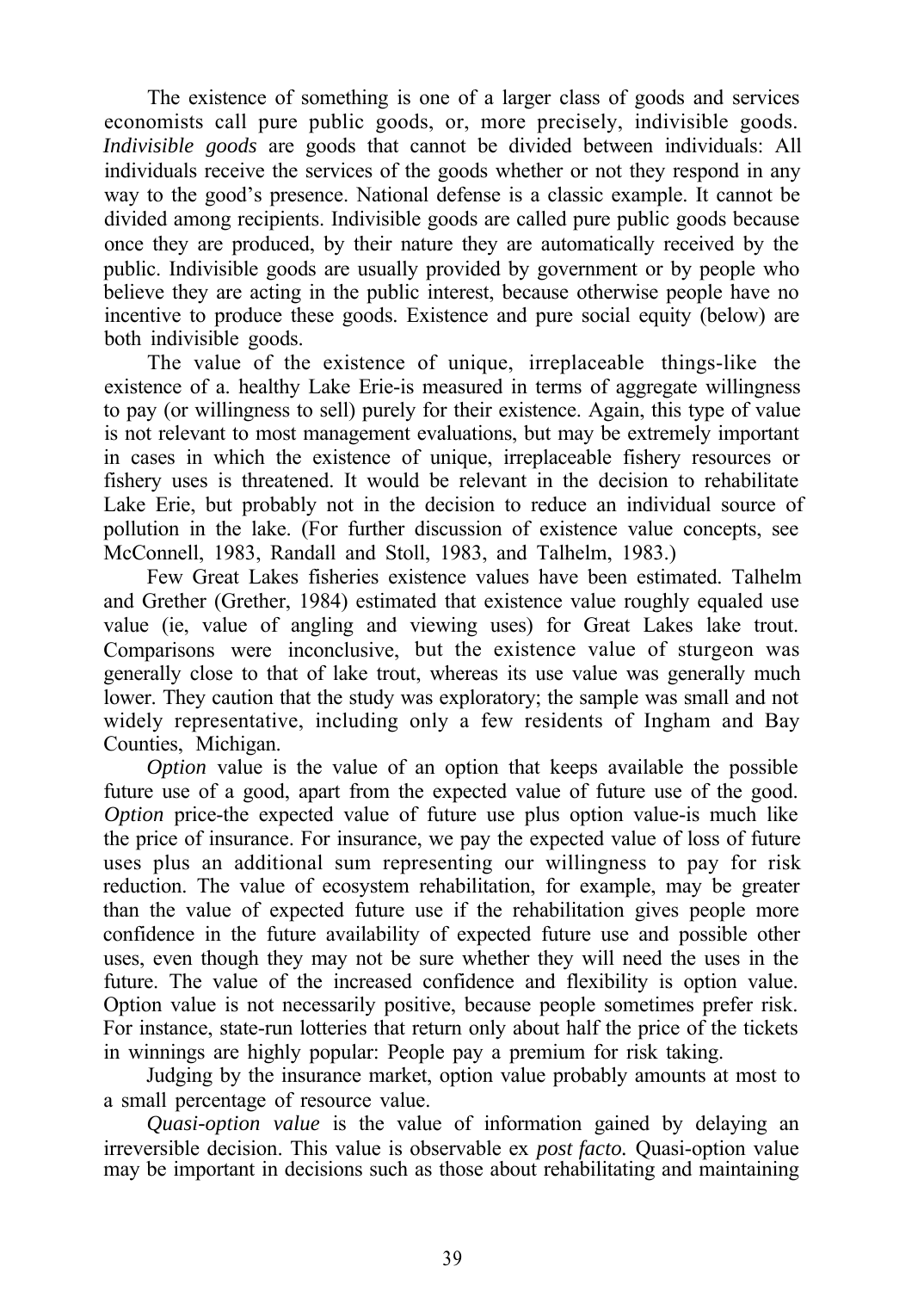The existence of something is one of a larger class of goods and services economists call pure public goods, or, more precisely, indivisible goods. *Indivisible goods* are goods that cannot be divided between individuals: All individuals receive the services of the goods whether or not they respond in any way to the good's presence. National defense is a classic example. It cannot be divided among recipients. Indivisible goods are called pure public goods because once they are produced, by their nature they are automatically received by the public. Indivisible goods are usually provided by government or by people who believe they are acting in the public interest, because otherwise people have no incentive to produce these goods. Existence and pure social equity (below) are both indivisible goods.

The value of the existence of unique, irreplaceable things-like the existence of a. healthy Lake Erie-is measured in terms of aggregate willingness to pay (or willingness to sell) purely for their existence. Again, this type of value is not relevant to most management evaluations, but may be extremely important in cases in which the existence of unique, irreplaceable fishery resources or fishery uses is threatened. It would be relevant in the decision to rehabilitate Lake Erie, but probably not in the decision to reduce an individual source of pollution in the lake. (For further discussion of existence value concepts, see McConnell, 1983, Randall and Stoll, 1983, and Talhelm, 1983.)

Few Great Lakes fisheries existence values have been estimated. Talhelm and Grether (Grether, 1984) estimated that existence value roughly equaled use value (ie, value of angling and viewing uses) for Great Lakes lake trout. Comparisons were inconclusive, but the existence value of sturgeon was generally close to that of lake trout, whereas its use value was generally much lower. They caution that the study was exploratory; the sample was small and not widely representative, including only a few residents of Ingham and Bay Counties, Michigan.

*Option* value is the value of an option that keeps available the possible future use of a good, apart from the expected value of future use of the good. *Option* price-the expected value of future use plus option value-is much like the price of insurance. For insurance, we pay the expected value of loss of future uses plus an additional sum representing our willingness to pay for risk reduction. The value of ecosystem rehabilitation, for example, may be greater than the value of expected future use if the rehabilitation gives people more confidence in the future availability of expected future use and possible other uses, even though they may not be sure whether they will need the uses in the future. The value of the increased confidence and flexibility is option value. Option value is not necessarily positive, because people sometimes prefer risk. For instance, state-run lotteries that return only about half the price of the tickets in winnings are highly popular: People pay a premium for risk taking.

Judging by the insurance market, option value probably amounts at most to a small percentage of resource value.

*Quasi-option value* is the value of information gained by delaying an irreversible decision. This value is observable ex *post facto.* Quasi-option value may be important in decisions such as those about rehabilitating and maintaining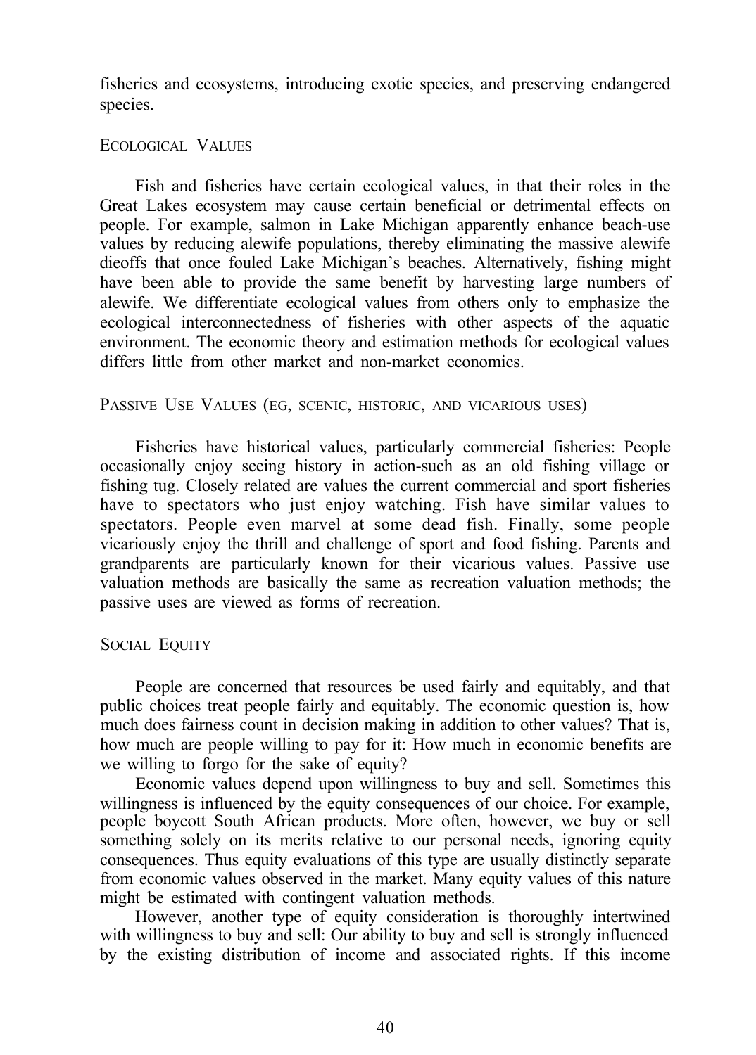fisheries and ecosystems, introducing exotic species, and preserving endangered species.

### Ecological Values

Fish and fisheries have certain ecological values, in that their roles in the Great Lakes ecosystem may cause certain beneficial or detrimental effects on people. For example, salmon in Lake Michigan apparently enhance beach-use values by reducing alewife populations, thereby eliminating the massive alewife dieoffs that once fouled Lake Michigan's beaches. Alternatively, fishing might have been able to provide the same benefit by harvesting large numbers of alewife. We differentiate ecological values from others only to emphasize the ecological interconnectedness of fisheries with other aspects of the aquatic environment. The economic theory and estimation methods for ecological values differs little from other market and non-market economics.

### Passive Use Values (eg, scenic, historic, and vicarious uses)

Fisheries have historical values, particularly commercial fisheries: People occasionally enjoy seeing history in action-such as an old fishing village or fishing tug. Closely related are values the current commercial and sport fisheries have to spectators who just enjoy watching. Fish have similar values to spectators. People even marvel at some dead fish. Finally, some people vicariously enjoy the thrill and challenge of sport and food fishing. Parents and grandparents are particularly known for their vicarious values. Passive use valuation methods are basically the same as recreation valuation methods; the passive uses are viewed as forms of recreation.

### Social Equity

People are concerned that resources be used fairly and equitably, and that public choices treat people fairly and equitably. The economic question is, how much does fairness count in decision making in addition to other values? That is, how much are people willing to pay for it: How much in economic benefits are we willing to forgo for the sake of equity?

Economic values depend upon willingness to buy and sell. Sometimes this willingness is influenced by the equity consequences of our choice. For example, people boycott South African products. More often, however, we buy or sell something solely on its merits relative to our personal needs, ignoring equity consequences. Thus equity evaluations of this type are usually distinctly separate from economic values observed in the market. Many equity values of this nature might be estimated with contingent valuation methods.

However, another type of equity consideration is thoroughly intertwined with willingness to buy and sell: Our ability to buy and sell is strongly influenced by the existing distribution of income and associated rights. If this income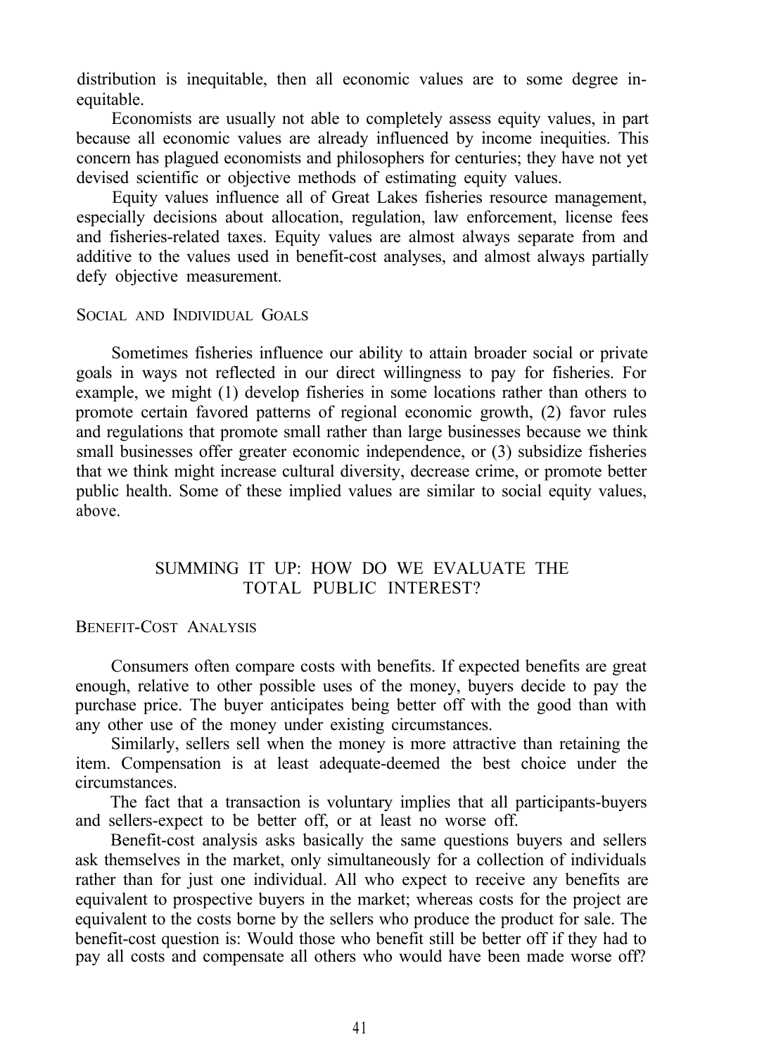distribution is inequitable, then all economic values are to some degree inequitable.

Economists are usually not able to completely assess equity values, in part because all economic values are already influenced by income inequities. This concern has plagued economists and philosophers for centuries; they have not yet devised scientific or objective methods of estimating equity values.

Equity values influence all of Great Lakes fisheries resource management, especially decisions about allocation, regulation, law enforcement, license fees and fisheries-related taxes. Equity values are almost always separate from and additive to the values used in benefit-cost analyses, and almost always partially defy objective measurement.

### Social and Individual Goals

Sometimes fisheries influence our ability to attain broader social or private goals in ways not reflected in our direct willingness to pay for fisheries. For example, we might (1) develop fisheries in some locations rather than others to promote certain favored patterns of regional economic growth, (2) favor rules and regulations that promote small rather than large businesses because we think small businesses offer greater economic independence, or (3) subsidize fisheries that we think might increase cultural diversity, decrease crime, or promote better public health. Some of these implied values are similar to social equity values, above.

## SUMMING IT UP: HOW DO WE EVALUATE THE TOTAL PUBLIC INTEREST?

### Benefit-Cost Analysis

Consumers often compare costs with benefits. If expected benefits are great enough, relative to other possible uses of the money, buyers decide to pay the purchase price. The buyer anticipates being better off with the good than with any other use of the money under existing circumstances.

Similarly, sellers sell when the money is more attractive than retaining the item. Compensation is at least adequate-deemed the best choice under the circumstances.

The fact that a transaction is voluntary implies that all participants-buyers and sellers-expect to be better off, or at least no worse off.

Benefit-cost analysis asks basically the same questions buyers and sellers ask themselves in the market, only simultaneously for a collection of individuals rather than for just one individual. All who expect to receive any benefits are equivalent to prospective buyers in the market; whereas costs for the project are equivalent to the costs borne by the sellers who produce the product for sale. The benefit-cost question is: Would those who benefit still be better off if they had to pay all costs and compensate all others who would have been made worse off?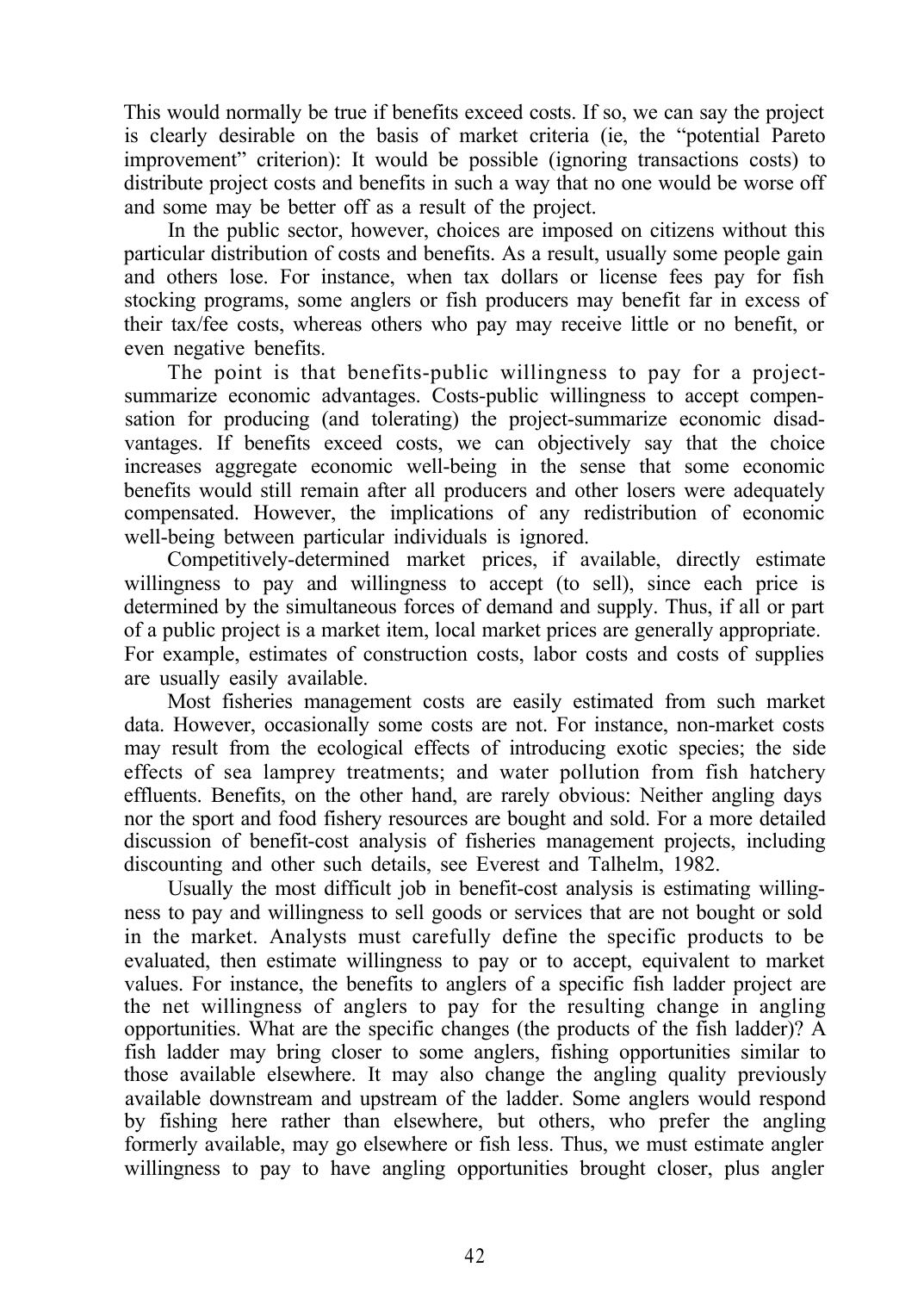This would normally be true if benefits exceed costs. If so, we can say the project is clearly desirable on the basis of market criteria (ie, the "potential Pareto improvement" criterion): It would be possible (ignoring transactions costs) to distribute project costs and benefits in such a way that no one would be worse off and some may be better off as a result of the project.

In the public sector, however, choices are imposed on citizens without this particular distribution of costs and benefits. As a result, usually some people gain and others lose. For instance, when tax dollars or license fees pay for fish stocking programs, some anglers or fish producers may benefit far in excess of their tax/fee costs, whereas others who pay may receive little or no benefit, or even negative benefits.

The point is that benefits-public willingness to pay for a project-summarize economic advantages. Costs-public willingness to accept compensation for producing (and tolerating) the project-summarize economic disadvantages. If benefits exceed costs, we can objectively say that the choice increases aggregate economic well-being in the sense that some economic benefits would still remain after all producers and other losers were adequately compensated. However, the implications of any redistribution of economic well-being between particular individuals is ignored.

Competitively-determined market prices, if available, directly estimate willingness to pay and willingness to accept (to sell), since each price is determined by the simultaneous forces of demand and supply. Thus, if all or part of a public project is a market item, local market prices are generally appropriate. For example, estimates of construction costs, labor costs and costs of supplies are usually easily available.

Most fisheries management costs are easily estimated from such market data. However, occasionally some costs are not. For instance, non-market costs may result from the ecological effects of introducing exotic species; the side effects of sea lamprey treatments; and water pollution from fish hatchery effluents. Benefits, on the other hand, are rarely obvious: Neither angling days nor the sport and food fishery resources are bought and sold. For a more detailed discussion of benefit-cost analysis of fisheries management projects, including discounting and other such details, see Everest and Talhelm, 1982.

Usually the most difficult job in benefit-cost analysis is estimating willingness to pay and willingness to sell goods or services that are not bought or sold in the market. Analysts must carefully define the specific products to be evaluated, then estimate willingness to pay or to accept, equivalent to market values. For instance, the benefits to anglers of a specific fish ladder project are the net willingness of anglers to pay for the resulting change in angling opportunities. What are the specific changes (the products of the fish ladder)? A fish ladder may bring closer to some anglers, fishing opportunities similar to those available elsewhere. It may also change the angling quality previously available downstream and upstream of the ladder. Some anglers would respond by fishing here rather than elsewhere, but others, who prefer the angling formerly available, may go elsewhere or fish less. Thus, we must estimate angler willingness to pay to have angling opportunities brought closer, plus angler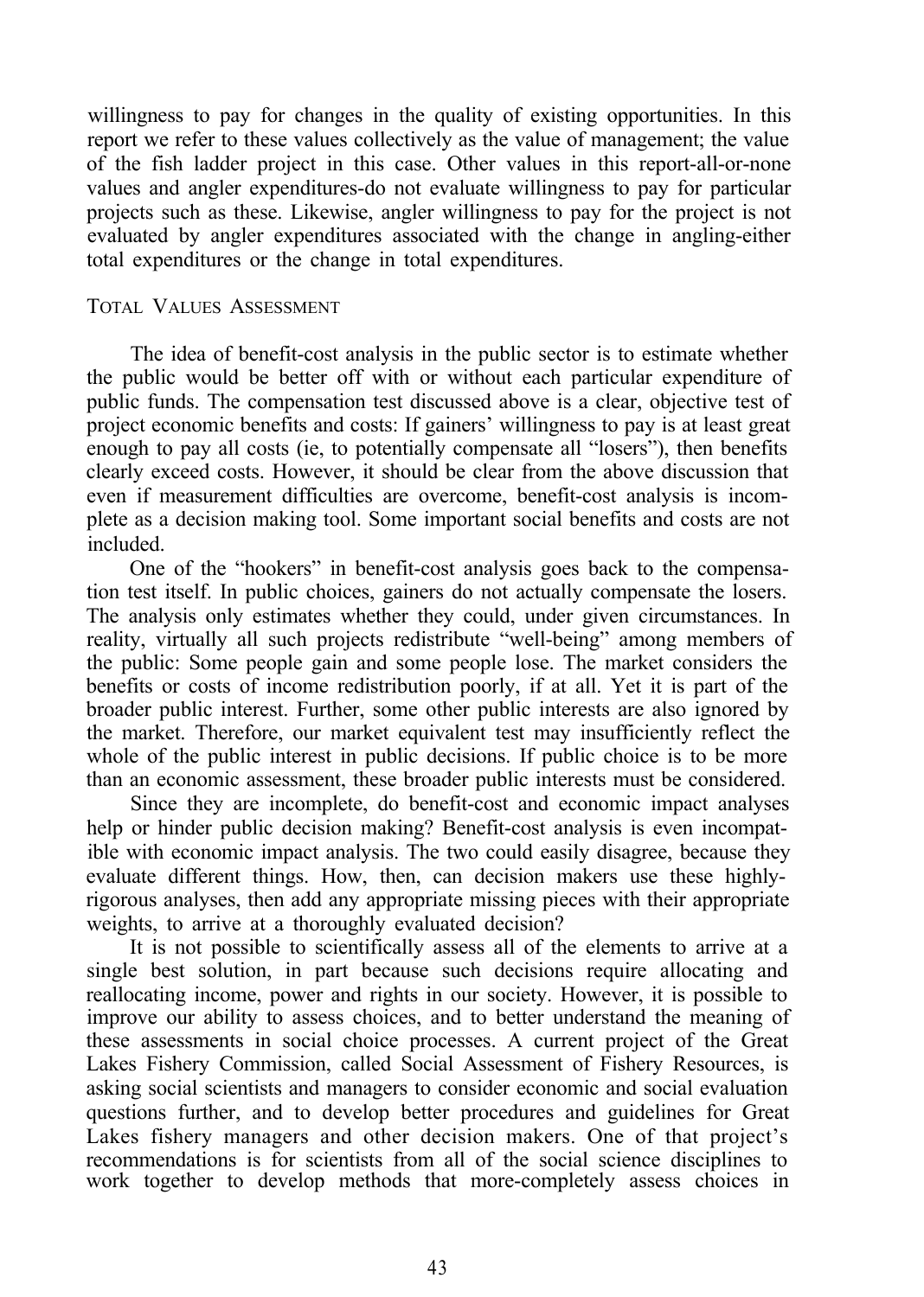willingness to pay for changes in the quality of existing opportunities. In this report we refer to these values collectively as the value of management; the value of the fish ladder project in this case. Other values in this report-all-or-none values and angler expenditures-do not evaluate willingness to pay for particular projects such as these. Likewise, angler willingness to pay for the project is not evaluated by angler expenditures associated with the change in angling-either total expenditures or the change in total expenditures.

## Total Values Assessment

The idea of benefit-cost analysis in the public sector is to estimate whether the public would be better off with or without each particular expenditure of public funds. The compensation test discussed above is a clear, objective test of project economic benefits and costs: If gainers' willingness to pay is at least great enough to pay all costs (ie, to potentially compensate all "losers"), then benefits clearly exceed costs. However, it should be clear from the above discussion that even if measurement difficulties are overcome, benefit-cost analysis is incomplete as a decision making tool. Some important social benefits and costs are not included.

One of the "hookers" in benefit-cost analysis goes back to the compensation test itself. In public choices, gainers do not actually compensate the losers. The analysis only estimates whether they could, under given circumstances. In reality, virtually all such projects redistribute "well-being" among members of the public: Some people gain and some people lose. The market considers the benefits or costs of income redistribution poorly, if at all. Yet it is part of the broader public interest. Further, some other public interests are also ignored by the market. Therefore, our market equivalent test may insufficiently reflect the whole of the public interest in public decisions. If public choice is to be more than an economic assessment, these broader public interests must be considered.

Since they are incomplete, do benefit-cost and economic impact analyses help or hinder public decision making? Benefit-cost analysis is even incompatible with economic impact analysis. The two could easily disagree, because they evaluate different things. How, then, can decision makers use these highly-rigorous analyses, then add any appropriate missing pieces with their appropriate weights, to arrive at a thoroughly evaluated decision?

It is not possible to scientifically assess all of the elements to arrive at a single best solution, in part because such decisions require allocating and reallocating income, power and rights in our society. However, it is possible to improve our ability to assess choices, and to better understand the meaning of these assessments in social choice processes. A current project of the Great Lakes Fishery Commission, called Social Assessment of Fishery Resources, is asking social scientists and managers to consider economic and social evaluation questions further, and to develop better procedures and guidelines for Great Lakes fishery managers and other decision makers. One of that project's recommendations is for scientists from all of the social science disciplines to work together to develop methods that more-completely assess choices in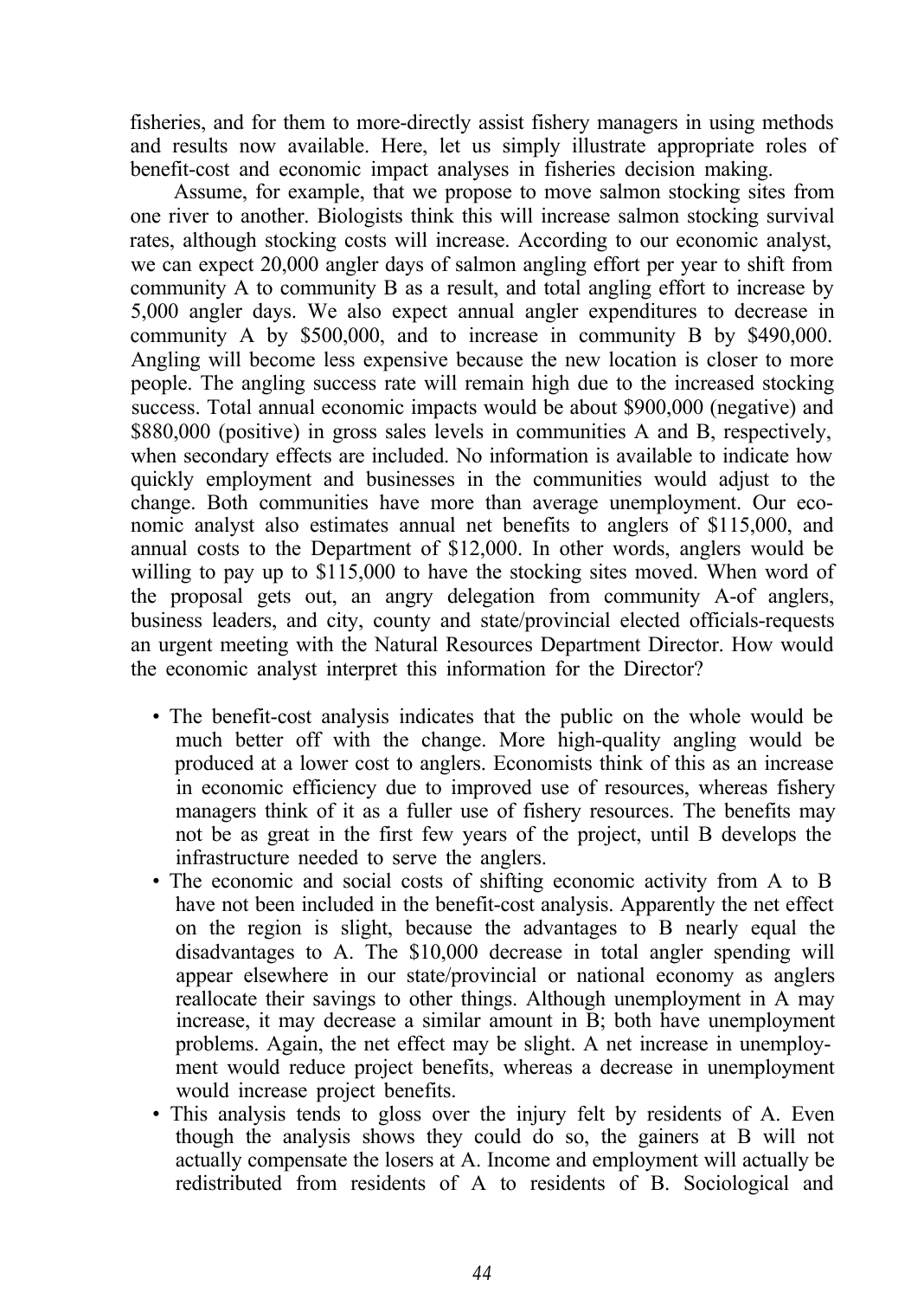fisheries, and for them to more-directly assist fishery managers in using methods and results now available. Here, let us simply illustrate appropriate roles of benefit-cost and economic impact analyses in fisheries decision making.

Assume, for example, that we propose to move salmon stocking sites from one river to another. Biologists think this will increase salmon stocking survival rates, although stocking costs will increase. According to our economic analyst, we can expect 20,000 angler days of salmon angling effort per year to shift from community A to community B as a result, and total angling effort to increase by 5,000 angler days. We also expect annual angler expenditures to decrease in community A by $500,000, and to increase in community B by $490,000. Angling will become less expensive because the new location is closer to more people. The angling success rate will remain high due to the increased stocking success. Total annual economic impacts would be about $900,000 (negative) and $880,000 (positive) in gross sales levels in communities A and B, respectively, when secondary effects are included. No information is available to indicate how quickly employment and businesses in the communities would adjust to the change. Both communities have more than average unemployment. Our economic analyst also estimates annual net benefits to anglers of $115,000, and annual costs to the Department of $12,000. In other words, anglers would be willing to pay up to $115,000 to have the stocking sites moved. When word of the proposal gets out, an angry delegation from community A-of anglers, business leaders, and city, county and state/provincial elected officials-requests an urgent meeting with the Natural Resources Department Director. How would the economic analyst interpret this information for the Director?

- The benefit-cost analysis indicates that the public on the whole would be much better off with the change. More high-quality angling would be produced at a lower cost to anglers. Economists think of this as an increase in economic efficiency due to improved use of resources, whereas fishery managers think of it as a fuller use of fishery resources. The benefits may not be as great in the first few years of the project, until B develops the infrastructure needed to serve the anglers.
- The economic and social costs of shifting economic activity from A to B have not been included in the benefit-cost analysis. Apparently the net effect on the region is slight, because the advantages to B nearly equal the disadvantages to A. The $10,000 decrease in total angler spending will appear elsewhere in our state/provincial or national economy as anglers reallocate their savings to other things. Although unemployment in A may increase, it may decrease a similar amount in B; both have unemployment problems. Again, the net effect may be slight. A net increase in unemployment would reduce project benefits, whereas a decrease in unemployment would increase project benefits.
- This analysis tends to gloss over the injury felt by residents of A. Even though the analysis shows they could do so, the gainers at B will not actually compensate the losers at A. Income and employment will actually be redistributed from residents of A to residents of B. Sociological and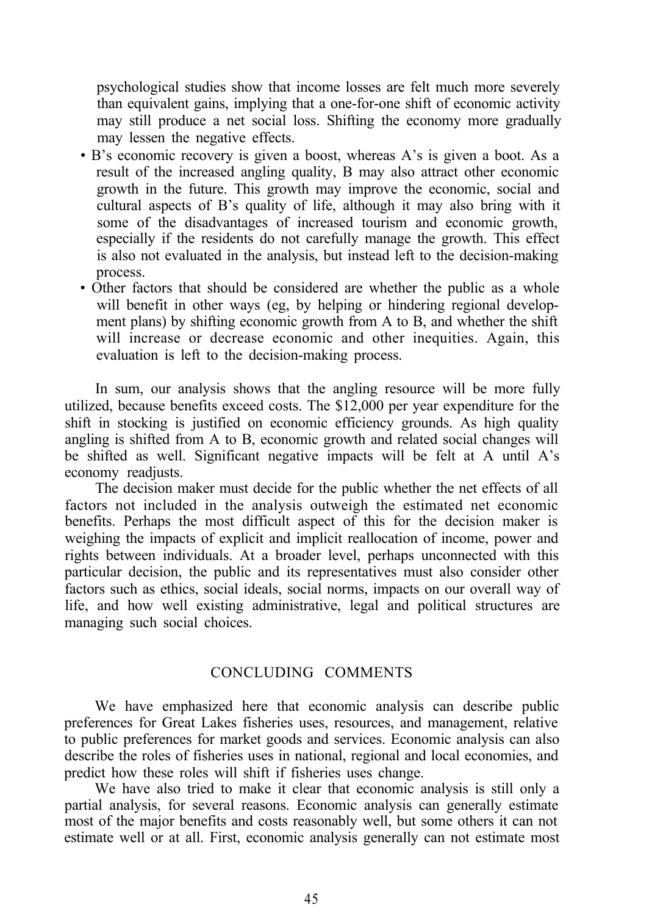psychological studies show that income losses are felt much more severely than equivalent gains, implying that a one-for-one shift of economic activity may still produce a net social loss. Shifting the economy more gradually may lessen the negative effects.

- B's economic recovery is given a boost, whereas A's is given a boot. As a result of the increased angling quality, B may also attract other economic growth in the future. This growth may improve the economic, social and cultural aspects of B's quality of life, although it may also bring with it some of the disadvantages of increased tourism and economic growth, especially if the residents do not carefully manage the growth. This effect is also not evaluated in the analysis, but instead left to the decision-making process.
- Other factors that should be considered are whether the public as a whole will benefit in other ways (eg, by helping or hindering regional development plans) by shifting economic growth from A to B, and whether the shift will increase or decrease economic and other inequities. Again, this evaluation is left to the decision-making process.

In sum, our analysis shows that the angling resource will be more fully utilized, because benefits exceed costs. The $12,000 per year expenditure for the shift in stocking is justified on economic efficiency grounds. As high quality angling is shifted from A to B, economic growth and related social changes will be shifted as well. Significant negative impacts will be felt at A until A's economy readjusts.

The decision maker must decide for the public whether the net effects of all factors not included in the analysis outweigh the estimated net economic benefits. Perhaps the most difficult aspect of this for the decision maker is weighing the impacts of explicit and implicit reallocation of income, power and rights between individuals. At a broader level, perhaps unconnected with this particular decision, the public and its representatives must also consider other factors such as ethics, social ideals, social norms, impacts on our overall way of life, and how well existing administrative, legal and political structures are managing such social choices.

## CONCLUDING COMMENTS

We have emphasized here that economic analysis can describe public preferences for Great Lakes fisheries uses, resources, and management, relative to public preferences for market goods and services. Economic analysis can also describe the roles of fisheries uses in national, regional and local economies, and predict how these roles will shift if fisheries uses change.

We have also tried to make it clear that economic analysis is still only a partial analysis, for several reasons. Economic analysis can generally estimate most of the major benefits and costs reasonably well, but some others it can not estimate well or at all. First, economic analysis generally can not estimate most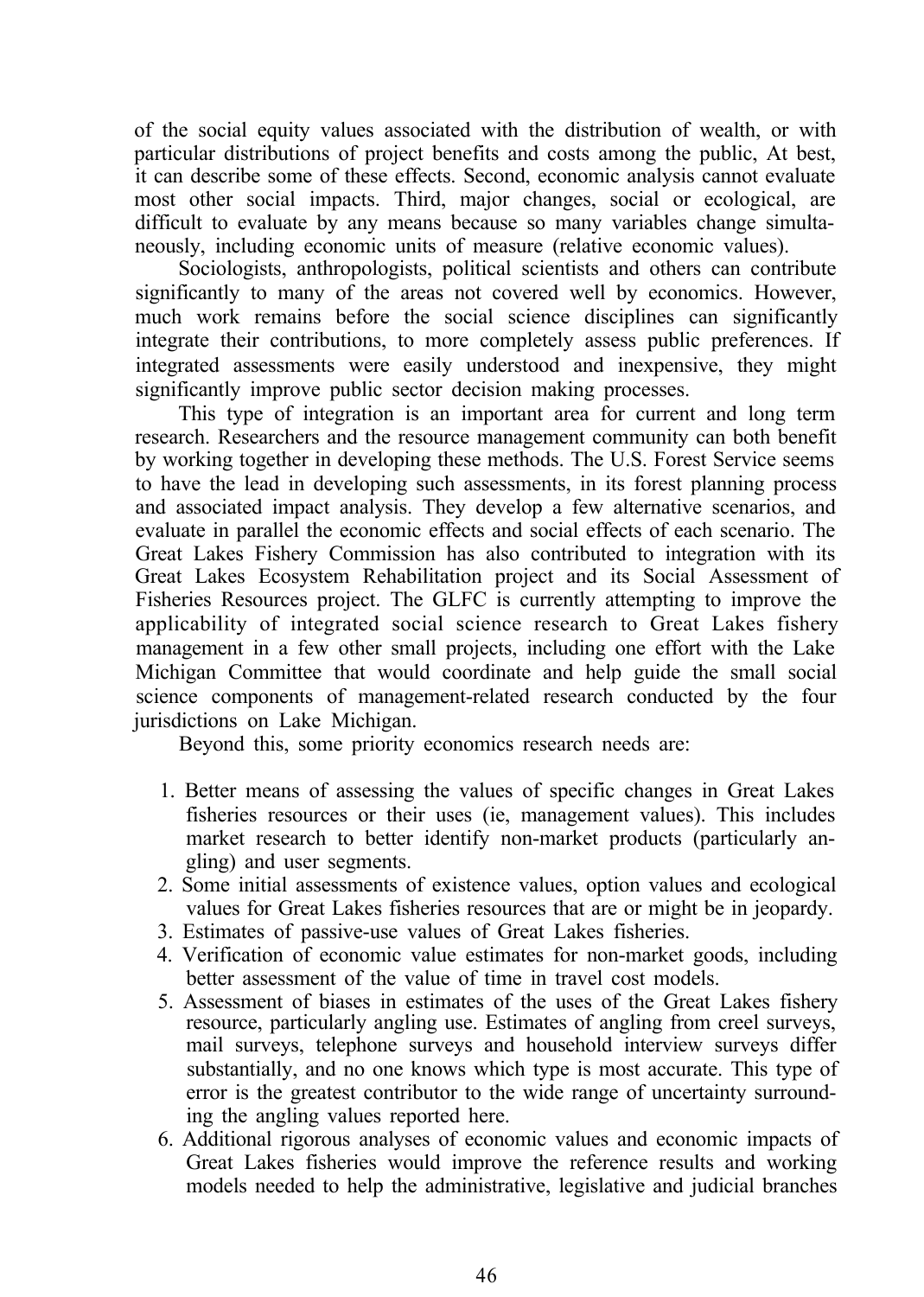of the social equity values associated with the distribution of wealth, or with particular distributions of project benefits and costs among the public, At best, it can describe some of these effects. Second, economic analysis cannot evaluate most other social impacts. Third, major changes, social or ecological, are difficult to evaluate by any means because so many variables change simultaneously, including economic units of measure (relative economic values).

Sociologists, anthropologists, political scientists and others can contribute significantly to many of the areas not covered well by economics. However, much work remains before the social science disciplines can significantly integrate their contributions, to more completely assess public preferences. If integrated assessments were easily understood and inexpensive, they might significantly improve public sector decision making processes.

This type of integration is an important area for current and long term research. Researchers and the resource management community can both benefit by working together in developing these methods. The U.S. Forest Service seems to have the lead in developing such assessments, in its forest planning process and associated impact analysis. They develop a few alternative scenarios, and evaluate in parallel the economic effects and social effects of each scenario. The Great Lakes Fishery Commission has also contributed to integration with its Great Lakes Ecosystem Rehabilitation project and its Social Assessment of Fisheries Resources project. The GLFC is currently attempting to improve the applicability of integrated social science research to Great Lakes fishery management in a few other small projects, including one effort with the Lake Michigan Committee that would coordinate and help guide the small social science components of management-related research conducted by the four jurisdictions on Lake Michigan.

Beyond this, some priority economics research needs are:

1. Better means of assessing the values of specific changes in Great Lakes fisheries resources or their uses (ie, management values). This includes market research to better identify non-market products (particularly angling) and user segments.
2. Some initial assessments of existence values, option values and ecological values for Great Lakes fisheries resources that are or might be in jeopardy.
3. Estimates of passive-use values of Great Lakes fisheries.
4. Verification of economic value estimates for non-market goods, including better assessment of the value of time in travel cost models.
5. Assessment of biases in estimates of the uses of the Great Lakes fishery resource, particularly angling use. Estimates of angling from creel surveys, mail surveys, telephone surveys and household interview surveys differ substantially, and no one knows which type is most accurate. This type of error is the greatest contributor to the wide range of uncertainty surrounding the angling values reported here.
6. Additional rigorous analyses of economic values and economic impacts of Great Lakes fisheries would improve the reference results and working models needed to help the administrative, legislative and judicial branches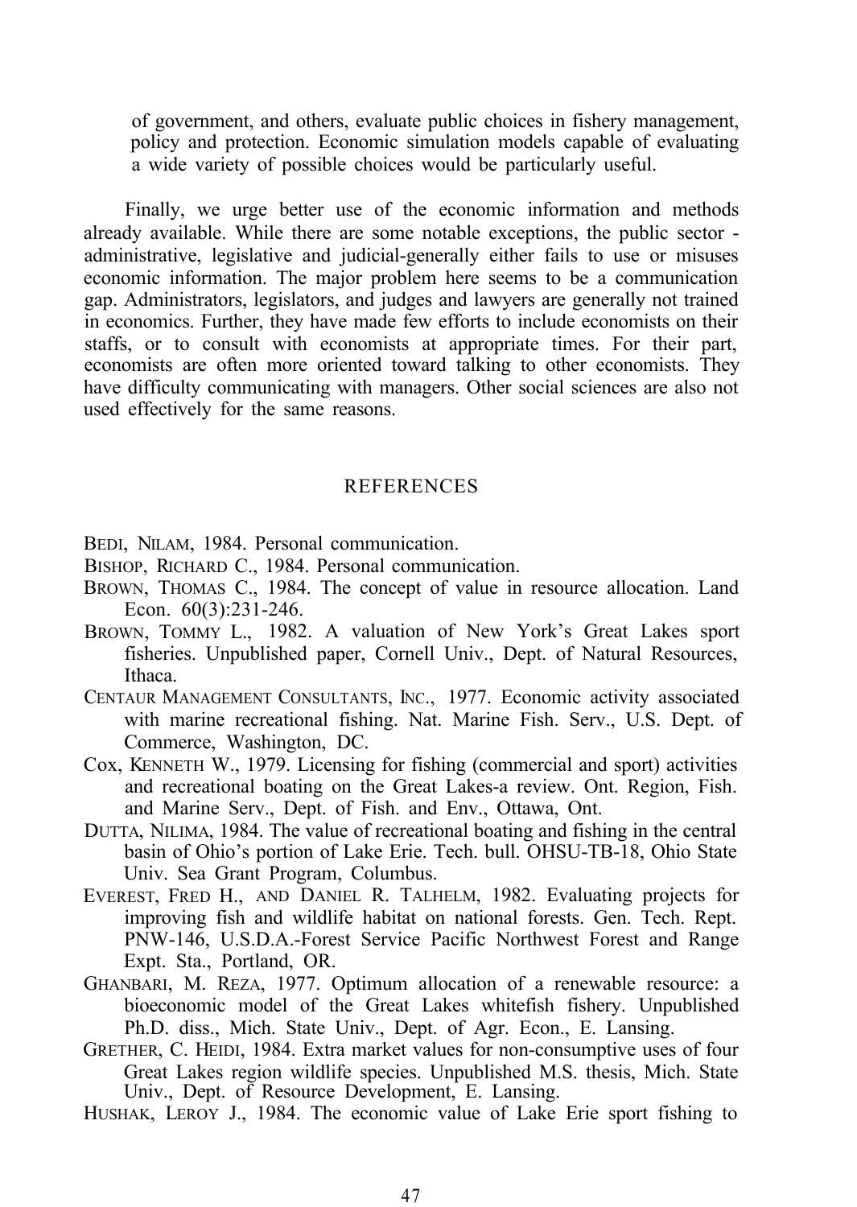of government, and others, evaluate public choices in fishery management, policy and protection. Economic simulation models capable of evaluating a wide variety of possible choices would be particularly useful.

Finally, we urge better use of the economic information and methods already available. While there are some notable exceptions, the public sector - administrative, legislative and judicial-generally either fails to use or misuses economic information. The major problem here seems to be a communication gap. Administrators, legislators, and judges and lawyers are generally not trained in economics. Further, they have made few efforts to include economists on their staffs, or to consult with economists at appropriate times. For their part, economists are often more oriented toward talking to other economists. They have difficulty communicating with managers. Other social sciences are also not used effectively for the same reasons.

## REFERENCES

BEDI, NILAM, 1984. Personal communication.

BISHOP, RICHARD C., 1984. Personal communication.

BROWN, THOMAS C., 1984. The concept of value in resource allocation. Land Econ. 60(3):231-246.

BROWN, TOMMY L., 1982. A valuation of New York's Great Lakes sport fisheries. Unpublished paper, Cornell Univ., Dept. of Natural Resources, Ithaca.

CENTAUR MANAGEMENT CONSULTANTS, INC., 1977. Economic activity associated with marine recreational fishing. Nat. Marine Fish. Serv., U.S. Dept. of Commerce, Washington, DC.

COX, KENNETH W., 1979. Licensing for fishing (commercial and sport) activities and recreational boating on the Great Lakes-a review. Ont. Region, Fish. and Marine Serv., Dept. of Fish. and Env., Ottawa, Ont.

DUTTA, NILIMA, 1984. The value of recreational boating and fishing in the central basin of Ohio's portion of Lake Erie. Tech. bull. OHSU-TB-18, Ohio State Univ. Sea Grant Program, Columbus.

EVEREST, FRED H., AND DANIEL R. TALHELM, 1982. Evaluating projects for improving fish and wildlife habitat on national forests. Gen. Tech. Rept. PNW-146, U.S.D.A.-Forest Service Pacific Northwest Forest and Range Expt. Sta., Portland, OR.

GHANBARI, M. REZA, 1977. Optimum allocation of a renewable resource: a bioeconomic model of the Great Lakes whitefish fishery. Unpublished Ph.D. diss., Mich. State Univ., Dept. of Agr. Econ., E. Lansing.

GRETHER, C. HEIDI, 1984. Extra market values for non-consumptive uses of four Great Lakes region wildlife species. Unpublished M.S. thesis, Mich. State Univ., Dept. of Resource Development, E. Lansing.

HUSHAK, LEROY J., 1984. The economic value of Lake Erie sport fishing to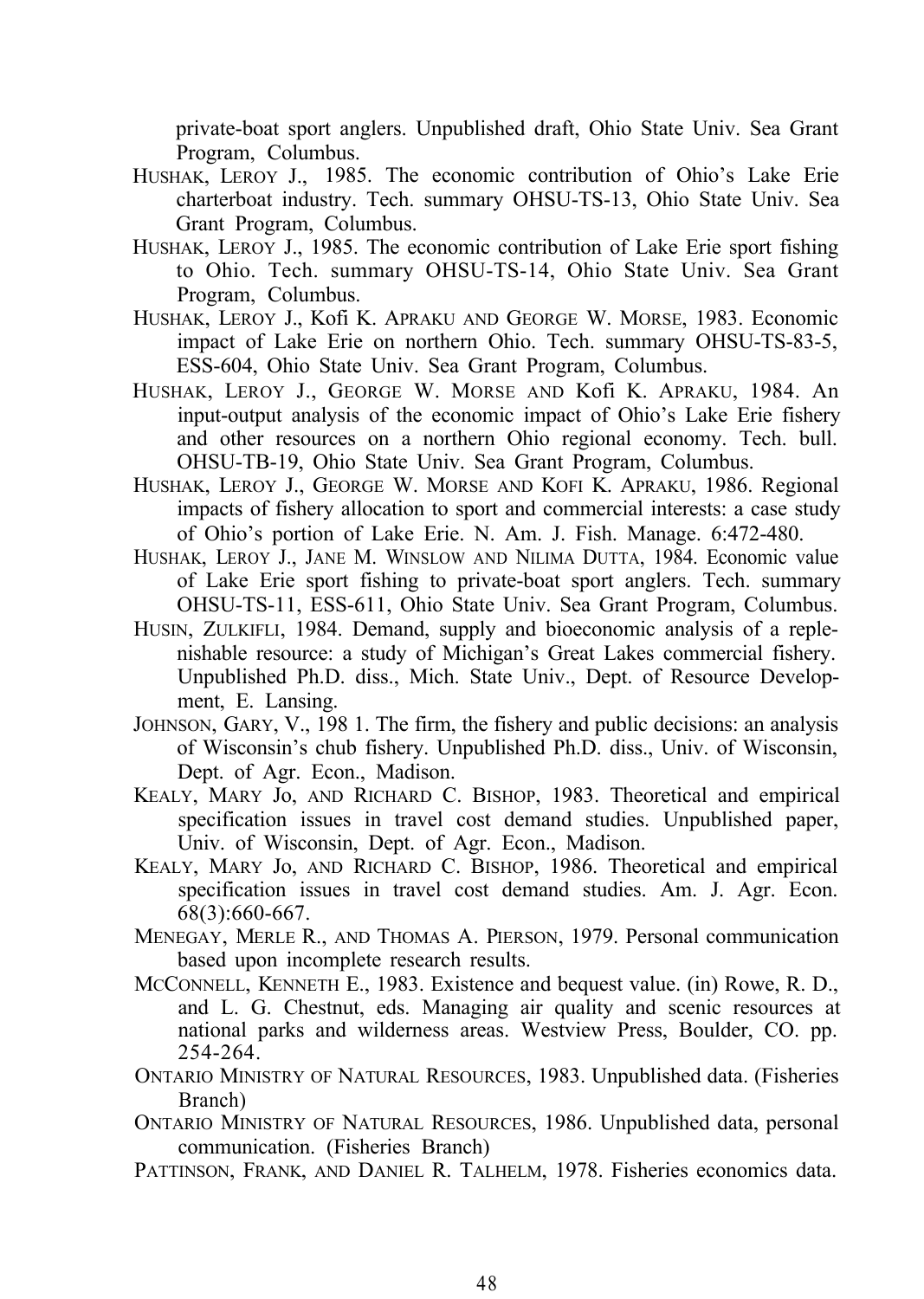private-boat sport anglers. Unpublished draft, Ohio State Univ. Sea Grant Program, Columbus.

HUSHAK, LEROY J., 1985. The economic contribution of Ohio's Lake Erie charterboat industry. Tech. summary OHSU-TS-13, Ohio State Univ. Sea Grant Program, Columbus.

HUSHAK, LEROY J., 1985. The economic contribution of Lake Erie sport fishing to Ohio. Tech. summary OHSU-TS-14, Ohio State Univ. Sea Grant Program, Columbus.

HUSHAK, LEROY J., Kofi K. APRAKU AND GEORGE W. MORSE, 1983. Economic impact of Lake Erie on northern Ohio. Tech. summary OHSU-TS-83-5, ESS-604, Ohio State Univ. Sea Grant Program, Columbus.

HUSHAK, LEROY J., GEORGE W. MORSE AND Kofi K. APRAKU, 1984. An input-output analysis of the economic impact of Ohio's Lake Erie fishery and other resources on a northern Ohio regional economy. Tech. bull. OHSU-TB-19, Ohio State Univ. Sea Grant Program, Columbus.

HUSHAK, LEROY J., GEORGE W. MORSE AND KOFI K. APRAKU, 1986. Regional impacts of fishery allocation to sport and commercial interests: a case study of Ohio's portion of Lake Erie. N. Am. J. Fish. Manage. 6:472-480.

HUSHAK, LEROY J., JANE M. WINSLOW AND NILIMA DUTTA, 1984. Economic value of Lake Erie sport fishing to private-boat sport anglers. Tech. summary OHSU-TS-11, ESS-611, Ohio State Univ. Sea Grant Program, Columbus.

HUSIN, ZULKIFLI, 1984. Demand, supply and bioeconomic analysis of a replenishable resource: a study of Michigan's Great Lakes commercial fishery. Unpublished Ph.D. diss., Mich. State Univ., Dept. of Resource Development, E. Lansing.

JOHNSON, GARY, V., 198 1. The firm, the fishery and public decisions: an analysis of Wisconsin's chub fishery. Unpublished Ph.D. diss., Univ. of Wisconsin, Dept. of Agr. Econ., Madison.

KEALY, MARY JO, AND RICHARD C. BISHOP, 1983. Theoretical and empirical specification issues in travel cost demand studies. Unpublished paper, Univ. of Wisconsin, Dept. of Agr. Econ., Madison.

KEALY, MARY JO, AND RICHARD C. BISHOP, 1986. Theoretical and empirical specification issues in travel cost demand studies. Am. J. Agr. Econ. 68(3):660-667.

MENEGAY, MERLE R., AND THOMAS A. PIERSON, 1979. Personal communication based upon incomplete research results.

MCCONNELL, KENNETH E., 1983. Existence and bequest value. (in) Rowe, R. D., and L. G. Chestnut, eds. Managing air quality and scenic resources at national parks and wilderness areas. Westview Press, Boulder, CO. pp. 254-264.

ONTARIO MINISTRY OF NATURAL RESOURCES, 1983. Unpublished data. (Fisheries Branch)

ONTARIO MINISTRY OF NATURAL RESOURCES, 1986. Unpublished data, personal communication. (Fisheries Branch)

PATTINSON, FRANK, AND DANIEL R. TALHELM, 1978. Fisheries economics data.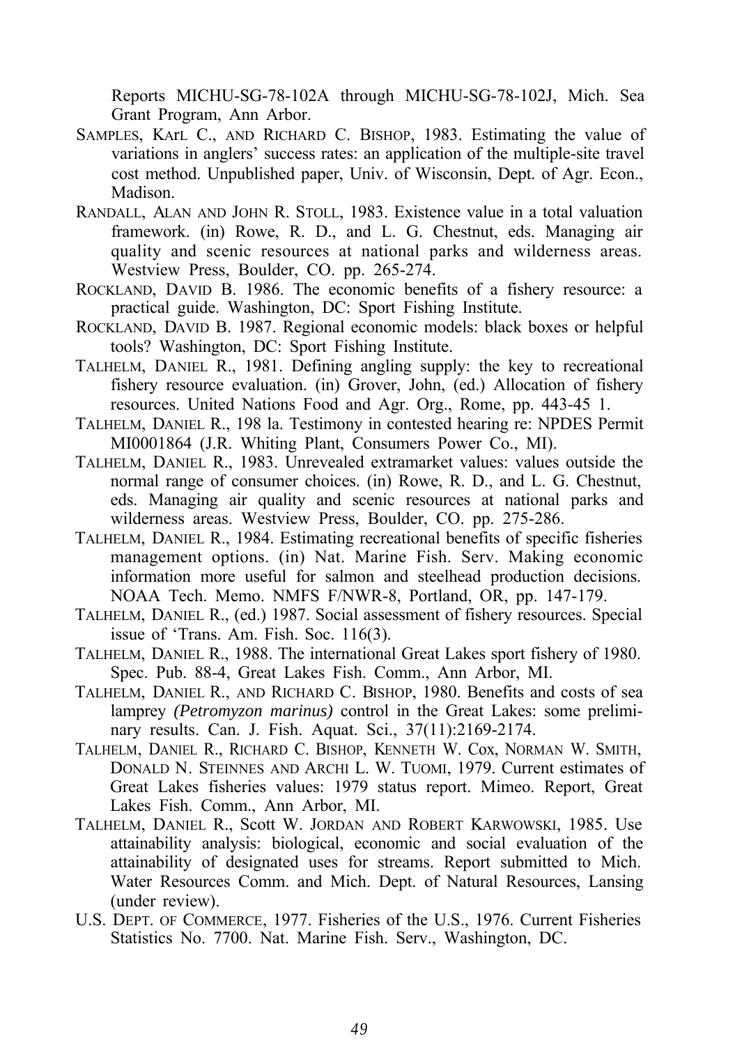Reports MICHU-SG-78-102A through MICHU-SG-78-102J, Mich. Sea Grant Program, Ann Arbor.

SAMPLES, KArL C., AND RICHARD C. BISHOP, 1983. Estimating the value of variations in anglers' success rates: an application of the multiple-site travel cost method. Unpublished paper, Univ. of Wisconsin, Dept. of Agr. Econ., Madison.

RANDALL, ALAN AND JOHN R. STOLL, 1983. Existence value in a total valuation framework. (in) Rowe, R. D., and L. G. Chestnut, eds. Managing air quality and scenic resources at national parks and wilderness areas. Westview Press, Boulder, CO. pp. 265-274.

ROCKLAND, DAVID B. 1986. The economic benefits of a fishery resource: a practical guide. Washington, DC: Sport Fishing Institute.

ROCKLAND, DAVID B. 1987. Regional economic models: black boxes or helpful tools? Washington, DC: Sport Fishing Institute.

TALHELM, DANIEL R., 1981. Defining angling supply: the key to recreational fishery resource evaluation. (in) Grover, John, (ed.) Allocation of fishery resources. United Nations Food and Agr. Org., Rome, pp. 443-45 1.

TALHELM, DANIEL R., 198 la. Testimony in contested hearing re: NPDES Permit MI0001864 (J.R. Whiting Plant, Consumers Power Co., MI).

TALHELM, DANIEL R., 1983. Unrevealed extramarket values: values outside the normal range of consumer choices. (in) Rowe, R. D., and L. G. Chestnut, eds. Managing air quality and scenic resources at national parks and wilderness areas. Westview Press, Boulder, CO. pp. 275-286.

TALHELM, DANIEL R., 1984. Estimating recreational benefits of specific fisheries management options. (in) Nat. Marine Fish. Serv. Making economic information more useful for salmon and steelhead production decisions. NOAA Tech. Memo. NMFS F/NWR-8, Portland, OR, pp. 147-179.

TALHELM, DANIEL R., (ed.) 1987. Social assessment of fishery resources. Special issue of 'Trans. Am. Fish. Soc. 116(3).

TALHELM, DANIEL R., 1988. The international Great Lakes sport fishery of 1980. Spec. Pub. 88-4, Great Lakes Fish. Comm., Ann Arbor, MI.

TALHELM, DANIEL R., AND RICHARD C. BISHOP, 1980. Benefits and costs of sea lamprey *(Petromyzon marinus)* control in the Great Lakes: some preliminary results. Can. J. Fish. Aquat. Sci., 37(11):2169-2174.

TALHELM, DANIEL R., RICHARD C. BISHOP, KENNETH W. COX, NORMAN W. SMITH, DONALD N. STEINNES AND ARCHI L. W. TUOMI, 1979. Current estimates of Great Lakes fisheries values: 1979 status report. Mimeo. Report, Great Lakes Fish. Comm., Ann Arbor, MI.

TALHELM, DANIEL R., Scott W. JORDAN AND ROBERT KARWOWSKI, 1985. Use attainability analysis: biological, economic and social evaluation of the attainability of designated uses for streams. Report submitted to Mich. Water Resources Comm. and Mich. Dept. of Natural Resources, Lansing (under review).

U.S. DEPT. OF COMMERCE, 1977. Fisheries of the U.S., 1976. Current Fisheries Statistics No. 7700. Nat. Marine Fish. Serv., Washington, DC.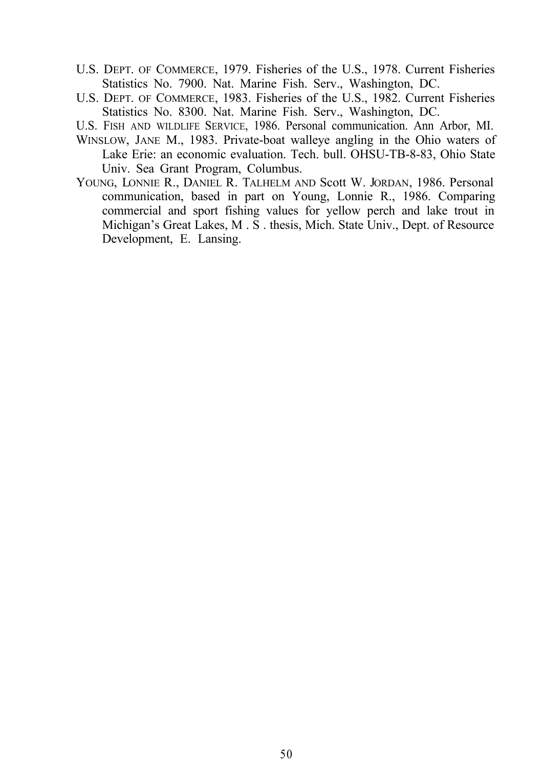U.S. DEPT. OF COMMERCE, 1979. Fisheries of the U.S., 1978. Current Fisheries Statistics No. 7900. Nat. Marine Fish. Serv., Washington, DC.

U.S. DEPT. OF COMMERCE, 1983. Fisheries of the U.S., 1982. Current Fisheries Statistics No. 8300. Nat. Marine Fish. Serv., Washington, DC.

U.S. FISH AND WILDLIFE SERVICE, 1986. Personal communication. Ann Arbor, MI.

WINSLOW, JANE M., 1983. Private-boat walleye angling in the Ohio waters of Lake Erie: an economic evaluation. Tech. bull. OHSU-TB-8-83, Ohio State Univ. Sea Grant Program, Columbus.

YOUNG, LONNIE R., DANIEL R. TALHELM AND Scott W. JORDAN, 1986. Personal communication, based in part on Young, Lonnie R., 1986. Comparing commercial and sport fishing values for yellow perch and lake trout in Michigan's Great Lakes, M . S . thesis, Mich. State Univ., Dept. of Resource Development, E. Lansing.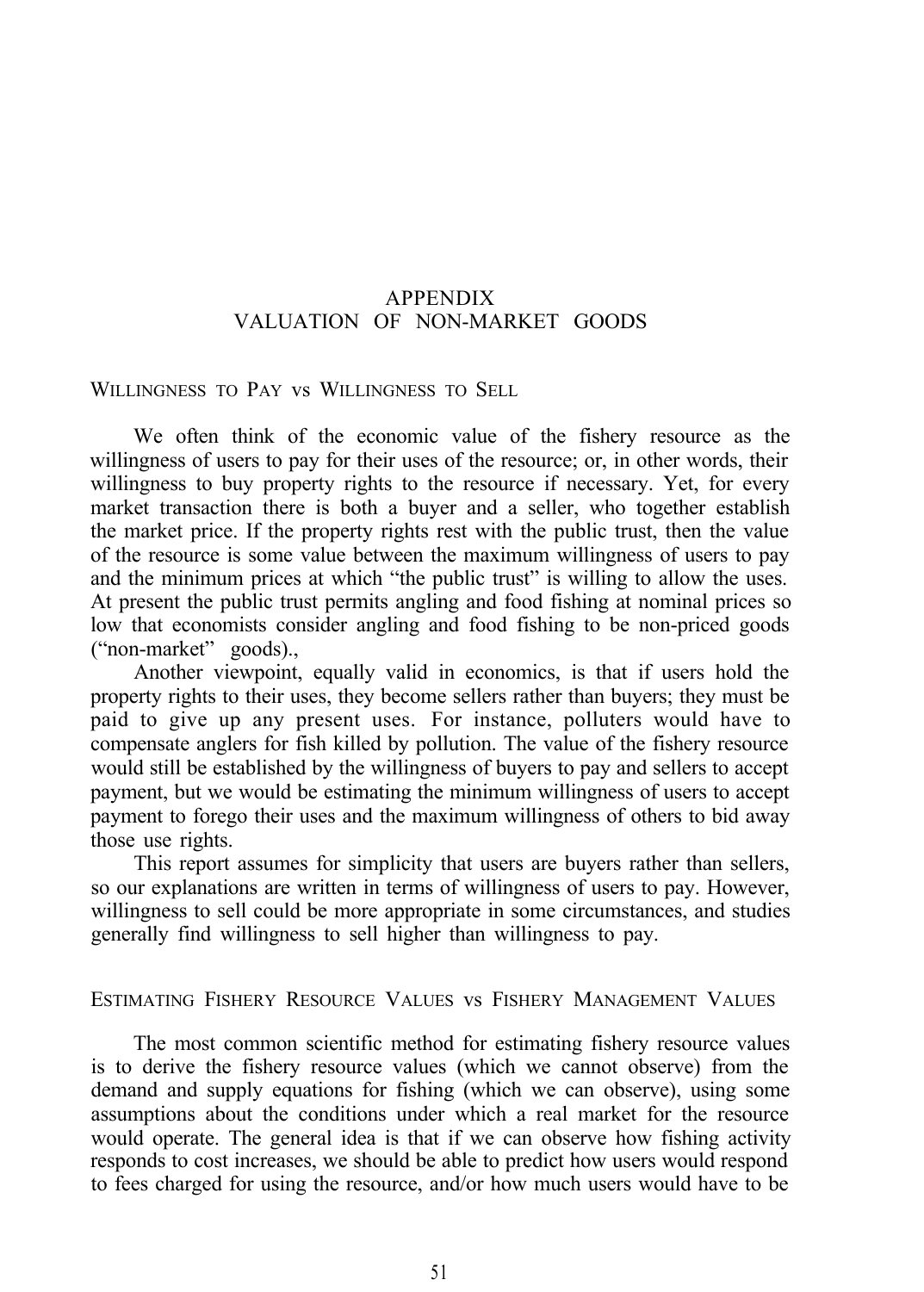# APPENDIX
# VALUATION OF NON-MARKET GOODS

## WILLINGNESS TO PAY vs WILLINGNESS TO SELL

We often think of the economic value of the fishery resource as the willingness of users to pay for their uses of the resource; or, in other words, their willingness to buy property rights to the resource if necessary. Yet, for every market transaction there is both a buyer and a seller, who together establish the market price. If the property rights rest with the public trust, then the value of the resource is some value between the maximum willingness of users to pay and the minimum prices at which "the public trust" is willing to allow the uses. At present the public trust permits angling and food fishing at nominal prices so low that economists consider angling and food fishing to be non-priced goods ("non-market" goods).,

Another viewpoint, equally valid in economics, is that if users hold the property rights to their uses, they become sellers rather than buyers; they must be paid to give up any present uses. For instance, polluters would have to compensate anglers for fish killed by pollution. The value of the fishery resource would still be established by the willingness of buyers to pay and sellers to accept payment, but we would be estimating the minimum willingness of users to accept payment to forego their uses and the maximum willingness of others to bid away those use rights.

This report assumes for simplicity that users are buyers rather than sellers, so our explanations are written in terms of willingness of users to pay. However, willingness to sell could be more appropriate in some circumstances, and studies generally find willingness to sell higher than willingness to pay.

## ESTIMATING FISHERY RESOURCE VALUES vs FISHERY MANAGEMENT VALUES

The most common scientific method for estimating fishery resource values is to derive the fishery resource values (which we cannot observe) from the demand and supply equations for fishing (which we can observe), using some assumptions about the conditions under which a real market for the resource would operate. The general idea is that if we can observe how fishing activity responds to cost increases, we should be able to predict how users would respond to fees charged for using the resource, and/or how much users would have to be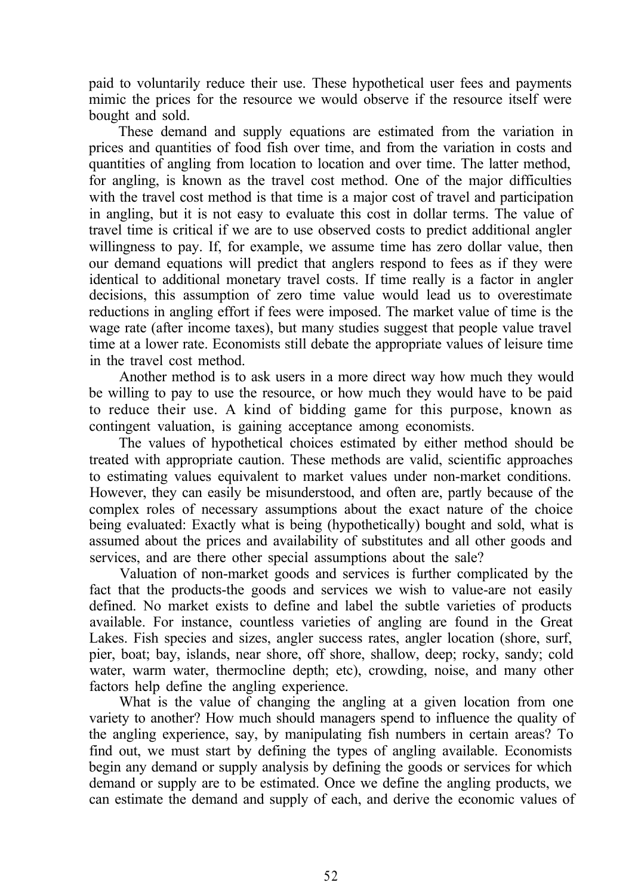paid to voluntarily reduce their use. These hypothetical user fees and payments mimic the prices for the resource we would observe if the resource itself were bought and sold.

These demand and supply equations are estimated from the variation in prices and quantities of food fish over time, and from the variation in costs and quantities of angling from location to location and over time. The latter method, for angling, is known as the travel cost method. One of the major difficulties with the travel cost method is that time is a major cost of travel and participation in angling, but it is not easy to evaluate this cost in dollar terms. The value of travel time is critical if we are to use observed costs to predict additional angler willingness to pay. If, for example, we assume time has zero dollar value, then our demand equations will predict that anglers respond to fees as if they were identical to additional monetary travel costs. If time really is a factor in angler decisions, this assumption of zero time value would lead us to overestimate reductions in angling effort if fees were imposed. The market value of time is the wage rate (after income taxes), but many studies suggest that people value travel time at a lower rate. Economists still debate the appropriate values of leisure time in the travel cost method.

Another method is to ask users in a more direct way how much they would be willing to pay to use the resource, or how much they would have to be paid to reduce their use. A kind of bidding game for this purpose, known as contingent valuation, is gaining acceptance among economists.

The values of hypothetical choices estimated by either method should be treated with appropriate caution. These methods are valid, scientific approaches to estimating values equivalent to market values under non-market conditions. However, they can easily be misunderstood, and often are, partly because of the complex roles of necessary assumptions about the exact nature of the choice being evaluated: Exactly what is being (hypothetically) bought and sold, what is assumed about the prices and availability of substitutes and all other goods and services, and are there other special assumptions about the sale?

Valuation of non-market goods and services is further complicated by the fact that the products-the goods and services we wish to value-are not easily defined. No market exists to define and label the subtle varieties of products available. For instance, countless varieties of angling are found in the Great Lakes. Fish species and sizes, angler success rates, angler location (shore, surf, pier, boat; bay, islands, near shore, off shore, shallow, deep; rocky, sandy; cold water, warm water, thermocline depth; etc), crowding, noise, and many other factors help define the angling experience.

What is the value of changing the angling at a given location from one variety to another? How much should managers spend to influence the quality of the angling experience, say, by manipulating fish numbers in certain areas? To find out, we must start by defining the types of angling available. Economists begin any demand or supply analysis by defining the goods or services for which demand or supply are to be estimated. Once we define the angling products, we can estimate the demand and supply of each, and derive the economic values of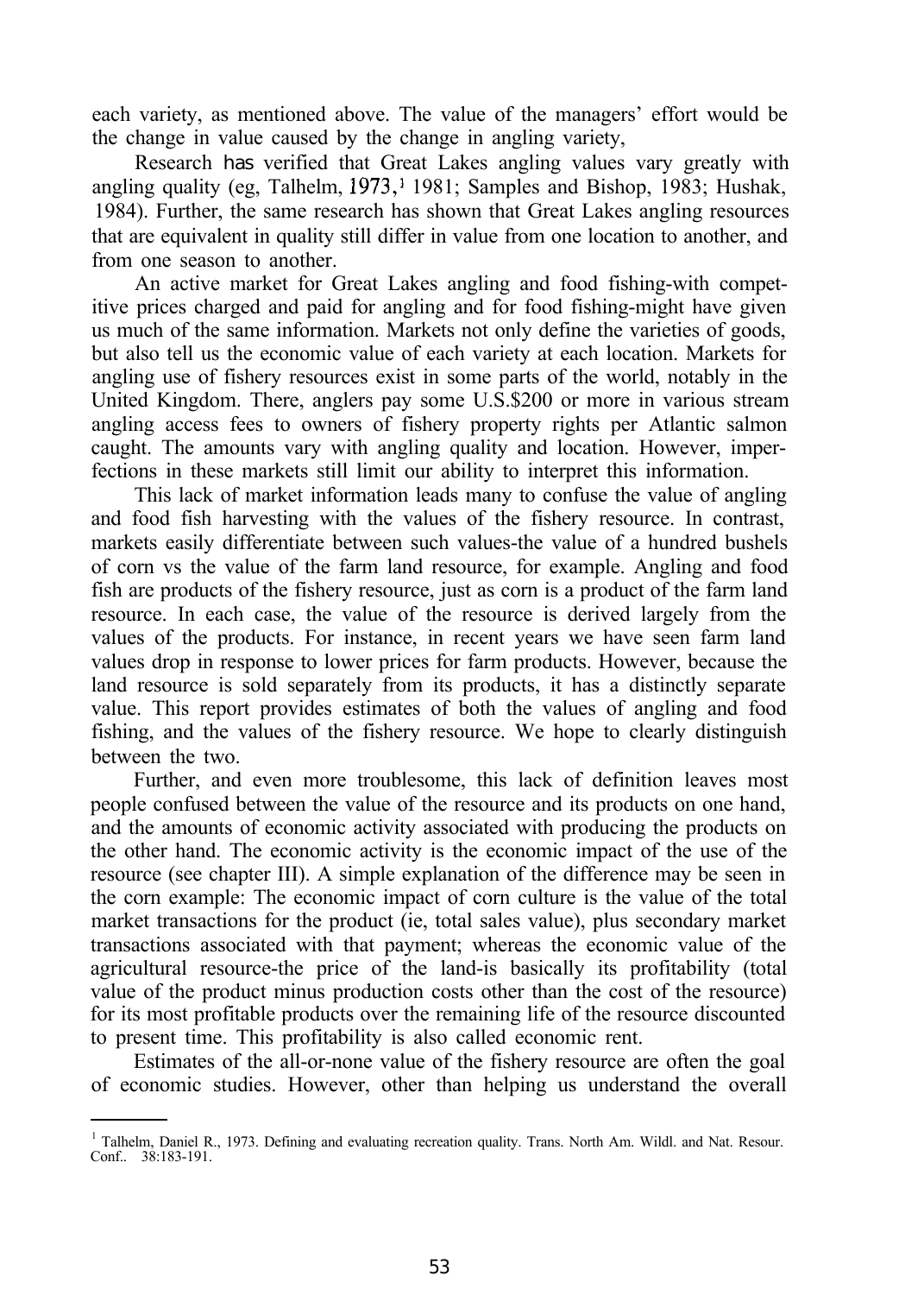each variety, as mentioned above. The value of the managers' effort would be the change in value caused by the change in angling variety,

Research has verified that Great Lakes angling values vary greatly with angling quality (eg, Talhelm, 1973,[1] 1981; Samples and Bishop, 1983; Hushak, 1984). Further, the same research has shown that Great Lakes angling resources that are equivalent in quality still differ in value from one location to another, and from one season to another.

An active market for Great Lakes angling and food fishing-with competitive prices charged and paid for angling and for food fishing-might have given us much of the same information. Markets not only define the varieties of goods, but also tell us the economic value of each variety at each location. Markets for angling use of fishery resources exist in some parts of the world, notably in the United Kingdom. There, anglers pay some U.S.$200 or more in various stream angling access fees to owners of fishery property rights per Atlantic salmon caught. The amounts vary with angling quality and location. However, imperfections in these markets still limit our ability to interpret this information.

This lack of market information leads many to confuse the value of angling and food fish harvesting with the values of the fishery resource. In contrast, markets easily differentiate between such values-the value of a hundred bushels of corn vs the value of the farm land resource, for example. Angling and food fish are products of the fishery resource, just as corn is a product of the farm land resource. In each case, the value of the resource is derived largely from the values of the products. For instance, in recent years we have seen farm land values drop in response to lower prices for farm products. However, because the land resource is sold separately from its products, it has a distinctly separate value. This report provides estimates of both the values of angling and food fishing, and the values of the fishery resource. We hope to clearly distinguish between the two.

Further, and even more troublesome, this lack of definition leaves most people confused between the value of the resource and its products on one hand, and the amounts of economic activity associated with producing the products on the other hand. The economic activity is the economic impact of the use of the resource (see chapter III). A simple explanation of the difference may be seen in the corn example: The economic impact of corn culture is the value of the total market transactions for the product (ie, total sales value), plus secondary market transactions associated with that payment; whereas the economic value of the agricultural resource-the price of the land-is basically its profitability (total value of the product minus production costs other than the cost of the resource) for its most profitable products over the remaining life of the resource discounted to present time. This profitability is also called economic rent.

Estimates of the all-or-none value of the fishery resource are often the goal of economic studies. However, other than helping us understand the overall

---

[1] Talhelm, Daniel R., 1973. Defining and evaluating recreation quality. Trans. North Am. Wildl. and Nat. Resour. Conf.. 38:183-191.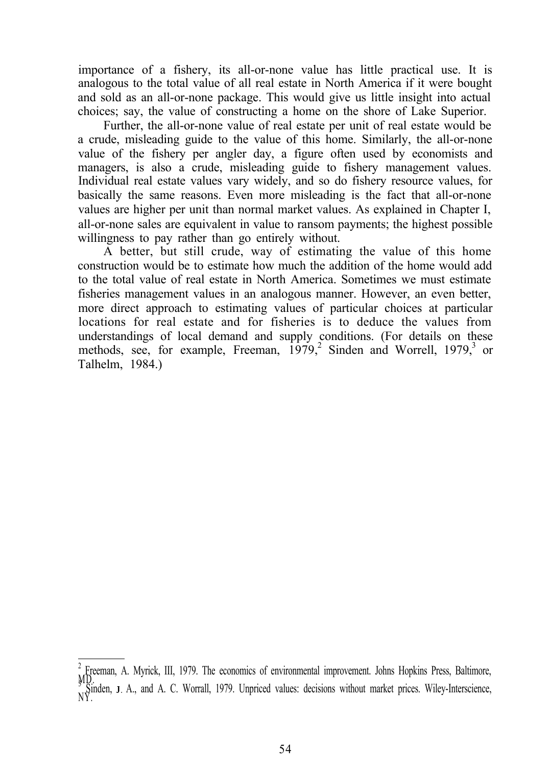importance of a fishery, its all-or-none value has little practical use. It is analogous to the total value of all real estate in North America if it were bought and sold as an all-or-none package. This would give us little insight into actual choices; say, the value of constructing a home on the shore of Lake Superior.

Further, the all-or-none value of real estate per unit of real estate would be a crude, misleading guide to the value of this home. Similarly, the all-or-none value of the fishery per angler day, a figure often used by economists and managers, is also a crude, misleading guide to fishery management values. Individual real estate values vary widely, and so do fishery resource values, for basically the same reasons. Even more misleading is the fact that all-or-none values are higher per unit than normal market values. As explained in Chapter I, all-or-none sales are equivalent in value to ransom payments; the highest possible willingness to pay rather than go entirely without.

A better, but still crude, way of estimating the value of this home construction would be to estimate how much the addition of the home would add to the total value of real estate in North America. Sometimes we must estimate fisheries management values in an analogous manner. However, an even better, more direct approach to estimating values of particular choices at particular locations for real estate and for fisheries is to deduce the values from understandings of local demand and supply conditions. (For details on these methods, see, for example, Freeman, 1979,[2] Sinden and Worrell, 1979,[3] or Talhelm, 1984.)

---

[2] Freeman, A. Myrick, III, 1979. The economics of environmental improvement. Johns Hopkins Press, Baltimore, MD.

[3] Sinden, J. A., and A. C. Worrall, 1979. Unpriced values: decisions without market prices. Wiley-Interscience, NY.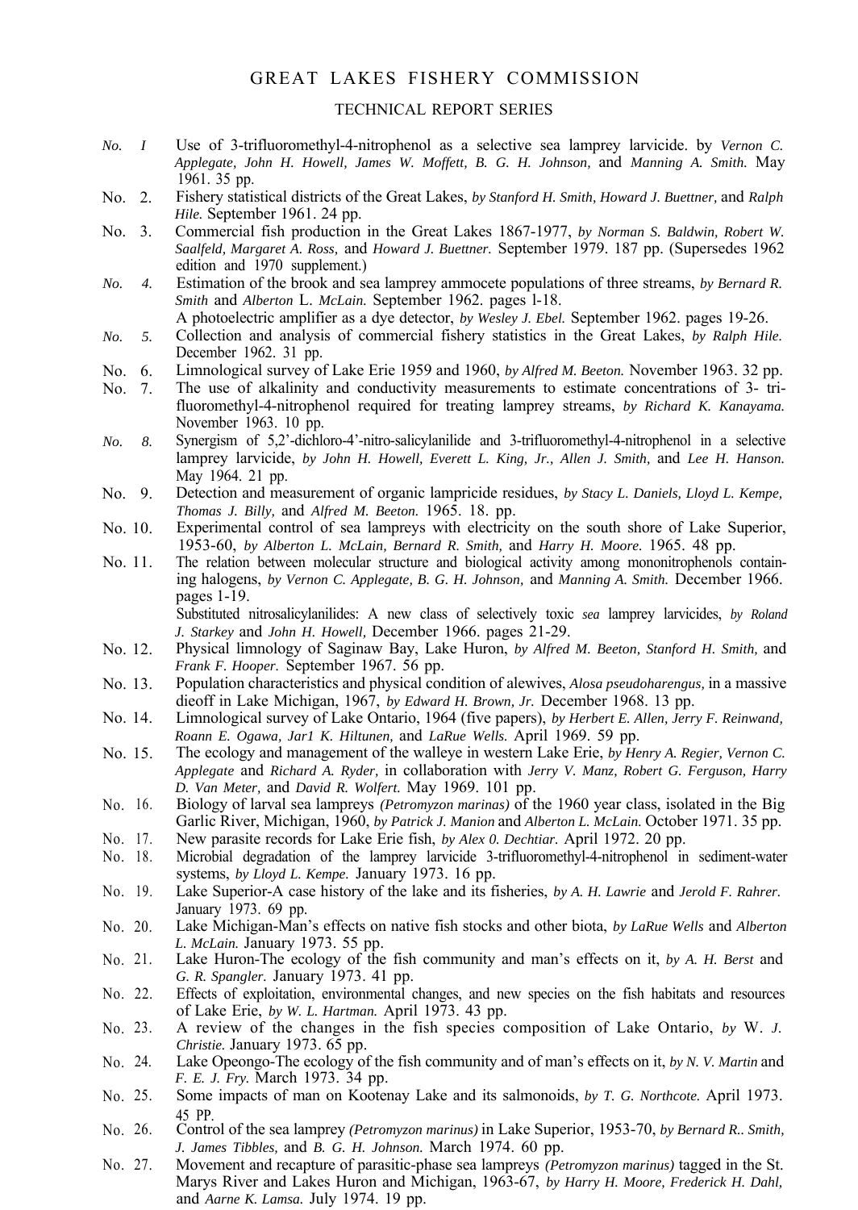# GREAT LAKES FISHERY COMMISSION

## TECHNICAL REPORT SERIES

*No. I* Use of 3-trifluoromethyl-4-nitrophenol as a selective sea lamprey larvicide. by *Vernon C. Applegate, John H. Howell, James W. Moffett, B. G. H. Johnson,* and *Manning A. Smith.* May 1961. 35 pp.

No. 2. Fishery statistical districts of the Great Lakes, *by Stanford H. Smith, Howard J. Buettner,* and *Ralph Hile.* September 1961. 24 pp.

No. 3. Commercial fish production in the Great Lakes 1867-1977, *by Norman S. Baldwin, Robert W. Saalfeld, Margaret A. Ross,* and *Howard J. Buettner.* September 1979. 187 pp. (Supersedes 1962 edition and 1970 supplement.)

*No. 4.* Estimation of the brook and sea lamprey ammocete populations of three streams, *by Bernard R. Smith* and *Alberton* L. *McLain.* September 1962. pages l-18.
A photoelectric amplifier as a dye detector, *by Wesley J. Ebel.* September 1962. pages 19-26.

*No. 5.* Collection and analysis of commercial fishery statistics in the Great Lakes, *by Ralph Hile.* December 1962. 31 pp.

No. 6. Limnological survey of Lake Erie 1959 and 1960, *by Alfred M. Beeton.* November 1963. 32 pp.

No. 7. The use of alkalinity and conductivity measurements to estimate concentrations of 3- trifluoromethyl-4-nitrophenol required for treating lamprey streams, *by Richard K. Kanayama.* November 1963. 10 pp.

*No. 8.* Synergism of 5,2'-dichloro-4'-nitro-salicylanilide and 3-trifluoromethyl-4-nitrophenol in a selective lamprey larvicide, *by John H. Howell, Everett L. King, Jr., Allen J. Smith,* and *Lee H. Hanson.* May 1964. 21 pp.

No. 9. Detection and measurement of organic lampricide residues, *by Stacy L. Daniels, Lloyd L. Kempe, Thomas J. Billy,* and *Alfred M. Beeton.* 1965. 18. pp.

No. 10. Experimental control of sea lampreys with electricity on the south shore of Lake Superior, 1953-60, *by Alberton L. McLain, Bernard R. Smith,* and *Harry H. Moore.* 1965. 48 pp.

No. 11. The relation between molecular structure and biological activity among mononitrophenols containing halogens, *by Vernon C. Applegate, B. G. H. Johnson,* and *Manning A. Smith.* December 1966. pages 1-19.
Substituted nitrosalicylanilides: A new class of selectively toxic *sea* lamprey larvicides, *by Roland J. Starkey* and *John H. Howell,* December 1966. pages 21-29.

No. 12. Physical limnology of Saginaw Bay, Lake Huron, *by Alfred M. Beeton, Stanford H. Smith,* and *Frank F. Hooper.* September 1967. 56 pp.

No. 13. Population characteristics and physical condition of alewives, *Alosa pseudoharengus,* in a massive dieoff in Lake Michigan, 1967, *by Edward H. Brown, Jr.* December 1968. 13 pp.

No. 14. Limnological survey of Lake Ontario, 1964 (five papers), *by Herbert E. Allen, Jerry F. Reinwand, Roann E. Ogawa, Jar1 K. Hiltunen,* and *LaRue Wells.* April 1969. 59 pp.

No. 15. The ecology and management of the walleye in western Lake Erie, *by Henry A. Regier, Vernon C. Applegate* and *Richard A. Ryder,* in collaboration with *Jerry V. Manz, Robert G. Ferguson, Harry D. Van Meter,* and *David R. Wolfert.* May 1969. 101 pp.

No. 16. Biology of larval sea lampreys *(Petromyzon marinas)* of the 1960 year class, isolated in the Big Garlic River, Michigan, 1960, *by Patrick J. Manion* and *Alberton L. McLain.* October 1971. 35 pp.

No. 17. New parasite records for Lake Erie fish, *by Alex 0. Dechtiar.* April 1972. 20 pp.

No. 18. Microbial degradation of the lamprey larvicide 3-trifluoromethyl-4-nitrophenol in sediment-water systems, *by Lloyd L. Kempe.* January 1973. 16 pp.

No. 19. Lake Superior-A case history of the lake and its fisheries, *by A. H. Lawrie* and *Jerold F. Rahrer.* January 1973. 69 pp.

No. 20. Lake Michigan-Man's effects on native fish stocks and other biota, *by LaRue Wells* and *Alberton L. McLain.* January 1973. 55 pp.

No. 21. Lake Huron-The ecology of the fish community and man's effects on it, *by A. H. Berst* and *G. R. Spangler.* January 1973. 41 pp.

No. 22. Effects of exploitation, environmental changes, and new species on the fish habitats and resources of Lake Erie, *by W. L. Hartman.* April 1973. 43 pp.

No. 23. A review of the changes in the fish species composition of Lake Ontario, *by* W. *J. Christie.* January 1973. 65 pp.

No. 24. Lake Opeongo-The ecology of the fish community and of man's effects on it, *by N. V. Martin* and *F. E. J. Fry.* March 1973. 34 pp.

No. 25. Some impacts of man on Kootenay Lake and its salmonoids, *by T. G. Northcote.* April 1973. 45 PP.

No. 26. Control of the sea lamprey *(Petromyzon marinus)* in Lake Superior, 1953-70, *by Bernard R.. Smith, J. James Tibbles,* and *B. G. H. Johnson.* March 1974. 60 pp.

No. 27. Movement and recapture of parasitic-phase sea lampreys *(Petromyzon marinus)* tagged in the St. Marys River and Lakes Huron and Michigan, 1963-67, *by Harry H. Moore, Frederick H. Dahl,* and *Aarne K. Lamsa.* July 1974. 19 pp.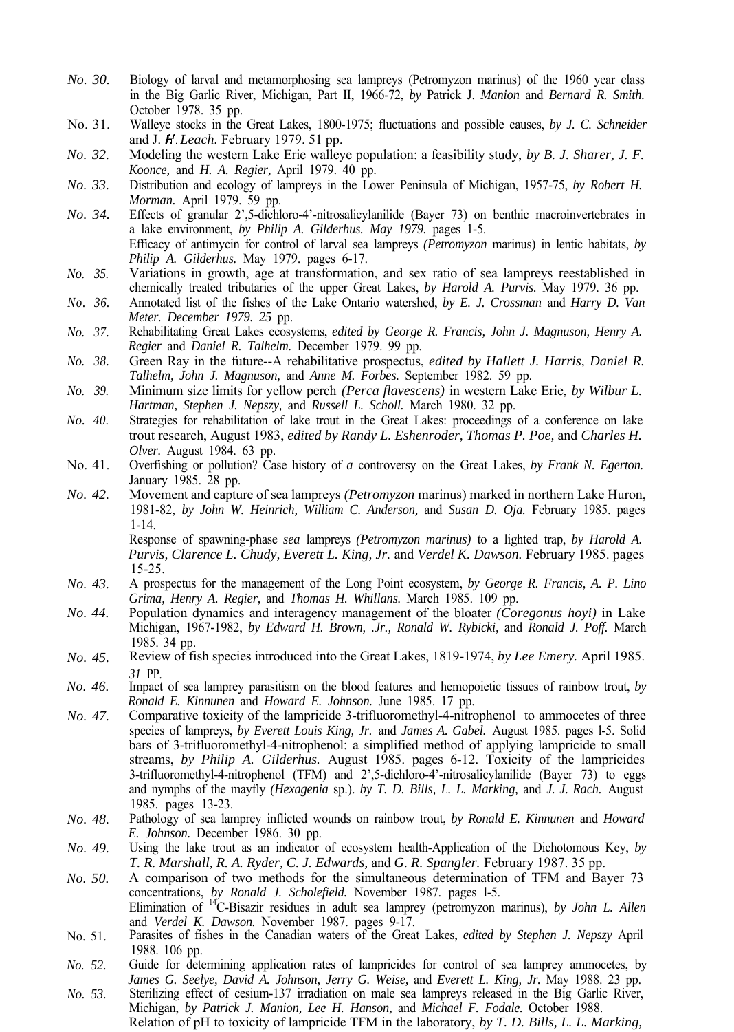*No. 30.* Biology of larval and metamorphosing sea lampreys (Petromyzon marinus) of the 1960 year class in the Big Garlic River, Michigan, Part II, 1966-72, *by* Patrick J. *Manion* and *Bernard R. Smith.* October 1978. 35 pp.

No. 31. Walleye stocks in the Great Lakes, 1800-1975; fluctuations and possible causes, *by J. C. Schneider* and J. *H. Leach.* February 1979. 51 pp.

*No. 32.* Modeling the western Lake Erie walleye population: a feasibility study, *by B. J. Sharer, J. F. Koonce,* and *H. A. Regier,* April 1979. 40 pp.

*No. 33.* Distribution and ecology of lampreys in the Lower Peninsula of Michigan, 1957-75, *by Robert H. Morman.* April 1979. 59 pp.

*No. 34.* Effects of granular 2',5-dichloro-4'-nitrosalicylanilide (Bayer 73) on benthic macroinvertebrates in a lake environment, *by Philip A. Gilderhus. May 1979.* pages 1-5.
Efficacy of antimycin for control of larval sea lampreys *(Petromyzon* marinus) in lentic habitats, *by Philip A. Gilderhus.* May 1979. pages 6-17.

*No. 35.* Variations in growth, age at transformation, and sex ratio of sea lampreys reestablished in chemically treated tributaries of the upper Great Lakes, *by Harold A. Purvis.* May 1979. 36 pp.

*No. 36.* Annotated list of the fishes of the Lake Ontario watershed, *by E. J. Crossman* and *Harry D. Van Meter. December 1979. 25* pp.

*No. 37.* Rehabilitating Great Lakes ecosystems, *edited by George R. Francis, John J. Magnuson, Henry A. Regier* and *Daniel R. Talhelm.* December 1979. 99 pp.

*No. 38.* Green Ray in the future--A rehabilitative prospectus, *edited by Hallett J. Harris, Daniel R. Talhelm, John J. Magnuson,* and *Anne M. Forbes.* September 1982. 59 pp.

*No. 39.* Minimum size limits for yellow perch *(Perca flavescens)* in western Lake Erie, *by Wilbur L. Hartman, Stephen J. Nepszy,* and *Russell L. Scholl.* March 1980. 32 pp.

*No. 40.* Strategies for rehabilitation of lake trout in the Great Lakes: proceedings of a conference on lake trout research, August 1983, *edited by Randy L. Eshenroder, Thomas P. Poe,* and *Charles H. Olver.* August 1984. 63 pp.

No. 41. Overfishing or pollution? Case history of *a* controversy on the Great Lakes, *by Frank N. Egerton.* January 1985. 28 pp.

*No. 42.* Movement and capture of sea lampreys *(Petromyzon* marinus) marked in northern Lake Huron, 1981-82, *by John W. Heinrich, William C. Anderson,* and *Susan D. Oja.* February 1985. pages 1-14.
Response of spawning-phase *sea* lampreys *(Petromyzon marinus)* to a lighted trap, *by Harold A. Purvis, Clarence L. Chudy, Everett L. King, Jr.* and *Verdel K. Dawson.* February 1985. pages 15-25.

*No. 43.* A prospectus for the management of the Long Point ecosystem, *by George R. Francis, A. P. Lino Grima, Henry A. Regier,* and *Thomas H. Whillans.* March 1985. 109 pp.

*No. 44.* Population dynamics and interagency management of the bloater *(Coregonus hoyi)* in Lake Michigan, 1967-1982, *by Edward H. Brown, .Jr., Ronald W. Rybicki,* and *Ronald J. Poff.* March 1985. 34 pp.

*No. 45.* Review of fish species introduced into the Great Lakes, 1819-1974, *by Lee Emery.* April 1985. *31* PP.

*No. 46.* Impact of sea lamprey parasitism on the blood features and hemopoietic tissues of rainbow trout, *by Ronald E. Kinnunen* and *Howard E. Johnson.* June 1985. 17 pp.

*No. 47.* Comparative toxicity of the lampricide 3-trifluoromethyl-4-nitrophenol to ammocetes of three species of lampreys, *by Everett Louis King, Jr.* and *James A. Gabel.* August 1985. pages l-5. Solid bars of 3-trifluoromethyl-4-nitrophenol: a simplified method of applying lampricide to small streams, *by Philip A. Gilderhus.* August 1985. pages 6-12. Toxicity of the lampricides 3-trifluoromethyl-4-nitrophenol (TFM) and 2',5-dichloro-4'-nitrosalicylanilide (Bayer 73) to eggs and nymphs of the mayfly *(Hexagenia* sp.). *by T. D. Bills, L. L. Marking,* and *J. J. Rach.* August 1985. pages 13-23.

*No. 48.* Pathology of sea lamprey inflicted wounds on rainbow trout, *by Ronald E. Kinnunen* and *Howard E. Johnson.* December 1986. 30 pp.

*No. 49.* Using the lake trout as an indicator of ecosystem health-Application of the Dichotomous Key, *by T. R. Marshall, R. A. Ryder, C. J. Edwards,* and *G. R. Spangler.* February 1987. 35 pp.

*No. 50.* A comparison of two methods for the simultaneous determination of TFM and Bayer 73 concentrations, *by Ronald J. Scholefield.* November 1987. pages l-5.
Elimination of $^{14}$C-Bisazir residues in adult sea lamprey (petromyzon marinus), *by John L. Allen* and *Verdel K. Dawson.* November 1987. pages 9-17.

No. 51. Parasites of fishes in the Canadian waters of the Great Lakes, *edited by Stephen J. Nepszy* April 1988. 106 pp.

*No. 52.* Guide for determining application rates of lampricides for control of sea lamprey ammocetes, by *James G. Seelye, David A. Johnson, Jerry G. Weise,* and *Everett L. King, Jr.* May 1988. 23 pp.

*No. 53.* Sterilizing effect of cesium-137 irradiation on male sea lampreys released in the Big Garlic River, Michigan, *by Patrick J. Manion, Lee H. Hanson,* and *Michael F. Fodale.* October 1988.
Relation of pH to toxicity of lampricide TFM in the laboratory, *by T. D. Bills, L. L. Marking,*